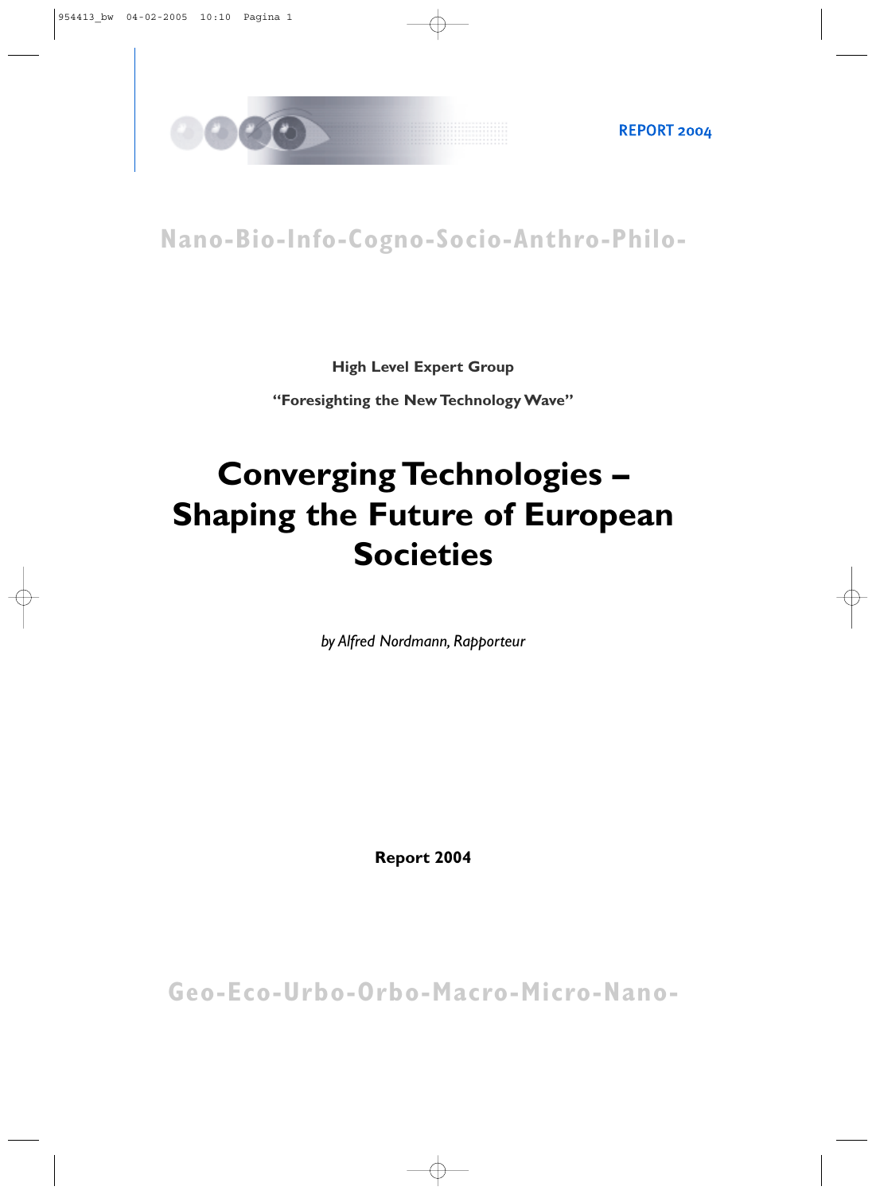REPORT 2004

Nano-Bio-Info-Cogno-Socio-Anthro-Philo-

**High Level Expert Group**

**“Foresighting the New Technology Wave”**

# Converging Technologies – Shaping the Future of European Societies

*by Alfred Nordmann, Rapporteur*

**Report 2004**

Geo-Eco-Urbo-Orbo-Macro-Micro-Nano-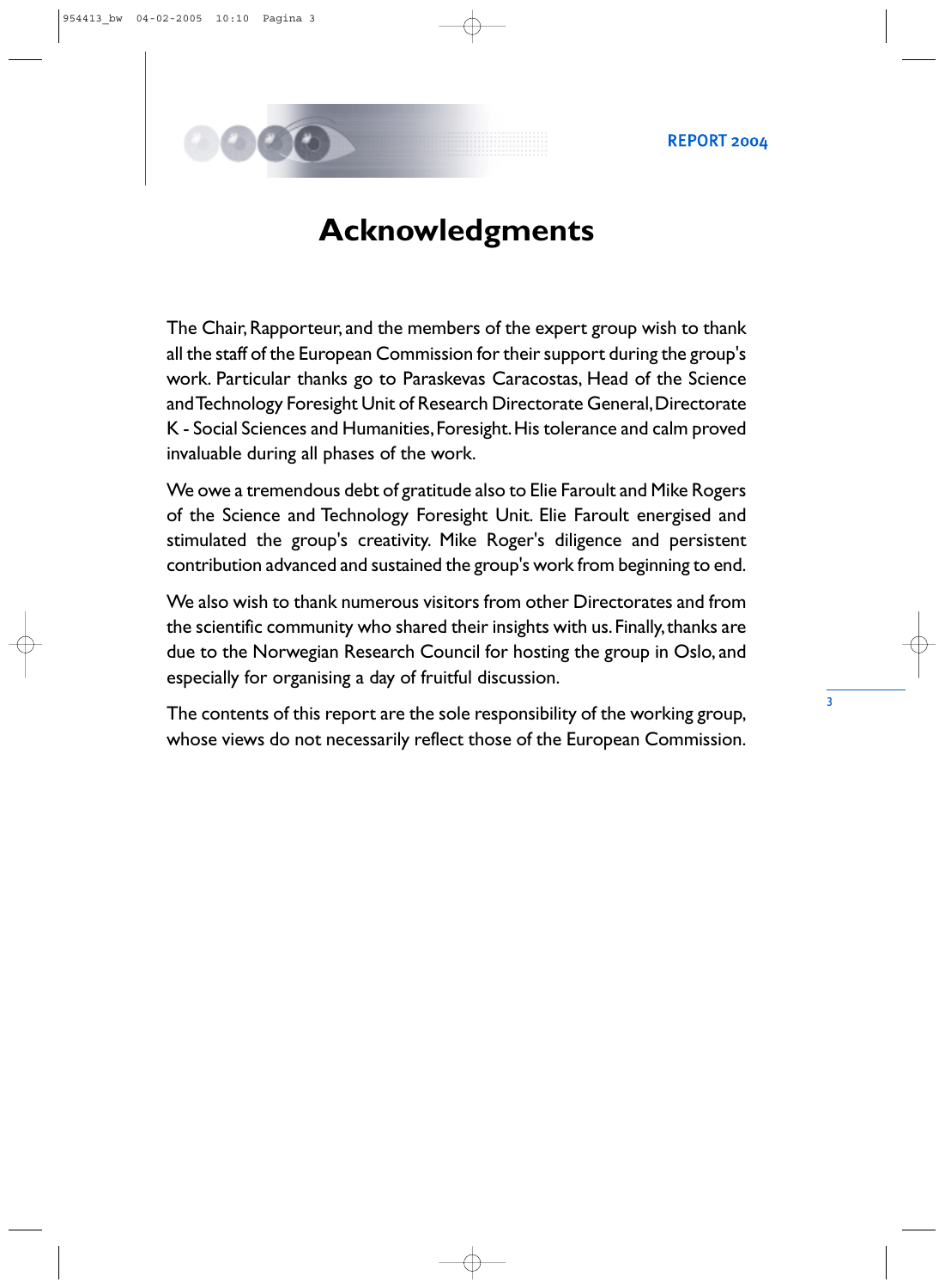# Acknowledgments

The Chair, Rapporteur, and the members of the expert group wish to thank all the staff of the European Commission for their support during the group's work. Particular thanks go to Paraskevas Caracostas, Head of the Science and Technology Foresight Unit of Research Directorate General, Directorate K - Social Sciences and Humanities, Foresight. His tolerance and calm proved invaluable during all phases of the work.

We owe a tremendous debt of gratitude also to Elie Faroult and Mike Rogers of the Science and Technology Foresight Unit. Elie Faroult energised and stimulated the group's creativity. Mike Roger's diligence and persistent contribution advanced and sustained the group's work from beginning to end.

We also wish to thank numerous visitors from other Directorates and from the scientific community who shared their insights with us. Finally, thanks are due to the Norwegian Research Council for hosting the group in Oslo, and especially for organising a day of fruitful discussion.

The contents of this report are the sole responsibility of the working group, whose views do not necessarily reflect those of the European Commission.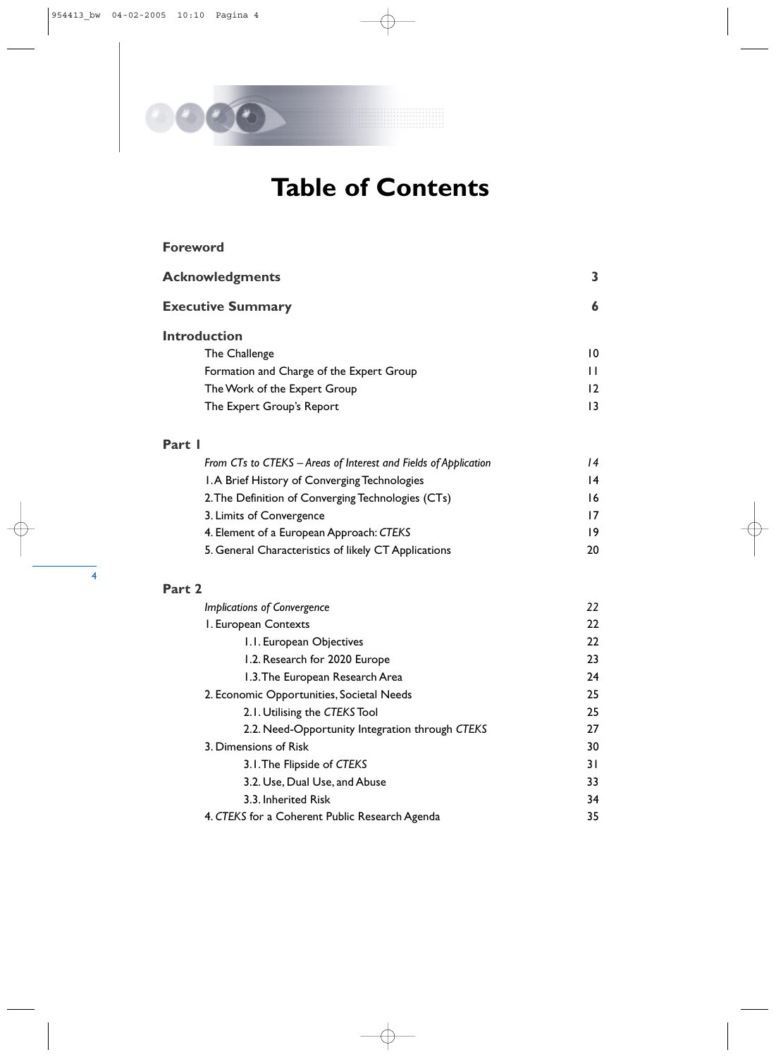# Table of Contents

| | |
|---|---|
| **Foreword** | |
| **Acknowledgments** | **3** |
| **Executive Summary** | **6** |
| **Introduction** | |
| The Challenge | 10 |
| Formation and Charge of the Expert Group | 11 |
| The Work of the Expert Group | 12 |
| The Expert Group's Report | 13 |
| **Part 1** | |
| *From CTs to CTEKS – Areas of Interest and Fields of Application* | *14* |
| 1. A Brief History of Converging Technologies | 14 |
| 2. The Definition of Converging Technologies (CTs) | 16 |
| 3. Limits of Convergence | 17 |
| 4. Element of a European Approach: *CTEKS* | 19 |
| 5. General Characteristics of likely CT Applications | 20 |
| **Part 2** | |
| *Implications of Convergence* | *22* |
| 1. European Contexts | 22 |
| 1.1. European Objectives | 22 |
| 1.2. Research for 2020 Europe | 23 |
| 1.3. The European Research Area | 24 |
| 2. Economic Opportunities, Societal Needs | 25 |
| 2.1. Utilising the *CTEKS* Tool | 25 |
| 2.2. Need-Opportunity Integration through *CTEKS* | 27 |
| 3. Dimensions of Risk | 30 |
| 3.1. The Flipside of *CTEKS* | 31 |
| 3.2. Use, Dual Use, and Abuse | 33 |
| 3.3. Inherited Risk | 34 |
| 4. *CTEKS* for a Coherent Public Research Agenda | 35 |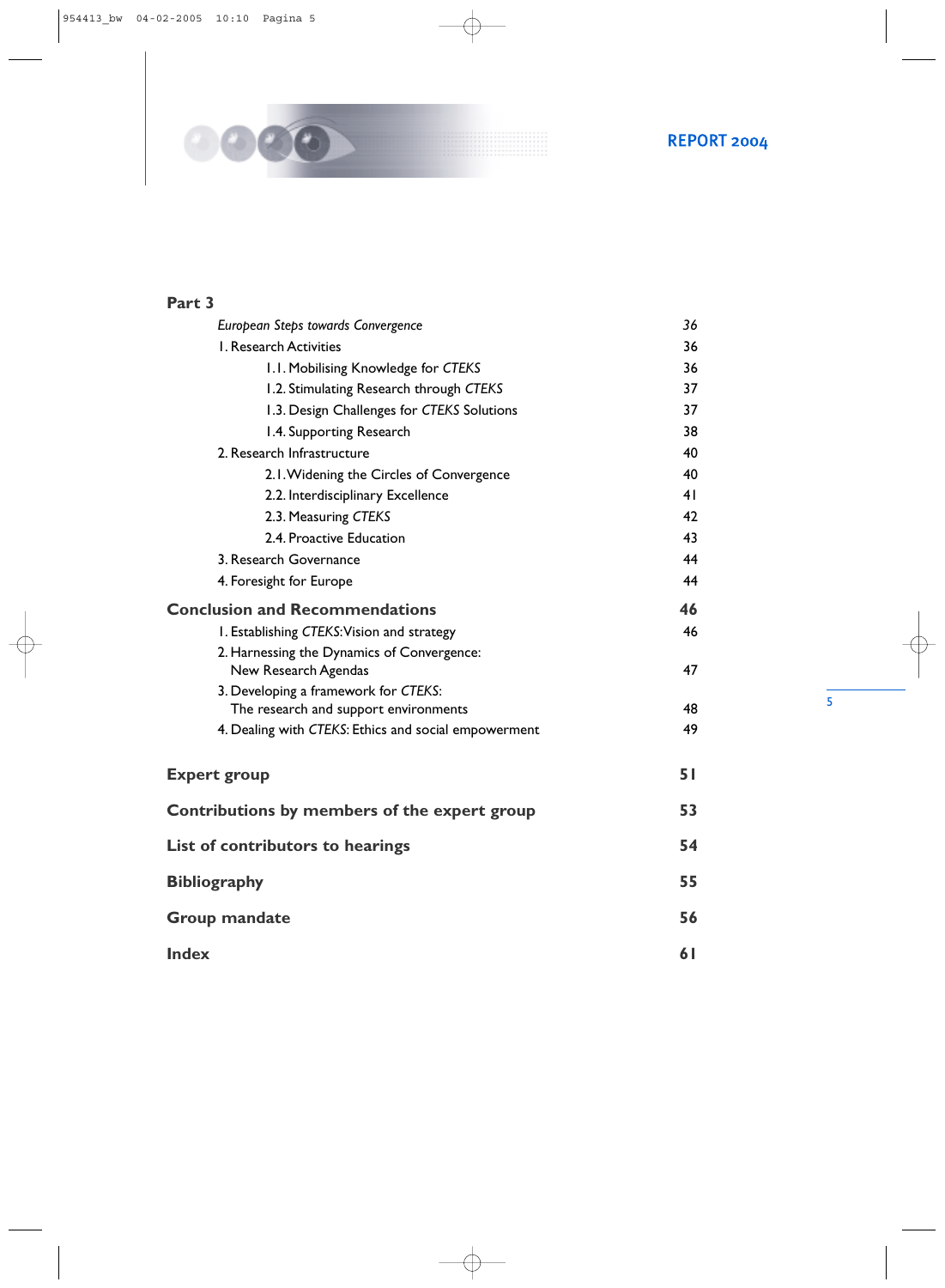## Part 3

| | |
|---|---|
| *European Steps towards Convergence* | 36 |
| 1. Research Activities | 36 |
| 1.1. Mobilising Knowledge for *CTEKS* | 36 |
| 1.2. Stimulating Research through *CTEKS* | 37 |
| 1.3. Design Challenges for *CTEKS* Solutions | 37 |
| 1.4. Supporting Research | 38 |
| 2. Research Infrastructure | 40 |
| 2.1. Widening the Circles of Convergence | 40 |
| 2.2. Interdisciplinary Excellence | 41 |
| 2.3. Measuring *CTEKS* | 42 |
| 2.4. Proactive Education | 43 |
| 3. Research Governance | 44 |
| 4. Foresight for Europe | 44 |
| **Conclusion and Recommendations** | **46** |
| 1. Establishing *CTEKS*: Vision and strategy | 46 |
| 2. Harnessing the Dynamics of Convergence: New Research Agendas | 47 |
| 3. Developing a framework for *CTEKS*: The research and support environments | 48 |
| 4. Dealing with *CTEKS*: Ethics and social empowerment | 49 |
| **Expert group** | **51** |
| **Contributions by members of the expert group** | **53** |
| **List of contributors to hearings** | **54** |
| **Bibliography** | **55** |
| **Group mandate** | **56** |
| **Index** | **61** |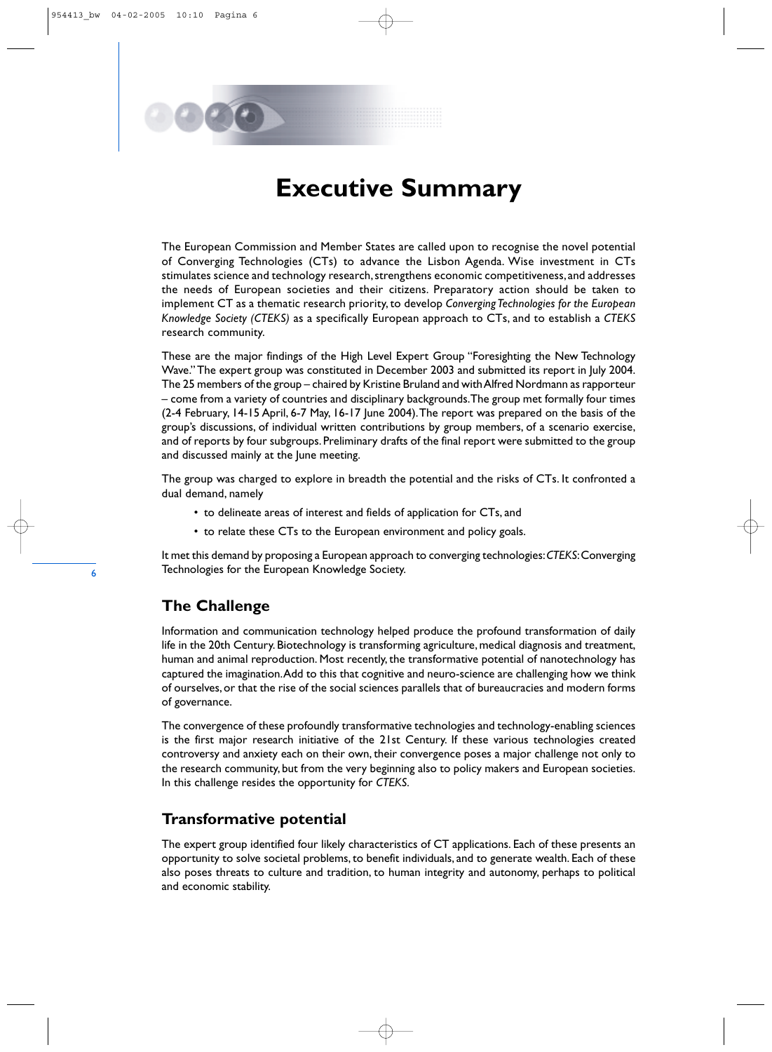# Executive Summary

The European Commission and Member States are called upon to recognise the novel potential of Converging Technologies (CTs) to advance the Lisbon Agenda. Wise investment in CTs stimulates science and technology research, strengthens economic competitiveness, and addresses the needs of European societies and their citizens. Preparatory action should be taken to implement CT as a thematic research priority, to develop *Converging Technologies for the European Knowledge Society (CTEKS)* as a specifically European approach to CTs, and to establish a *CTEKS* research community.

These are the major findings of the High Level Expert Group "Foresighting the New Technology Wave." The expert group was constituted in December 2003 and submitted its report in July 2004. The 25 members of the group – chaired by Kristine Bruland and with Alfred Nordmann as rapporteur – come from a variety of countries and disciplinary backgrounds. The group met formally four times (2-4 February, 14-15 April, 6-7 May, 16-17 June 2004). The report was prepared on the basis of the group's discussions, of individual written contributions by group members, of a scenario exercise, and of reports by four subgroups. Preliminary drafts of the final report were submitted to the group and discussed mainly at the June meeting.

The group was charged to explore in breadth the potential and the risks of CTs. It confronted a dual demand, namely

- to delineate areas of interest and fields of application for CTs, and
- to relate these CTs to the European environment and policy goals.

It met this demand by proposing a European approach to converging technologies: *CTEKS*: Converging Technologies for the European Knowledge Society.

## The Challenge

Information and communication technology helped produce the profound transformation of daily life in the 20th Century. Biotechnology is transforming agriculture, medical diagnosis and treatment, human and animal reproduction. Most recently, the transformative potential of nanotechnology has captured the imagination. Add to this that cognitive and neuro-science are challenging how we think of ourselves, or that the rise of the social sciences parallels that of bureaucracies and modern forms of governance.

The convergence of these profoundly transformative technologies and technology-enabling sciences is the first major research initiative of the 21st Century. If these various technologies created controversy and anxiety each on their own, their convergence poses a major challenge not only to the research community, but from the very beginning also to policy makers and European societies. In this challenge resides the opportunity for *CTEKS*.

## Transformative potential

The expert group identified four likely characteristics of CT applications. Each of these presents an opportunity to solve societal problems, to benefit individuals, and to generate wealth. Each of these also poses threats to culture and tradition, to human integrity and autonomy, perhaps to political and economic stability.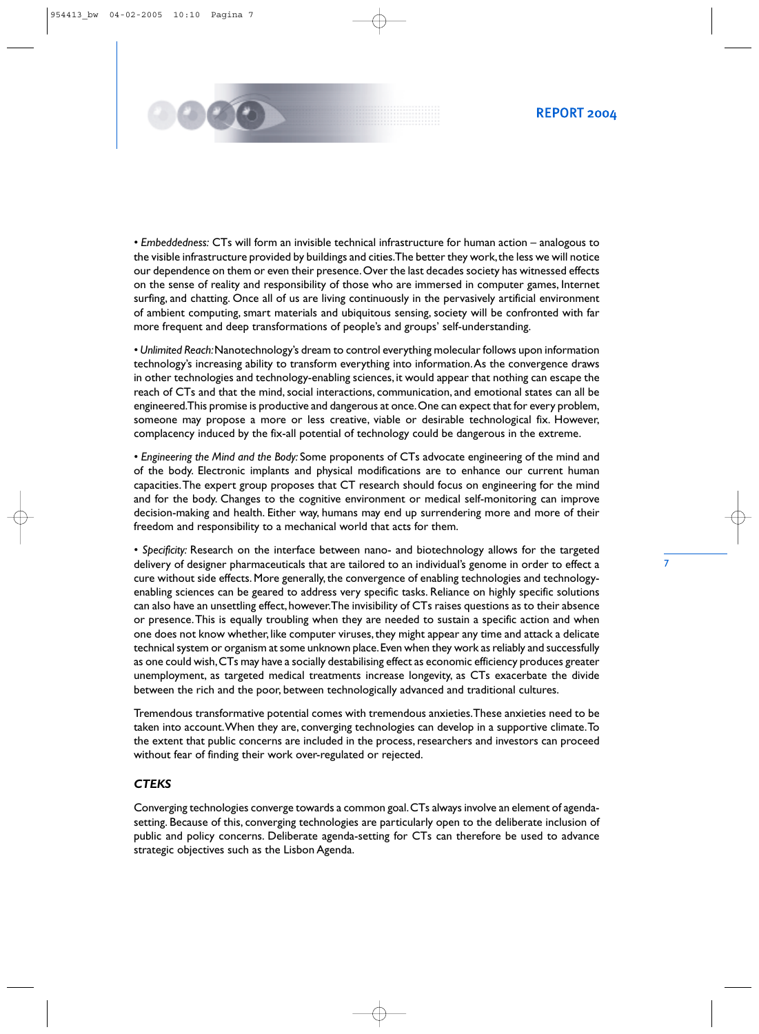• *Embeddedness:* CTs will form an invisible technical infrastructure for human action – analogous to the visible infrastructure provided by buildings and cities. The better they work, the less we will notice our dependence on them or even their presence. Over the last decades society has witnessed effects on the sense of reality and responsibility of those who are immersed in computer games, Internet surfing, and chatting. Once all of us are living continuously in the pervasively artificial environment of ambient computing, smart materials and ubiquitous sensing, society will be confronted with far more frequent and deep transformations of people's and groups' self-understanding.

• *Unlimited Reach:* Nanotechnology's dream to control everything molecular follows upon information technology's increasing ability to transform everything into information. As the convergence draws in other technologies and technology-enabling sciences, it would appear that nothing can escape the reach of CTs and that the mind, social interactions, communication, and emotional states can all be engineered. This promise is productive and dangerous at once. One can expect that for every problem, someone may propose a more or less creative, viable or desirable technological fix. However, complacency induced by the fix-all potential of technology could be dangerous in the extreme.

• *Engineering the Mind and the Body:* Some proponents of CTs advocate engineering of the mind and of the body. Electronic implants and physical modifications are to enhance our current human capacities. The expert group proposes that CT research should focus on engineering for the mind and for the body. Changes to the cognitive environment or medical self-monitoring can improve decision-making and health. Either way, humans may end up surrendering more and more of their freedom and responsibility to a mechanical world that acts for them.

• *Specificity:* Research on the interface between nano- and biotechnology allows for the targeted delivery of designer pharmaceuticals that are tailored to an individual's genome in order to effect a cure without side effects. More generally, the convergence of enabling technologies and technology-enabling sciences can be geared to address very specific tasks. Reliance on highly specific solutions can also have an unsettling effect, however. The invisibility of CTs raises questions as to their absence or presence. This is equally troubling when they are needed to sustain a specific action and when one does not know whether, like computer viruses, they might appear any time and attack a delicate technical system or organism at some unknown place. Even when they work as reliably and successfully as one could wish, CTs may have a socially destabilising effect as economic efficiency produces greater unemployment, as targeted medical treatments increase longevity, as CTs exacerbate the divide between the rich and the poor, between technologically advanced and traditional cultures.

Tremendous transformative potential comes with tremendous anxieties. These anxieties need to be taken into account. When they are, converging technologies can develop in a supportive climate. To the extent that public concerns are included in the process, researchers and investors can proceed without fear of finding their work over-regulated or rejected.

### *CTEKS*

Converging technologies converge towards a common goal. CTs always involve an element of agenda-setting. Because of this, converging technologies are particularly open to the deliberate inclusion of public and policy concerns. Deliberate agenda-setting for CTs can therefore be used to advance strategic objectives such as the Lisbon Agenda.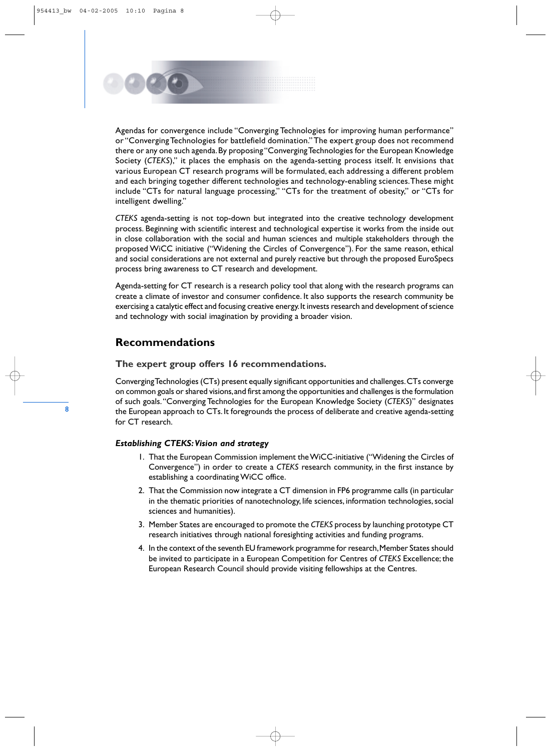Agendas for convergence include "Converging Technologies for improving human performance" or "Converging Technologies for battlefield domination." The expert group does not recommend there or any one such agenda. By proposing "Converging Technologies for the European Knowledge Society (*CTEKS*)," it places the emphasis on the agenda-setting process itself. It envisions that various European CT research programs will be formulated, each addressing a different problem and each bringing together different technologies and technology-enabling sciences. These might include "CTs for natural language processing," "CTs for the treatment of obesity," or "CTs for intelligent dwelling."

*CTEKS* agenda-setting is not top-down but integrated into the creative technology development process. Beginning with scientific interest and technological expertise it works from the inside out in close collaboration with the social and human sciences and multiple stakeholders through the proposed WiCC initiative ("Widening the Circles of Convergence"). For the same reason, ethical and social considerations are not external and purely reactive but through the proposed EuroSpecs process bring awareness to CT research and development.

Agenda-setting for CT research is a research policy tool that along with the research programs can create a climate of investor and consumer confidence. It also supports the research community be exercising a catalytic effect and focusing creative energy. It invests research and development of science and technology with social imagination by providing a broader vision.

## Recommendations

### The expert group offers 16 recommendations.

Converging Technologies (CTs) present equally significant opportunities and challenges. CTs converge on common goals or shared visions, and first among the opportunities and challenges is the formulation of such goals. "Converging Technologies for the European Knowledge Society (*CTEKS*)" designates the European approach to CTs. It foregrounds the process of deliberate and creative agenda-setting for CT research.

#### *Establishing CTEKS: Vision and strategy*

1. That the European Commission implement the WiCC-initiative ("Widening the Circles of Convergence") in order to create a *CTEKS* research community, in the first instance by establishing a coordinating WiCC office.
2. That the Commission now integrate a CT dimension in FP6 programme calls (in particular in the thematic priorities of nanotechnology, life sciences, information technologies, social sciences and humanities).
3. Member States are encouraged to promote the *CTEKS* process by launching prototype CT research initiatives through national foresighting activities and funding programs.
4. In the context of the seventh EU framework programme for research, Member States should be invited to participate in a European Competition for Centres of *CTEKS* Excellence; the European Research Council should provide visiting fellowships at the Centres.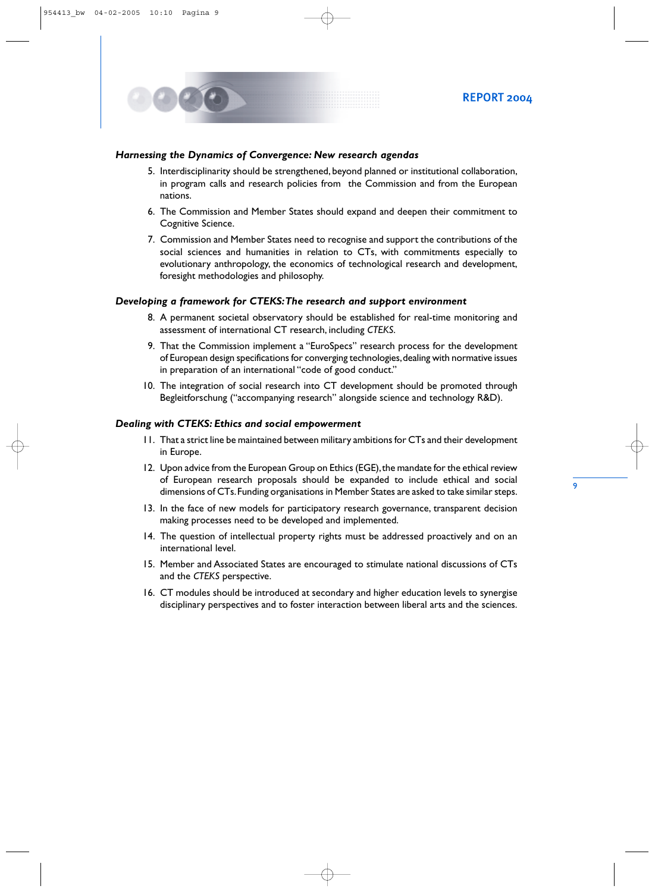### *Harnessing the Dynamics of Convergence: New research agendas*

5. Interdisciplinarity should be strengthened, beyond planned or institutional collaboration, in program calls and research policies from the Commission and from the European nations.
6. The Commission and Member States should expand and deepen their commitment to Cognitive Science.
7. Commission and Member States need to recognise and support the contributions of the social sciences and humanities in relation to CTs, with commitments especially to evolutionary anthropology, the economics of technological research and development, foresight methodologies and philosophy.

### *Developing a framework for CTEKS: The research and support environment*

8. A permanent societal observatory should be established for real-time monitoring and assessment of international CT research, including *CTEKS*.
9. That the Commission implement a "EuroSpecs" research process for the development of European design specifications for converging technologies, dealing with normative issues in preparation of an international "code of good conduct."
10. The integration of social research into CT development should be promoted through Begleitforschung ("accompanying research" alongside science and technology R&D).

### *Dealing with CTEKS: Ethics and social empowerment*

11. That a strict line be maintained between military ambitions for CTs and their development in Europe.
12. Upon advice from the European Group on Ethics (EGE), the mandate for the ethical review of European research proposals should be expanded to include ethical and social dimensions of CTs. Funding organisations in Member States are asked to take similar steps.
13. In the face of new models for participatory research governance, transparent decision making processes need to be developed and implemented.
14. The question of intellectual property rights must be addressed proactively and on an international level.
15. Member and Associated States are encouraged to stimulate national discussions of CTs and the *CTEKS* perspective.
16. CT modules should be introduced at secondary and higher education levels to synergise disciplinary perspectives and to foster interaction between liberal arts and the sciences.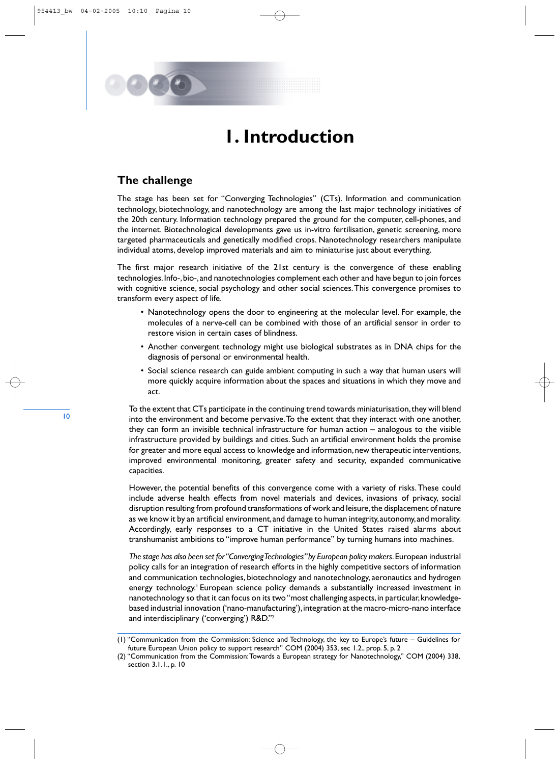# 1. Introduction

## The challenge

The stage has been set for "Converging Technologies" (CTs). Information and communication technology, biotechnology, and nanotechnology are among the last major technology initiatives of the 20th century. Information technology prepared the ground for the computer, cell-phones, and the internet. Biotechnological developments gave us in-vitro fertilisation, genetic screening, more targeted pharmaceuticals and genetically modified crops. Nanotechnology researchers manipulate individual atoms, develop improved materials and aim to miniaturise just about everything.

The first major research initiative of the 21st century is the convergence of these enabling technologies. Info-, bio-, and nanotechnologies complement each other and have begun to join forces with cognitive science, social psychology and other social sciences. This convergence promises to transform every aspect of life.

- Nanotechnology opens the door to engineering at the molecular level. For example, the molecules of a nerve-cell can be combined with those of an artificial sensor in order to restore vision in certain cases of blindness.
- Another convergent technology might use biological substrates as in DNA chips for the diagnosis of personal or environmental health.
- Social science research can guide ambient computing in such a way that human users will more quickly acquire information about the spaces and situations in which they move and act.

To the extent that CTs participate in the continuing trend towards miniaturisation, they will blend into the environment and become pervasive. To the extent that they interact with one another, they can form an invisible technical infrastructure for human action – analogous to the visible infrastructure provided by buildings and cities. Such an artificial environment holds the promise for greater and more equal access to knowledge and information, new therapeutic interventions, improved environmental monitoring, greater safety and security, expanded communicative capacities.

However, the potential benefits of this convergence come with a variety of risks. These could include adverse health effects from novel materials and devices, invasions of privacy, social disruption resulting from profound transformations of work and leisure, the displacement of nature as we know it by an artificial environment, and damage to human integrity, autonomy, and morality. Accordingly, early responses to a CT initiative in the United States raised alarms about transhumanist ambitions to "improve human performance" by turning humans into machines.

*The stage has also been set for "Converging Technologies" by European policy makers.* European industrial policy calls for an integration of research efforts in the highly competitive sectors of information and communication technologies, biotechnology and nanotechnology, aeronautics and hydrogen energy technology.[1] European science policy demands a substantially increased investment in nanotechnology so that it can focus on its two "most challenging aspects, in particular, knowledge-based industrial innovation ('nano-manufacturing'), integration at the macro-micro-nano interface and interdisciplinary ('converging') R&D."[2]

---

(1) "Communication from the Commission: Science and Technology, the key to Europe's future – Guidelines for future European Union policy to support research" COM (2004) 353, sec 1.2., prop. 5, p. 2

(2) "Communication from the Commission: Towards a European strategy for Nanotechnology," COM (2004) 338, section 3.1.1., p. 10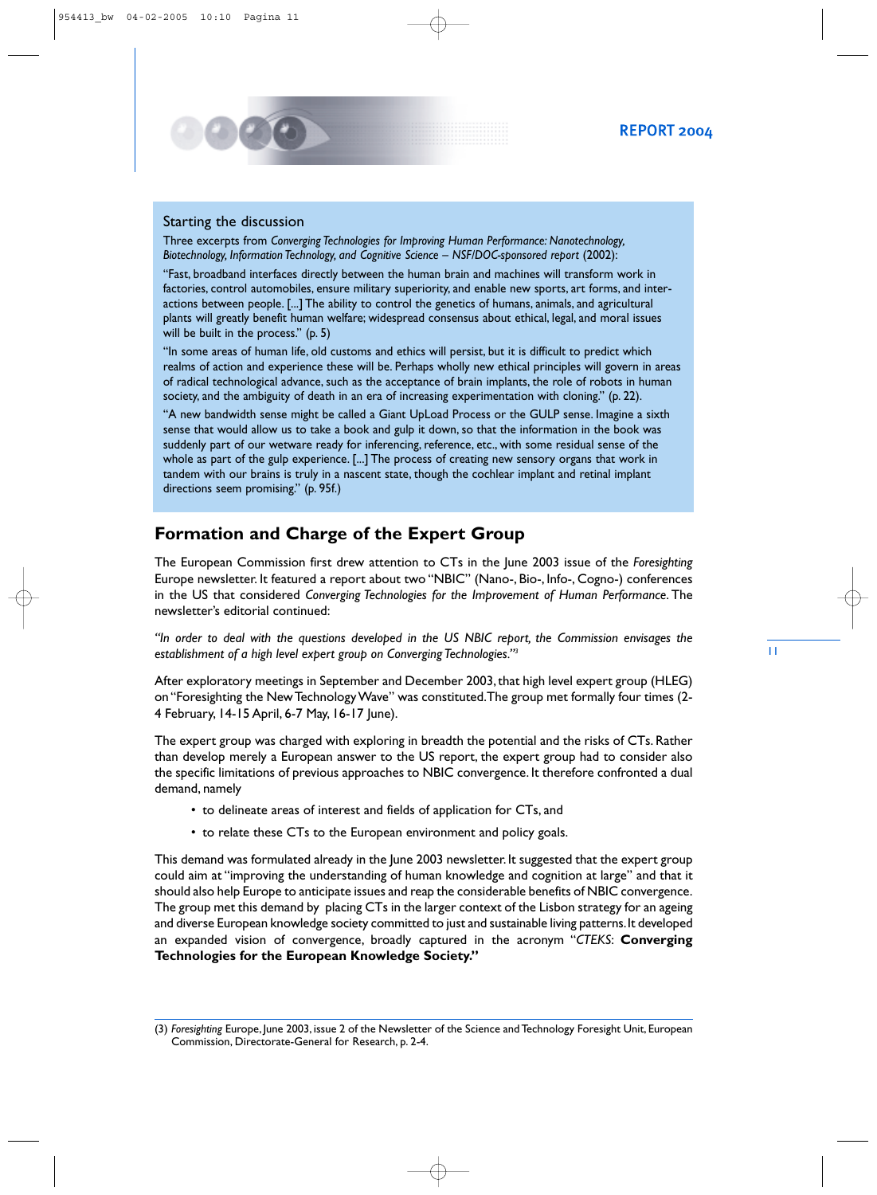### Starting the discussion

Three excerpts from *Converging Technologies for Improving Human Performance: Nanotechnology, Biotechnology, Information Technology, and Cognitive Science – NSF/DOC-sponsored report* (2002):

"Fast, broadband interfaces directly between the human brain and machines will transform work in factories, control automobiles, ensure military superiority, and enable new sports, art forms, and interactions between people. [...] The ability to control the genetics of humans, animals, and agricultural plants will greatly benefit human welfare; widespread consensus about ethical, legal, and moral issues will be built in the process." (p. 5)

"In some areas of human life, old customs and ethics will persist, but it is difficult to predict which realms of action and experience these will be. Perhaps wholly new ethical principles will govern in areas of radical technological advance, such as the acceptance of brain implants, the role of robots in human society, and the ambiguity of death in an era of increasing experimentation with cloning." (p. 22).

"A new bandwidth sense might be called a Giant UpLoad Process or the GULP sense. Imagine a sixth sense that would allow us to take a book and gulp it down, so that the information in the book was suddenly part of our wetware ready for inferencing, reference, etc., with some residual sense of the whole as part of the gulp experience. [...] The process of creating new sensory organs that work in tandem with our brains is truly in a nascent state, though the cochlear implant and retinal implant directions seem promising." (p. 95f.)

## Formation and Charge of the Expert Group

The European Commission first drew attention to CTs in the June 2003 issue of the *Foresighting* Europe newsletter. It featured a report about two "NBIC" (Nano-, Bio-, Info-, Cogno-) conferences in the US that considered *Converging Technologies for the Improvement of Human Performance*. The newsletter's editorial continued:

*"In order to deal with the questions developed in the US NBIC report, the Commission envisages the establishment of a high level expert group on Converging Technologies."*[3]

After exploratory meetings in September and December 2003, that high level expert group (HLEG) on "Foresighting the New Technology Wave" was constituted. The group met formally four times (2-4 February, 14-15 April, 6-7 May, 16-17 June).

The expert group was charged with exploring in breadth the potential and the risks of CTs. Rather than develop merely a European answer to the US report, the expert group had to consider also the specific limitations of previous approaches to NBIC convergence. It therefore confronted a dual demand, namely

- to delineate areas of interest and fields of application for CTs, and
- to relate these CTs to the European environment and policy goals.

This demand was formulated already in the June 2003 newsletter. It suggested that the expert group could aim at "improving the understanding of human knowledge and cognition at large" and that it should also help Europe to anticipate issues and reap the considerable benefits of NBIC convergence. The group met this demand by placing CTs in the larger context of the Lisbon strategy for an ageing and diverse European knowledge society committed to just and sustainable living patterns. It developed an expanded vision of convergence, broadly captured in the acronym "*CTEKS*: **Converging Technologies for the European Knowledge Society."**

(3) *Foresighting* Europe, June 2003, issue 2 of the Newsletter of the Science and Technology Foresight Unit, European Commission, Directorate-General for Research, p. 2-4.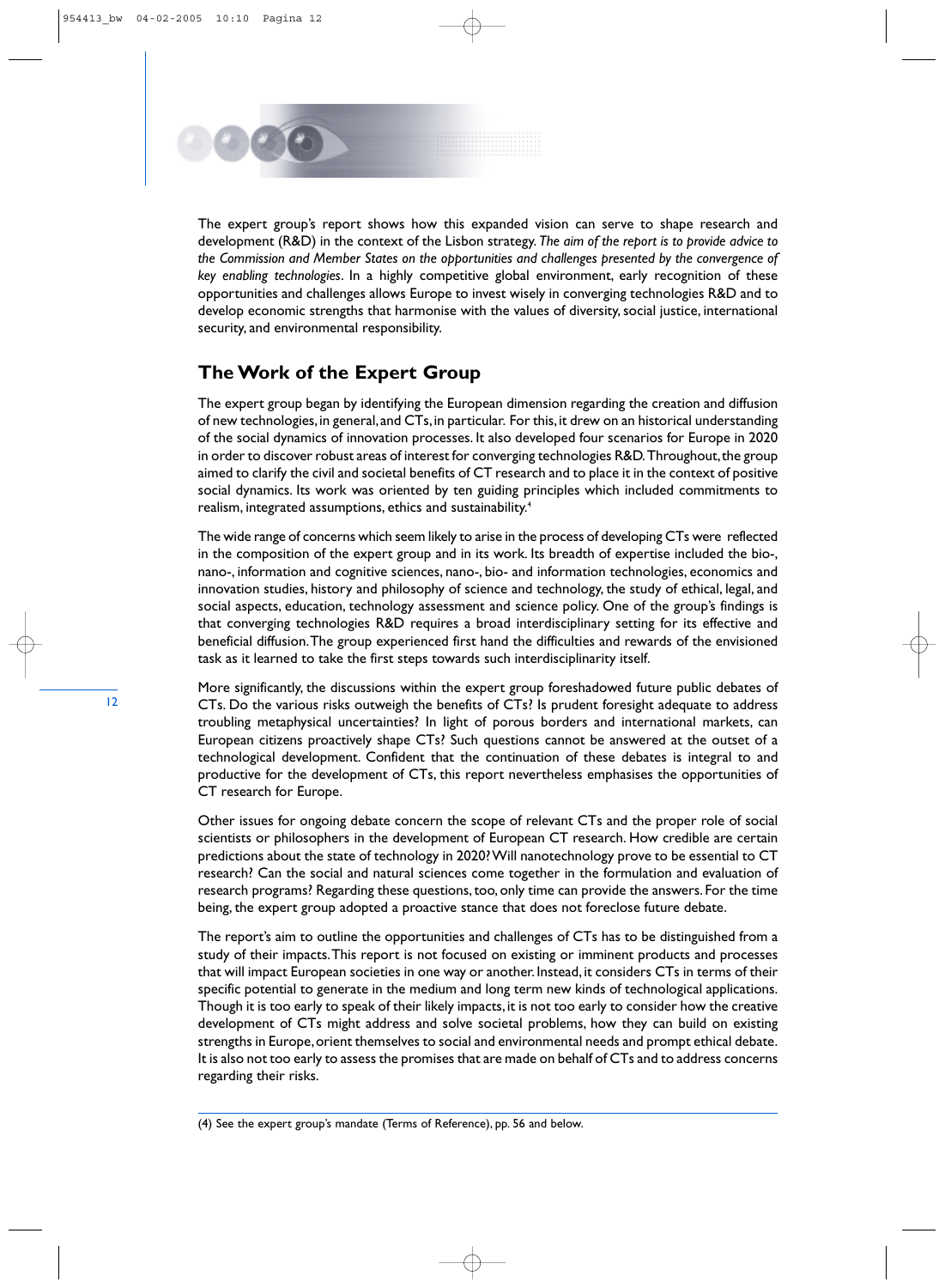The expert group's report shows how this expanded vision can serve to shape research and development (R&D) in the context of the Lisbon strategy. *The aim of the report is to provide advice to the Commission and Member States on the opportunities and challenges presented by the convergence of key enabling technologies*. In a highly competitive global environment, early recognition of these opportunities and challenges allows Europe to invest wisely in converging technologies R&D and to develop economic strengths that harmonise with the values of diversity, social justice, international security, and environmental responsibility.

## The Work of the Expert Group

The expert group began by identifying the European dimension regarding the creation and diffusion of new technologies, in general, and CTs, in particular. For this, it drew on an historical understanding of the social dynamics of innovation processes. It also developed four scenarios for Europe in 2020 in order to discover robust areas of interest for converging technologies R&D. Throughout, the group aimed to clarify the civil and societal benefits of CT research and to place it in the context of positive social dynamics. Its work was oriented by ten guiding principles which included commitments to realism, integrated assumptions, ethics and sustainability.[4]

The wide range of concerns which seem likely to arise in the process of developing CTs were reflected in the composition of the expert group and in its work. Its breadth of expertise included the bio-, nano-, information and cognitive sciences, nano-, bio- and information technologies, economics and innovation studies, history and philosophy of science and technology, the study of ethical, legal, and social aspects, education, technology assessment and science policy. One of the group's findings is that converging technologies R&D requires a broad interdisciplinary setting for its effective and beneficial diffusion. The group experienced first hand the difficulties and rewards of the envisioned task as it learned to take the first steps towards such interdisciplinarity itself.

More significantly, the discussions within the expert group foreshadowed future public debates of CTs. Do the various risks outweigh the benefits of CTs? Is prudent foresight adequate to address troubling metaphysical uncertainties? In light of porous borders and international markets, can European citizens proactively shape CTs? Such questions cannot be answered at the outset of a technological development. Confident that the continuation of these debates is integral to and productive for the development of CTs, this report nevertheless emphasises the opportunities of CT research for Europe.

Other issues for ongoing debate concern the scope of relevant CTs and the proper role of social scientists or philosophers in the development of European CT research. How credible are certain predictions about the state of technology in 2020? Will nanotechnology prove to be essential to CT research? Can the social and natural sciences come together in the formulation and evaluation of research programs? Regarding these questions, too, only time can provide the answers. For the time being, the expert group adopted a proactive stance that does not foreclose future debate.

The report's aim to outline the opportunities and challenges of CTs has to be distinguished from a study of their impacts. This report is not focused on existing or imminent products and processes that will impact European societies in one way or another. Instead, it considers CTs in terms of their specific potential to generate in the medium and long term new kinds of technological applications. Though it is too early to speak of their likely impacts, it is not too early to consider how the creative development of CTs might address and solve societal problems, how they can build on existing strengths in Europe, orient themselves to social and environmental needs and prompt ethical debate. It is also not too early to assess the promises that are made on behalf of CTs and to address concerns regarding their risks.

---

(4) See the expert group's mandate (Terms of Reference), pp. 56 and below.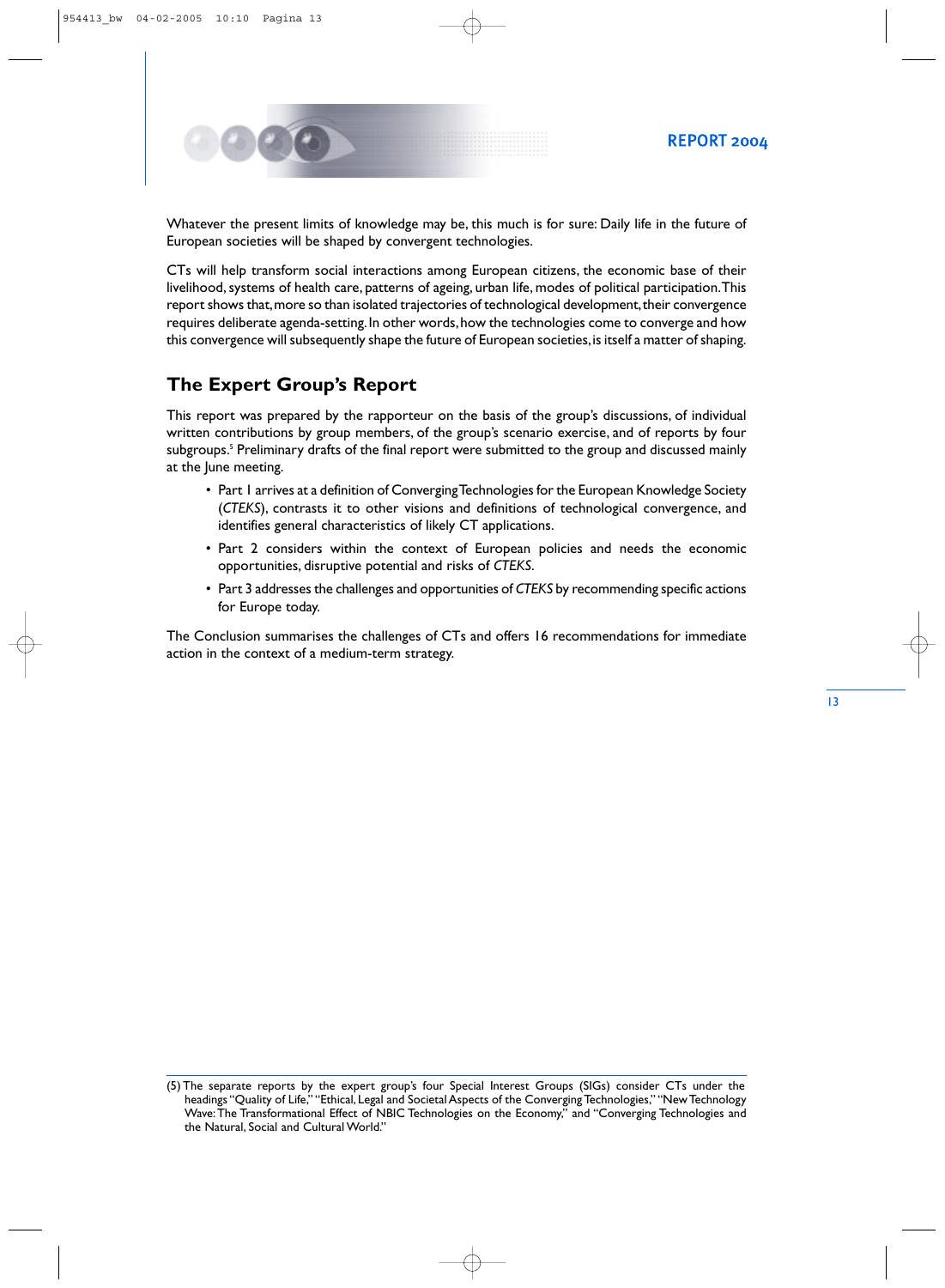Whatever the present limits of knowledge may be, this much is for sure: Daily life in the future of European societies will be shaped by convergent technologies.

CTs will help transform social interactions among European citizens, the economic base of their livelihood, systems of health care, patterns of ageing, urban life, modes of political participation. This report shows that, more so than isolated trajectories of technological development, their convergence requires deliberate agenda-setting. In other words, how the technologies come to converge and how this convergence will subsequently shape the future of European societies, is itself a matter of shaping.

## The Expert Group's Report

This report was prepared by the rapporteur on the basis of the group's discussions, of individual written contributions by group members, of the group's scenario exercise, and of reports by four subgroups.[5] Preliminary drafts of the final report were submitted to the group and discussed mainly at the June meeting.

- Part 1 arrives at a definition of Converging Technologies for the European Knowledge Society (*CTEKS*), contrasts it to other visions and definitions of technological convergence, and identifies general characteristics of likely CT applications.
- Part 2 considers within the context of European policies and needs the economic opportunities, disruptive potential and risks of *CTEKS*.
- Part 3 addresses the challenges and opportunities of *CTEKS* by recommending specific actions for Europe today.

The Conclusion summarises the challenges of CTs and offers 16 recommendations for immediate action in the context of a medium-term strategy.

(5) The separate reports by the expert group's four Special Interest Groups (SIGs) consider CTs under the headings "Quality of Life," "Ethical, Legal and Societal Aspects of the Converging Technologies," "New Technology Wave: The Transformational Effect of NBIC Technologies on the Economy," and "Converging Technologies and the Natural, Social and Cultural World."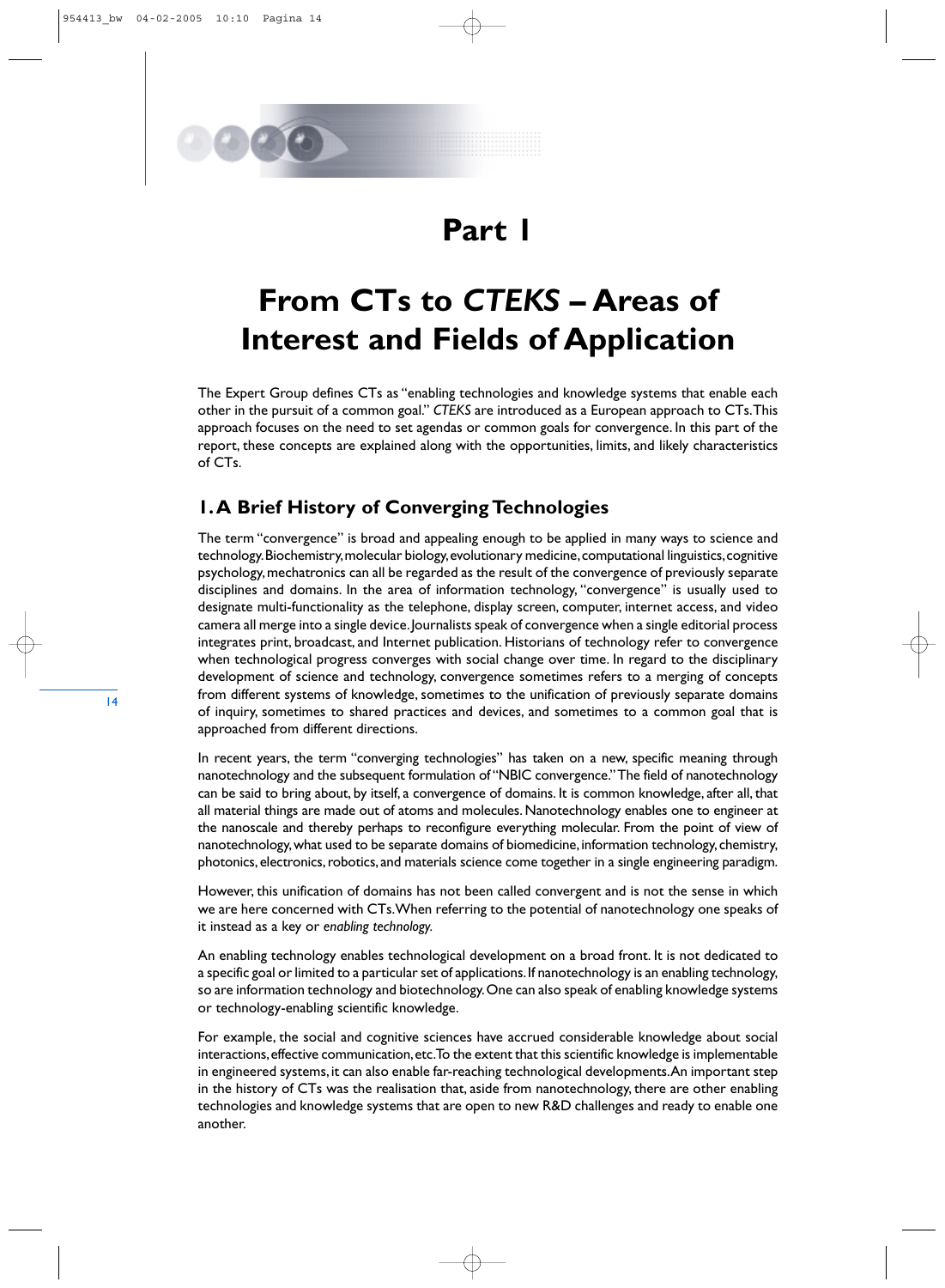# Part 1

# From CTs to *CTEKS* – Areas of Interest and Fields of Application

The Expert Group defines CTs as "enabling technologies and knowledge systems that enable each other in the pursuit of a common goal." *CTEKS* are introduced as a European approach to CTs. This approach focuses on the need to set agendas or common goals for convergence. In this part of the report, these concepts are explained along with the opportunities, limits, and likely characteristics of CTs.

## 1. A Brief History of Converging Technologies

The term "convergence" is broad and appealing enough to be applied in many ways to science and technology. Biochemistry, molecular biology, evolutionary medicine, computational linguistics, cognitive psychology, mechatronics can all be regarded as the result of the convergence of previously separate disciplines and domains. In the area of information technology, "convergence" is usually used to designate multi-functionality as the telephone, display screen, computer, internet access, and video camera all merge into a single device. Journalists speak of convergence when a single editorial process integrates print, broadcast, and Internet publication. Historians of technology refer to convergence when technological progress converges with social change over time. In regard to the disciplinary development of science and technology, convergence sometimes refers to a merging of concepts from different systems of knowledge, sometimes to the unification of previously separate domains of inquiry, sometimes to shared practices and devices, and sometimes to a common goal that is approached from different directions.

In recent years, the term "converging technologies" has taken on a new, specific meaning through nanotechnology and the subsequent formulation of "NBIC convergence." The field of nanotechnology can be said to bring about, by itself, a convergence of domains. It is common knowledge, after all, that all material things are made out of atoms and molecules. Nanotechnology enables one to engineer at the nanoscale and thereby perhaps to reconfigure everything molecular. From the point of view of nanotechnology, what used to be separate domains of biomedicine, information technology, chemistry, photonics, electronics, robotics, and materials science come together in a single engineering paradigm.

However, this unification of domains has not been called convergent and is not the sense in which we are here concerned with CTs. When referring to the potential of nanotechnology one speaks of it instead as a key or *enabling technology*.

An enabling technology enables technological development on a broad front. It is not dedicated to a specific goal or limited to a particular set of applications. If nanotechnology is an enabling technology, so are information technology and biotechnology. One can also speak of enabling knowledge systems or technology-enabling scientific knowledge.

For example, the social and cognitive sciences have accrued considerable knowledge about social interactions, effective communication, etc. To the extent that this scientific knowledge is implementable in engineered systems, it can also enable far-reaching technological developments. An important step in the history of CTs was the realisation that, aside from nanotechnology, there are other enabling technologies and knowledge systems that are open to new R&D challenges and ready to enable one another.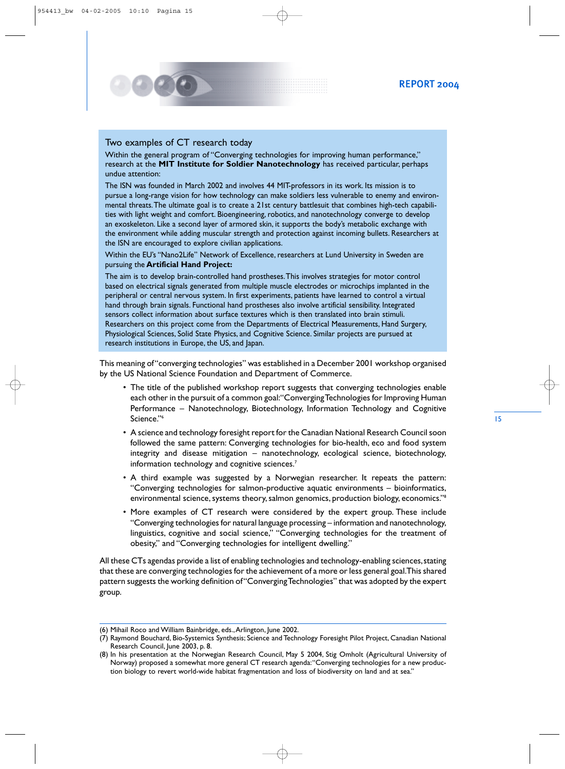## Two examples of CT research today

Within the general program of "Converging technologies for improving human performance," research at the **MIT Institute for Soldier Nanotechnology** has received particular, perhaps undue attention:

The ISN was founded in March 2002 and involves 44 MIT-professors in its work. Its mission is to pursue a long-range vision for how technology can make soldiers less vulnerable to enemy and environmental threats. The ultimate goal is to create a 21st century battlesuit that combines high-tech capabilities with light weight and comfort. Bioengineering, robotics, and nanotechnology converge to develop an exoskeleton. Like a second layer of armored skin, it supports the body's metabolic exchange with the environment while adding muscular strength and protection against incoming bullets. Researchers at the ISN are encouraged to explore civilian applications.

Within the EU's "Nano2Life" Network of Excellence, researchers at Lund University in Sweden are pursuing the **Artificial Hand Project:**

The aim is to develop brain-controlled hand prostheses. This involves strategies for motor control based on electrical signals generated from multiple muscle electrodes or microchips implanted in the peripheral or central nervous system. In first experiments, patients have learned to control a virtual hand through brain signals. Functional hand prostheses also involve artificial sensibility. Integrated sensors collect information about surface textures which is then translated into brain stimuli. Researchers on this project come from the Departments of Electrical Measurements, Hand Surgery, Physiological Sciences, Solid State Physics, and Cognitive Science. Similar projects are pursued at research institutions in Europe, the US, and Japan.

This meaning of "converging technologies" was established in a December 2001 workshop organised by the US National Science Foundation and Department of Commerce.

- The title of the published workshop report suggests that converging technologies enable each other in the pursuit of a common goal: "Converging Technologies for Improving Human Performance – Nanotechnology, Biotechnology, Information Technology and Cognitive Science."[6]
- A science and technology foresight report for the Canadian National Research Council soon followed the same pattern: Converging technologies for bio-health, eco and food system integrity and disease mitigation – nanotechnology, ecological science, biotechnology, information technology and cognitive sciences.[7]
- A third example was suggested by a Norwegian researcher. It repeats the pattern: "Converging technologies for salmon-productive aquatic environments – bioinformatics, environmental science, systems theory, salmon genomics, production biology, economics."[8]
- More examples of CT research were considered by the expert group. These include "Converging technologies for natural language processing – information and nanotechnology, linguistics, cognitive and social science," "Converging technologies for the treatment of obesity," and "Converging technologies for intelligent dwelling."

All these CTs agendas provide a list of enabling technologies and technology-enabling sciences, stating that these are converging technologies for the achievement of a more or less general goal. This shared pattern suggests the working definition of "Converging Technologies" that was adopted by the expert group.

---

(6) Mihail Roco and William Bainbridge, eds., Arlington, June 2002.

(7) Raymond Bouchard, Bio-Systemics Synthesis; Science and Technology Foresight Pilot Project, Canadian National Research Council, June 2003, p. 8.

(8) In his presentation at the Norwegian Research Council, May 5 2004, Stig Omholt (Agricultural University of Norway) proposed a somewhat more general CT research agenda: "Converging technologies for a new production biology to revert world-wide habitat fragmentation and loss of biodiversity on land and at sea."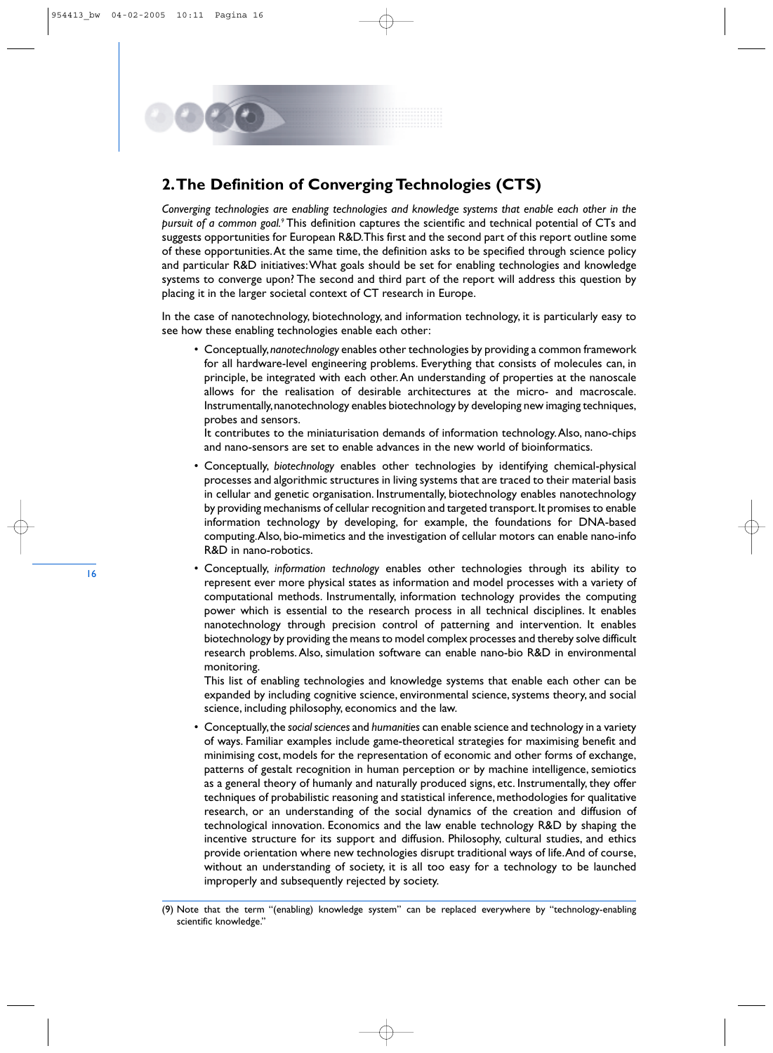## 2. The Definition of Converging Technologies (CTS)

*Converging technologies are enabling technologies and knowledge systems that enable each other in the pursuit of a common goal.*[9] This definition captures the scientific and technical potential of CTs and suggests opportunities for European R&D. This first and the second part of this report outline some of these opportunities. At the same time, the definition asks to be specified through science policy and particular R&D initiatives: What goals should be set for enabling technologies and knowledge systems to converge upon? The second and third part of the report will address this question by placing it in the larger societal context of CT research in Europe.

In the case of nanotechnology, biotechnology, and information technology, it is particularly easy to see how these enabling technologies enable each other:

- Conceptually, *nanotechnology* enables other technologies by providing a common framework for all hardware-level engineering problems. Everything that consists of molecules can, in principle, be integrated with each other. An understanding of properties at the nanoscale allows for the realisation of desirable architectures at the micro- and macroscale. Instrumentally, nanotechnology enables biotechnology by developing new imaging techniques, probes and sensors.
  It contributes to the miniaturisation demands of information technology. Also, nano-chips and nano-sensors are set to enable advances in the new world of bioinformatics.
- Conceptually, *biotechnology* enables other technologies by identifying chemical-physical processes and algorithmic structures in living systems that are traced to their material basis in cellular and genetic organisation. Instrumentally, biotechnology enables nanotechnology by providing mechanisms of cellular recognition and targeted transport. It promises to enable information technology by developing, for example, the foundations for DNA-based computing. Also, bio-mimetics and the investigation of cellular motors can enable nano-info R&D in nano-robotics.
- Conceptually, *information technology* enables other technologies through its ability to represent ever more physical states as information and model processes with a variety of computational methods. Instrumentally, information technology provides the computing power which is essential to the research process in all technical disciplines. It enables nanotechnology through precision control of patterning and intervention. It enables biotechnology by providing the means to model complex processes and thereby solve difficult research problems. Also, simulation software can enable nano-bio R&D in environmental monitoring.
  This list of enabling technologies and knowledge systems that enable each other can be expanded by including cognitive science, environmental science, systems theory, and social science, including philosophy, economics and the law.
- Conceptually, the *social sciences* and *humanities* can enable science and technology in a variety of ways. Familiar examples include game-theoretical strategies for maximising benefit and minimising cost, models for the representation of economic and other forms of exchange, patterns of gestalt recognition in human perception or by machine intelligence, semiotics as a general theory of humanly and naturally produced signs, etc. Instrumentally, they offer techniques of probabilistic reasoning and statistical inference, methodologies for qualitative research, or an understanding of the social dynamics of the creation and diffusion of technological innovation. Economics and the law enable technology R&D by shaping the incentive structure for its support and diffusion. Philosophy, cultural studies, and ethics provide orientation where new technologies disrupt traditional ways of life. And of course, without an understanding of society, it is all too easy for a technology to be launched improperly and subsequently rejected by society.

(9) Note that the term "(enabling) knowledge system" can be replaced everywhere by "technology-enabling scientific knowledge."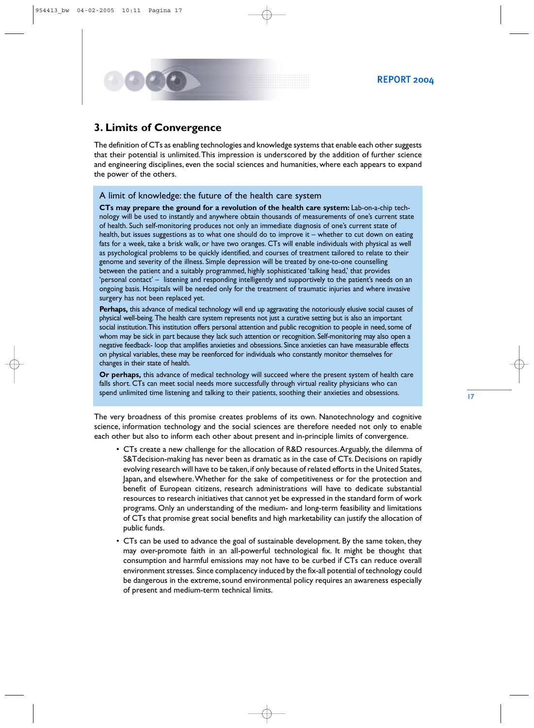## 3. Limits of Convergence

The definition of CTs as enabling technologies and knowledge systems that enable each other suggests that their potential is unlimited. This impression is underscored by the addition of further science and engineering disciplines, even the social sciences and humanities, where each appears to expand the power of the others.

> ### A limit of knowledge: the future of the health care system
>
> **CTs may prepare the ground for a revolution of the health care system:** Lab-on-a-chip technology will be used to instantly and anywhere obtain thousands of measurements of one's current state of health. Such self-monitoring produces not only an immediate diagnosis of one's current state of health, but issues suggestions as to what one should do to improve it – whether to cut down on eating fats for a week, take a brisk walk, or have two oranges. CTs will enable individuals with physical as well as psychological problems to be quickly identified, and courses of treatment tailored to relate to their genome and severity of the illness. Simple depression will be treated by one-to-one counselling between the patient and a suitably programmed, highly sophisticated 'talking head,' that provides 'personal contact' – listening and responding intelligently and supportively to the patient's needs on an ongoing basis. Hospitals will be needed only for the treatment of traumatic injuries and where invasive surgery has not been replaced yet.
>
> **Perhaps,** this advance of medical technology will end up aggravating the notoriously elusive social causes of physical well-being. The health care system represents not just a curative setting but is also an important social institution. This institution offers personal attention and public recognition to people in need, some of whom may be sick in part because they lack such attention or recognition. Self-monitoring may also open a negative feedback- loop that amplifies anxieties and obsessions. Since anxieties can have measurable effects on physical variables, these may be reenforced for individuals who constantly monitor themselves for changes in their state of health.
>
> **Or perhaps,** this advance of medical technology will succeed where the present system of health care falls short. CTs can meet social needs more successfully through virtual reality physicians who can spend unlimited time listening and talking to their patients, soothing their anxieties and obsessions.

The very broadness of this promise creates problems of its own. Nanotechnology and cognitive science, information technology and the social sciences are therefore needed not only to enable each other but also to inform each other about present and in-principle limits of convergence.

- CTs create a new challenge for the allocation of R&D resources. Arguably, the dilemma of S&Tdecision-making has never been as dramatic as in the case of CTs. Decisions on rapidly evolving research will have to be taken, if only because of related efforts in the United States, Japan, and elsewhere. Whether for the sake of competitiveness or for the protection and benefit of European citizens, research administrations will have to dedicate substantial resources to research initiatives that cannot yet be expressed in the standard form of work programs. Only an understanding of the medium- and long-term feasibility and limitations of CTs that promise great social benefits and high marketability can justify the allocation of public funds.
- CTs can be used to advance the goal of sustainable development. By the same token, they may over-promote faith in an all-powerful technological fix. It might be thought that consumption and harmful emissions may not have to be curbed if CTs can reduce overall environment stresses. Since complacency induced by the fix-all potential of technology could be dangerous in the extreme, sound environmental policy requires an awareness especially of present and medium-term technical limits.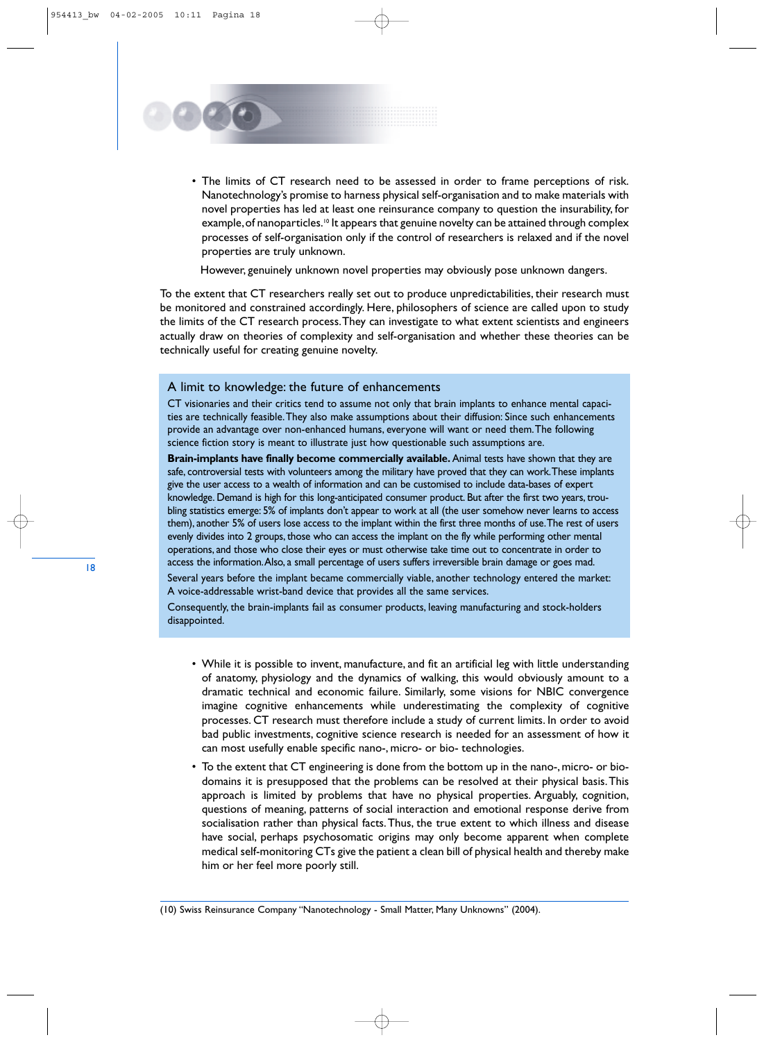- The limits of CT research need to be assessed in order to frame perceptions of risk. Nanotechnology's promise to harness physical self-organisation and to make materials with novel properties has led at least one reinsurance company to question the insurability, for example, of nanoparticles.[10] It appears that genuine novelty can be attained through complex processes of self-organisation only if the control of researchers is relaxed and if the novel properties are truly unknown.

  However, genuinely unknown novel properties may obviously pose unknown dangers.

To the extent that CT researchers really set out to produce unpredictabilities, their research must be monitored and constrained accordingly. Here, philosophers of science are called upon to study the limits of the CT research process. They can investigate to what extent scientists and engineers actually draw on theories of complexity and self-organisation and whether these theories can be technically useful for creating genuine novelty.

### A limit to knowledge: the future of enhancements

CT visionaries and their critics tend to assume not only that brain implants to enhance mental capacities are technically feasible. They also make assumptions about their diffusion: Since such enhancements provide an advantage over non-enhanced humans, everyone will want or need them. The following science fiction story is meant to illustrate just how questionable such assumptions are.

**Brain-implants have finally become commercially available.** Animal tests have shown that they are safe, controversial tests with volunteers among the military have proved that they can work. These implants give the user access to a wealth of information and can be customised to include data-bases of expert knowledge. Demand is high for this long-anticipated consumer product. But after the first two years, troubling statistics emerge: 5% of implants don't appear to work at all (the user somehow never learns to access them), another 5% of users lose access to the implant within the first three months of use. The rest of users evenly divides into 2 groups, those who can access the implant on the fly while performing other mental operations, and those who close their eyes or must otherwise take time out to concentrate in order to access the information. Also, a small percentage of users suffers irreversible brain damage or goes mad.

Several years before the implant became commercially viable, another technology entered the market: A voice-addressable wrist-band device that provides all the same services.

Consequently, the brain-implants fail as consumer products, leaving manufacturing and stock-holders disappointed.

- While it is possible to invent, manufacture, and fit an artificial leg with little understanding of anatomy, physiology and the dynamics of walking, this would obviously amount to a dramatic technical and economic failure. Similarly, some visions for NBIC convergence imagine cognitive enhancements while underestimating the complexity of cognitive processes. CT research must therefore include a study of current limits. In order to avoid bad public investments, cognitive science research is needed for an assessment of how it can most usefully enable specific nano-, micro- or bio- technologies.
- To the extent that CT engineering is done from the bottom up in the nano-, micro- or bio-domains it is presupposed that the problems can be resolved at their physical basis. This approach is limited by problems that have no physical properties. Arguably, cognition, questions of meaning, patterns of social interaction and emotional response derive from socialisation rather than physical facts. Thus, the true extent to which illness and disease have social, perhaps psychosomatic origins may only become apparent when complete medical self-monitoring CTs give the patient a clean bill of physical health and thereby make him or her feel more poorly still.

(10) Swiss Reinsurance Company "Nanotechnology - Small Matter, Many Unknowns" (2004).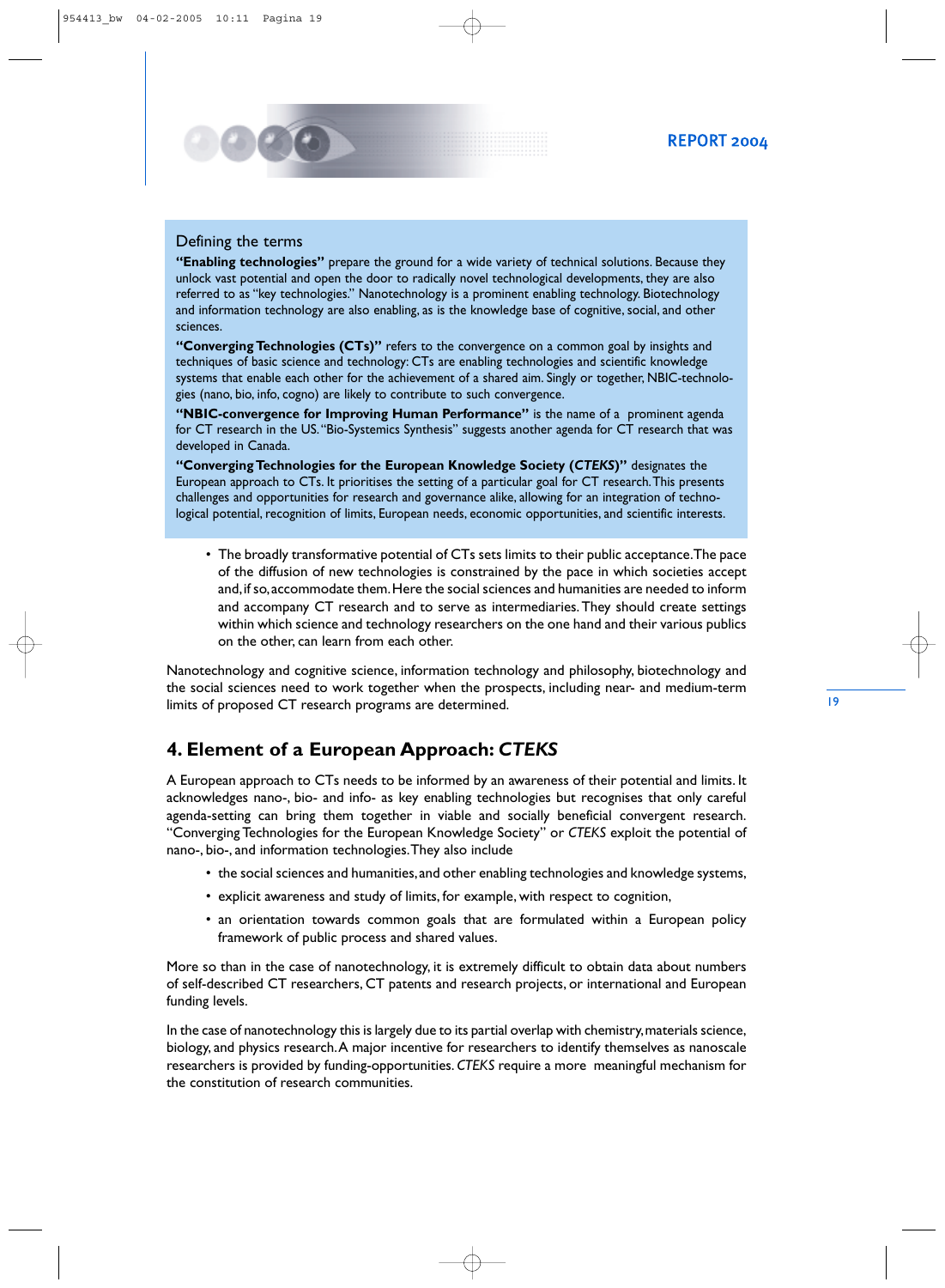### Defining the terms

**"Enabling technologies"** prepare the ground for a wide variety of technical solutions. Because they unlock vast potential and open the door to radically novel technological developments, they are also referred to as "key technologies." Nanotechnology is a prominent enabling technology. Biotechnology and information technology are also enabling, as is the knowledge base of cognitive, social, and other sciences.

**"Converging Technologies (CTs)"** refers to the convergence on a common goal by insights and techniques of basic science and technology: CTs are enabling technologies and scientific knowledge systems that enable each other for the achievement of a shared aim. Singly or together, NBIC-technologies (nano, bio, info, cogno) are likely to contribute to such convergence.

**"NBIC-convergence for Improving Human Performance"** is the name of a prominent agenda for CT research in the US. "Bio-Systemics Synthesis" suggests another agenda for CT research that was developed in Canada.

**"Converging Technologies for the European Knowledge Society (*CTEKS*)"** designates the European approach to CTs. It prioritises the setting of a particular goal for CT research. This presents challenges and opportunities for research and governance alike, allowing for an integration of technological potential, recognition of limits, European needs, economic opportunities, and scientific interests.

- The broadly transformative potential of CTs sets limits to their public acceptance. The pace of the diffusion of new technologies is constrained by the pace in which societies accept and, if so, accommodate them. Here the social sciences and humanities are needed to inform and accompany CT research and to serve as intermediaries. They should create settings within which science and technology researchers on the one hand and their various publics on the other, can learn from each other.

Nanotechnology and cognitive science, information technology and philosophy, biotechnology and the social sciences need to work together when the prospects, including near- and medium-term limits of proposed CT research programs are determined.

## 4. Element of a European Approach: *CTEKS*

A European approach to CTs needs to be informed by an awareness of their potential and limits. It acknowledges nano-, bio- and info- as key enabling technologies but recognises that only careful agenda-setting can bring them together in viable and socially beneficial convergent research. "Converging Technologies for the European Knowledge Society" or *CTEKS* exploit the potential of nano-, bio-, and information technologies. They also include

- the social sciences and humanities, and other enabling technologies and knowledge systems,
- explicit awareness and study of limits, for example, with respect to cognition,
- an orientation towards common goals that are formulated within a European policy framework of public process and shared values.

More so than in the case of nanotechnology, it is extremely difficult to obtain data about numbers of self-described CT researchers, CT patents and research projects, or international and European funding levels.

In the case of nanotechnology this is largely due to its partial overlap with chemistry, materials science, biology, and physics research. A major incentive for researchers to identify themselves as nanoscale researchers is provided by funding-opportunities. *CTEKS* require a more meaningful mechanism for the constitution of research communities.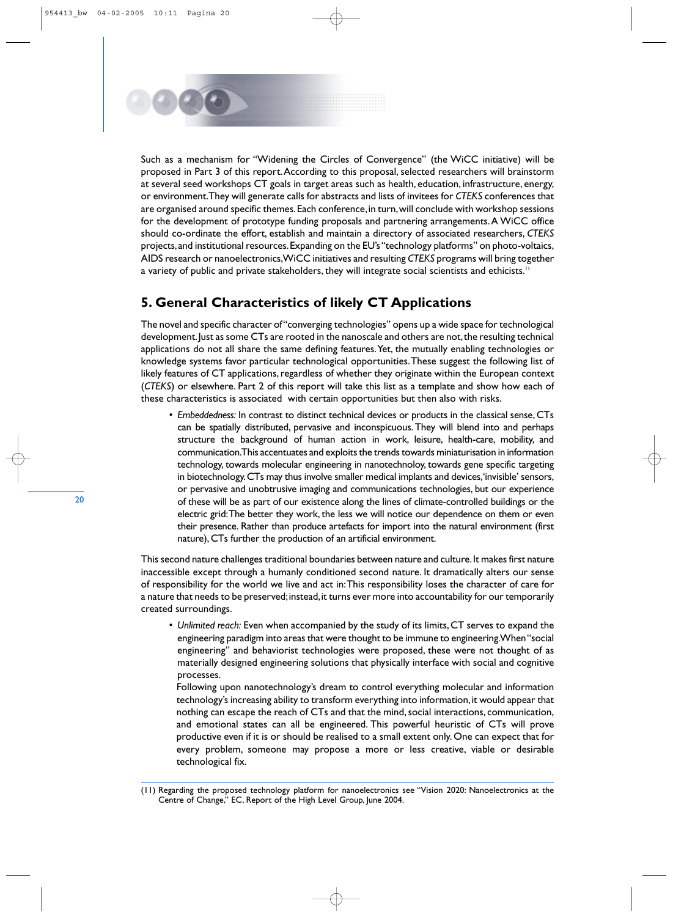Such as a mechanism for "Widening the Circles of Convergence" (the WiCC initiative) will be proposed in Part 3 of this report. According to this proposal, selected researchers will brainstorm at several seed workshops CT goals in target areas such as health, education, infrastructure, energy, or environment. They will generate calls for abstracts and lists of invitees for *CTEKS* conferences that are organised around specific themes. Each conference, in turn, will conclude with workshop sessions for the development of prototype funding proposals and partnering arrangements. A WiCC office should co-ordinate the effort, establish and maintain a directory of associated researchers, *CTEKS* projects, and institutional resources. Expanding on the EU's "technology platforms" on photo-voltaics, AIDS research or nanoelectronics, WiCC initiatives and resulting *CTEKS* programs will bring together a variety of public and private stakeholders, they will integrate social scientists and ethicists.[11]

## 5. General Characteristics of likely CT Applications

The novel and specific character of "converging technologies" opens up a wide space for technological development. Just as some CTs are rooted in the nanoscale and others are not, the resulting technical applications do not all share the same defining features. Yet, the mutually enabling technologies or knowledge systems favor particular technological opportunities. These suggest the following list of likely features of CT applications, regardless of whether they originate within the European context (*CTEKS*) or elsewhere. Part 2 of this report will take this list as a template and show how each of these characteristics is associated with certain opportunities but then also with risks.

- *Embeddedness:* In contrast to distinct technical devices or products in the classical sense, CTs can be spatially distributed, pervasive and inconspicuous. They will blend into and perhaps structure the background of human action in work, leisure, health-care, mobility, and communication. This accentuates and exploits the trends towards miniaturisation in information technology, towards molecular engineering in nanotechnoloy, towards gene specific targeting in biotechnology. CTs may thus involve smaller medical implants and devices, 'invisible' sensors, or pervasive and unobtrusive imaging and communications technologies, but our experience of these will be as part of our existence along the lines of climate-controlled buildings or the electric grid: The better they work, the less we will notice our dependence on them or even their presence. Rather than produce artefacts for import into the natural environment (first nature), CTs further the production of an artificial environment.

This second nature challenges traditional boundaries between nature and culture. It makes first nature inaccessible except through a humanly conditioned second nature. It dramatically alters our sense of responsibility for the world we live and act in: This responsibility loses the character of care for a nature that needs to be preserved; instead, it turns ever more into accountability for our temporarily created surroundings.

- *Unlimited reach:* Even when accompanied by the study of its limits, CT serves to expand the engineering paradigm into areas that were thought to be immune to engineering. When "social engineering" and behaviorist technologies were proposed, these were not thought of as materially designed engineering solutions that physically interface with social and cognitive processes.

  Following upon nanotechnology's dream to control everything molecular and information technology's increasing ability to transform everything into information, it would appear that nothing can escape the reach of CTs and that the mind, social interactions, communication, and emotional states can all be engineered. This powerful heuristic of CTs will prove productive even if it is or should be realised to a small extent only. One can expect that for every problem, someone may propose a more or less creative, viable or desirable technological fix.

(11) Regarding the proposed technology platform for nanoelectronics see "Vision 2020: Nanoelectronics at the Centre of Change," EC, Report of the High Level Group, June 2004.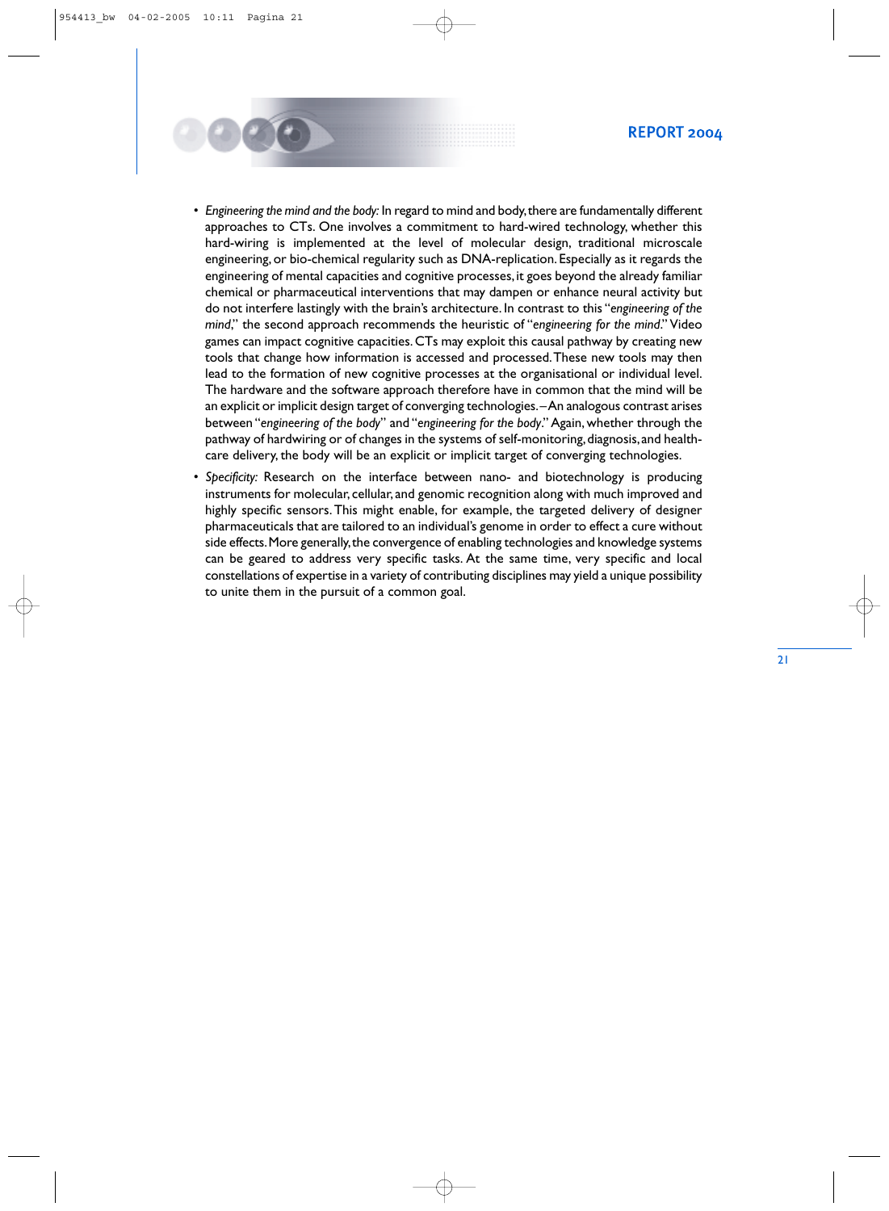- *Engineering the mind and the body:* In regard to mind and body, there are fundamentally different approaches to CTs. One involves a commitment to hard-wired technology, whether this hard-wiring is implemented at the level of molecular design, traditional microscale engineering, or bio-chemical regularity such as DNA-replication. Especially as it regards the engineering of mental capacities and cognitive processes, it goes beyond the already familiar chemical or pharmaceutical interventions that may dampen or enhance neural activity but do not interfere lastingly with the brain's architecture. In contrast to this "*engineering of the mind*," the second approach recommends the heuristic of "*engineering for the mind*." Video games can impact cognitive capacities. CTs may exploit this causal pathway by creating new tools that change how information is accessed and processed. These new tools may then lead to the formation of new cognitive processes at the organisational or individual level. The hardware and the software approach therefore have in common that the mind will be an explicit or implicit design target of converging technologies. – An analogous contrast arises between "*engineering of the body*" and "*engineering for the body*." Again, whether through the pathway of hardwiring or of changes in the systems of self-monitoring, diagnosis, and health-care delivery, the body will be an explicit or implicit target of converging technologies.
- *Specificity:* Research on the interface between nano- and biotechnology is producing instruments for molecular, cellular, and genomic recognition along with much improved and highly specific sensors. This might enable, for example, the targeted delivery of designer pharmaceuticals that are tailored to an individual's genome in order to effect a cure without side effects. More generally, the convergence of enabling technologies and knowledge systems can be geared to address very specific tasks. At the same time, very specific and local constellations of expertise in a variety of contributing disciplines may yield a unique possibility to unite them in the pursuit of a common goal.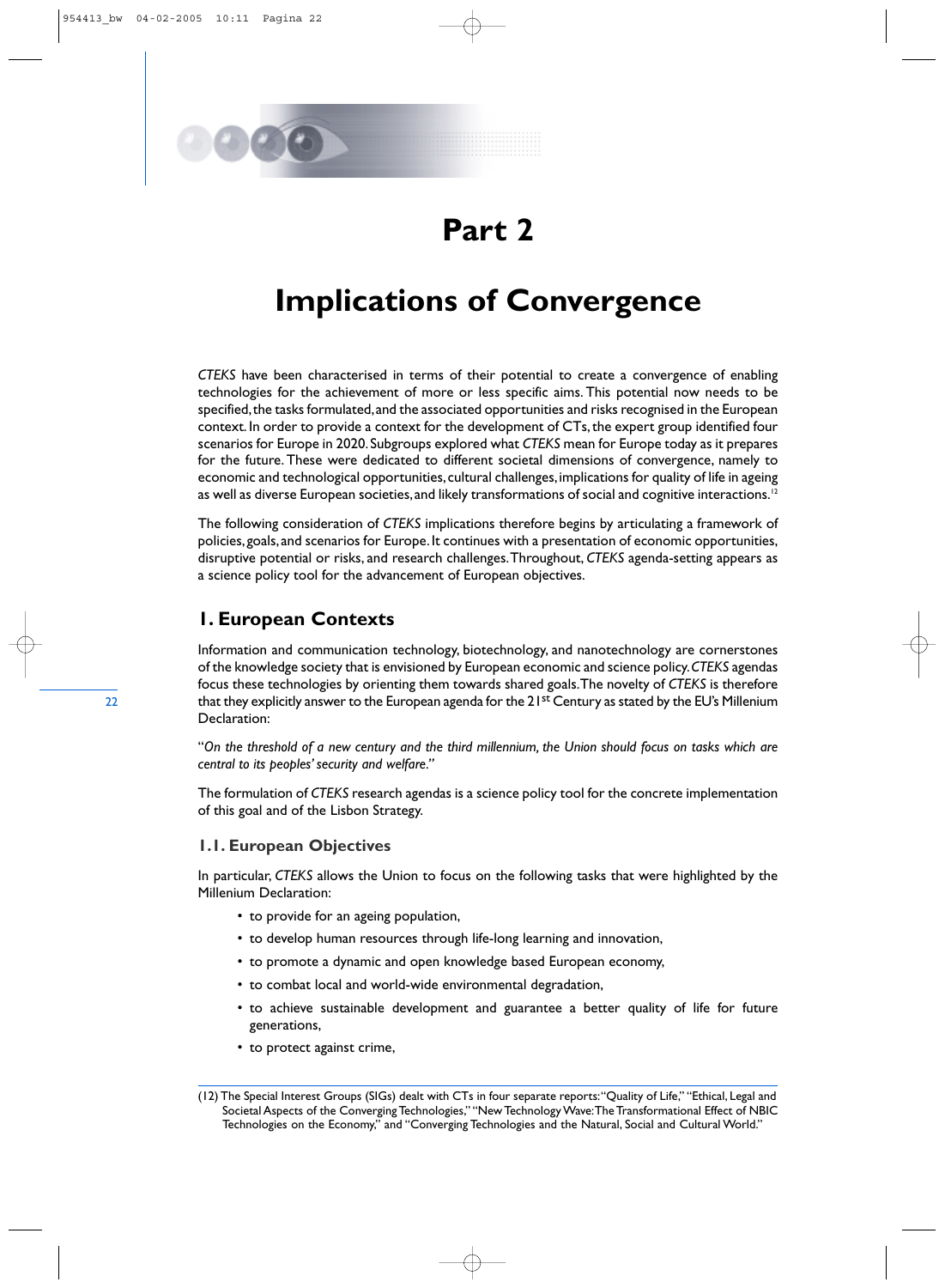# Part 2

# Implications of Convergence

*CTEKS* have been characterised in terms of their potential to create a convergence of enabling technologies for the achievement of more or less specific aims. This potential now needs to be specified, the tasks formulated, and the associated opportunities and risks recognised in the European context. In order to provide a context for the development of CTs, the expert group identified four scenarios for Europe in 2020. Subgroups explored what *CTEKS* mean for Europe today as it prepares for the future. These were dedicated to different societal dimensions of convergence, namely to economic and technological opportunities, cultural challenges, implications for quality of life in ageing as well as diverse European societies, and likely transformations of social and cognitive interactions.[12]

The following consideration of *CTEKS* implications therefore begins by articulating a framework of policies, goals, and scenarios for Europe. It continues with a presentation of economic opportunities, disruptive potential or risks, and research challenges. Throughout, *CTEKS* agenda-setting appears as a science policy tool for the advancement of European objectives.

## 1. European Contexts

Information and communication technology, biotechnology, and nanotechnology are cornerstones of the knowledge society that is envisioned by European economic and science policy. *CTEKS* agendas focus these technologies by orienting them towards shared goals. The novelty of *CTEKS* is therefore that they explicitly answer to the European agenda for the 21st Century as stated by the EU's Millenium Declaration:

"*On the threshold of a new century and the third millennium, the Union should focus on tasks which are central to its peoples' security and welfare.*"

The formulation of *CTEKS* research agendas is a science policy tool for the concrete implementation of this goal and of the Lisbon Strategy.

### 1.1. European Objectives

In particular, *CTEKS* allows the Union to focus on the following tasks that were highlighted by the Millenium Declaration:

- to provide for an ageing population,
- to develop human resources through life-long learning and innovation,
- to promote a dynamic and open knowledge based European economy,
- to combat local and world-wide environmental degradation,
- to achieve sustainable development and guarantee a better quality of life for future generations,
- to protect against crime,

(12) The Special Interest Groups (SIGs) dealt with CTs in four separate reports: "Quality of Life," "Ethical, Legal and Societal Aspects of the Converging Technologies," "New Technology Wave: The Transformational Effect of NBIC Technologies on the Economy," and "Converging Technologies and the Natural, Social and Cultural World."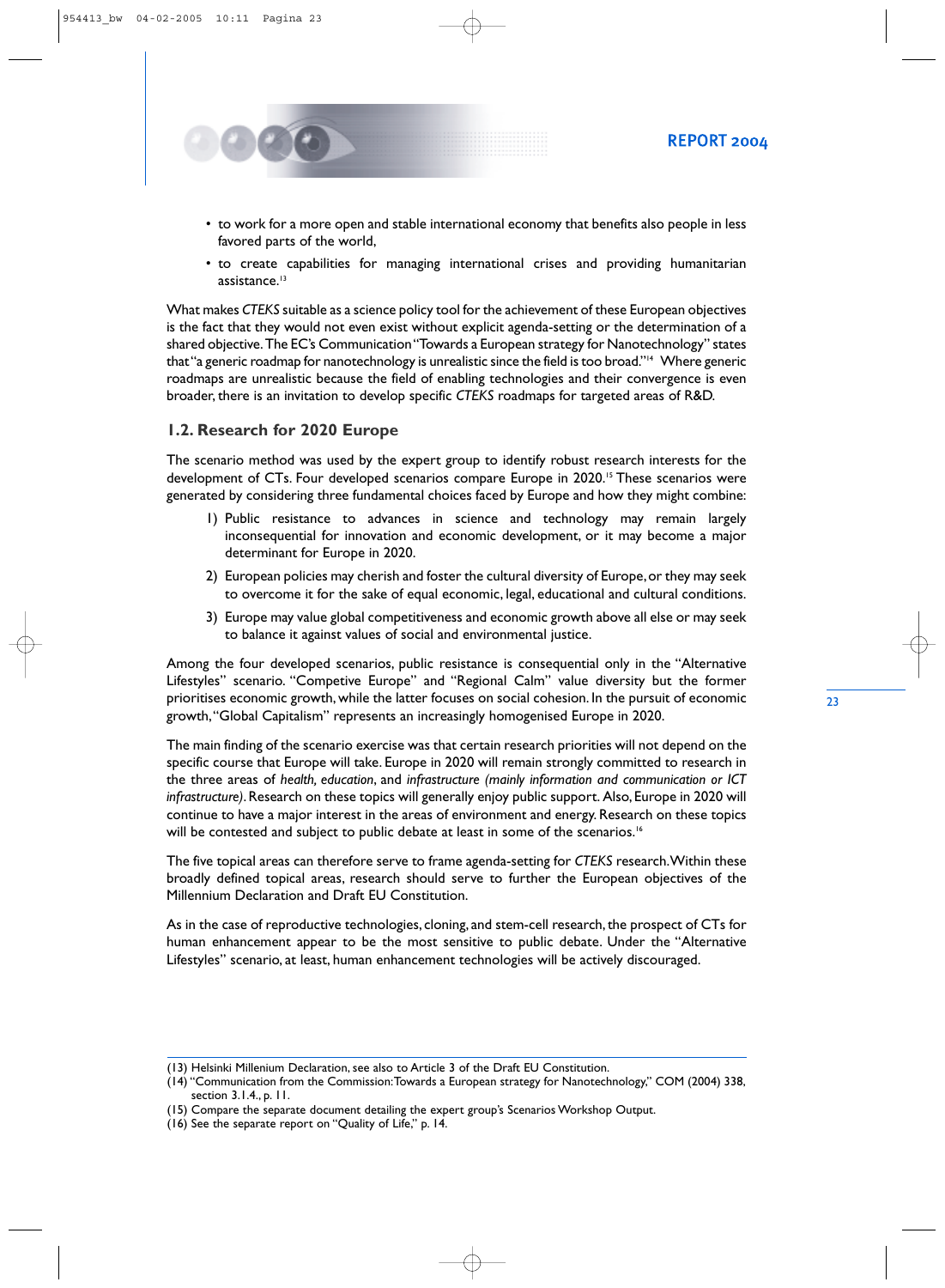- to work for a more open and stable international economy that benefits also people in less favored parts of the world,
- to create capabilities for managing international crises and providing humanitarian assistance.[13]

What makes *CTEKS* suitable as a science policy tool for the achievement of these European objectives is the fact that they would not even exist without explicit agenda-setting or the determination of a shared objective. The EC's Communication "Towards a European strategy for Nanotechnology" states that "a generic roadmap for nanotechnology is unrealistic since the field is too broad."[14] Where generic roadmaps are unrealistic because the field of enabling technologies and their convergence is even broader, there is an invitation to develop specific *CTEKS* roadmaps for targeted areas of R&D.

### 1.2. Research for 2020 Europe

The scenario method was used by the expert group to identify robust research interests for the development of CTs. Four developed scenarios compare Europe in 2020.[15] These scenarios were generated by considering three fundamental choices faced by Europe and how they might combine:

1) Public resistance to advances in science and technology may remain largely inconsequential for innovation and economic development, or it may become a major determinant for Europe in 2020.
2) European policies may cherish and foster the cultural diversity of Europe, or they may seek to overcome it for the sake of equal economic, legal, educational and cultural conditions.
3) Europe may value global competitiveness and economic growth above all else or may seek to balance it against values of social and environmental justice.

Among the four developed scenarios, public resistance is consequential only in the "Alternative Lifestyles" scenario. "Competive Europe" and "Regional Calm" value diversity but the former prioritises economic growth, while the latter focuses on social cohesion. In the pursuit of economic growth, "Global Capitalism" represents an increasingly homogenised Europe in 2020.

The main finding of the scenario exercise was that certain research priorities will not depend on the specific course that Europe will take. Europe in 2020 will remain strongly committed to research in the three areas of *health, education*, and *infrastructure (mainly information and communication or ICT infrastructure)*. Research on these topics will generally enjoy public support. Also, Europe in 2020 will continue to have a major interest in the areas of environment and energy. Research on these topics will be contested and subject to public debate at least in some of the scenarios.[16]

The five topical areas can therefore serve to frame agenda-setting for *CTEKS* research. Within these broadly defined topical areas, research should serve to further the European objectives of the Millennium Declaration and Draft EU Constitution.

As in the case of reproductive technologies, cloning, and stem-cell research, the prospect of CTs for human enhancement appear to be the most sensitive to public debate. Under the "Alternative Lifestyles" scenario, at least, human enhancement technologies will be actively discouraged.

---

(13) Helsinki Millenium Declaration, see also to Article 3 of the Draft EU Constitution.
(14) "Communication from the Commission: Towards a European strategy for Nanotechnology," COM (2004) 338, section 3.1.4., p. 11.
(15) Compare the separate document detailing the expert group's Scenarios Workshop Output.
(16) See the separate report on "Quality of Life," p. 14.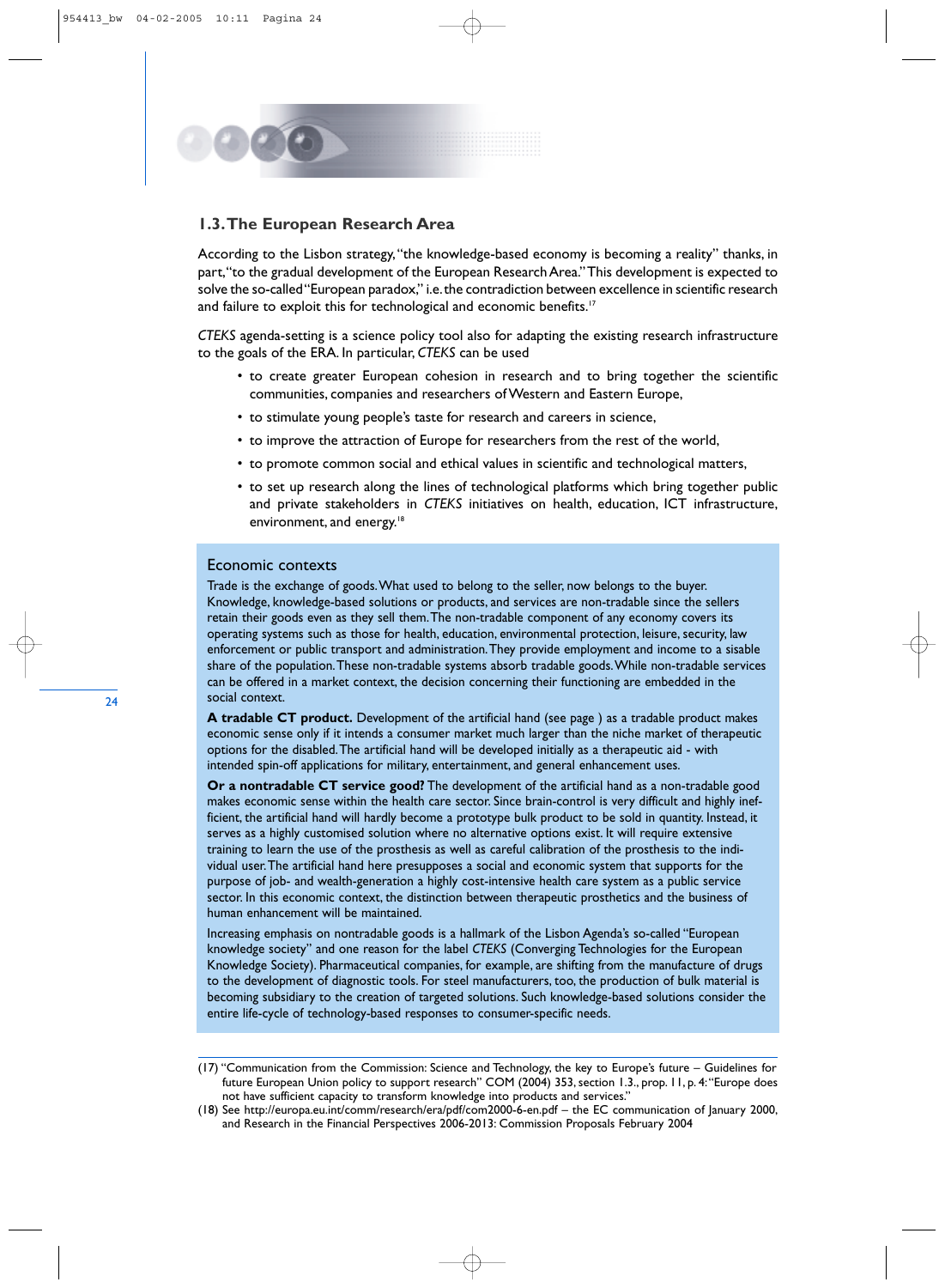## 1.3. The European Research Area

According to the Lisbon strategy, "the knowledge-based economy is becoming a reality" thanks, in part, "to the gradual development of the European Research Area." This development is expected to solve the so-called "European paradox," i.e. the contradiction between excellence in scientific research and failure to exploit this for technological and economic benefits.[17]

*CTEKS* agenda-setting is a science policy tool also for adapting the existing research infrastructure to the goals of the ERA. In particular, *CTEKS* can be used

- to create greater European cohesion in research and to bring together the scientific communities, companies and researchers of Western and Eastern Europe,
- to stimulate young people's taste for research and careers in science,
- to improve the attraction of Europe for researchers from the rest of the world,
- to promote common social and ethical values in scientific and technological matters,
- to set up research along the lines of technological platforms which bring together public and private stakeholders in *CTEKS* initiatives on health, education, ICT infrastructure, environment, and energy.[18]

### Economic contexts

Trade is the exchange of goods. What used to belong to the seller, now belongs to the buyer. Knowledge, knowledge-based solutions or products, and services are non-tradable since the sellers retain their goods even as they sell them. The non-tradable component of any economy covers its operating systems such as those for health, education, environmental protection, leisure, security, law enforcement or public transport and administration. They provide employment and income to a sisable share of the population. These non-tradable systems absorb tradable goods. While non-tradable services can be offered in a market context, the decision concerning their functioning are embedded in the social context.

**A tradable CT product.** Development of the artificial hand (see page ) as a tradable product makes economic sense only if it intends a consumer market much larger than the niche market of therapeutic options for the disabled. The artificial hand will be developed initially as a therapeutic aid - with intended spin-off applications for military, entertainment, and general enhancement uses.

**Or a nontradable CT service good?** The development of the artificial hand as a non-tradable good makes economic sense within the health care sector. Since brain-control is very difficult and highly inefficient, the artificial hand will hardly become a prototype bulk product to be sold in quantity. Instead, it serves as a highly customised solution where no alternative options exist. It will require extensive training to learn the use of the prosthesis as well as careful calibration of the prosthesis to the individual user. The artificial hand here presupposes a social and economic system that supports for the purpose of job- and wealth-generation a highly cost-intensive health care system as a public service sector. In this economic context, the distinction between therapeutic prosthetics and the business of human enhancement will be maintained.

Increasing emphasis on nontradable goods is a hallmark of the Lisbon Agenda's so-called "European knowledge society" and one reason for the label *CTEKS* (Converging Technologies for the European Knowledge Society). Pharmaceutical companies, for example, are shifting from the manufacture of drugs to the development of diagnostic tools. For steel manufacturers, too, the production of bulk material is becoming subsidiary to the creation of targeted solutions. Such knowledge-based solutions consider the entire life-cycle of technology-based responses to consumer-specific needs.

---

(17) "Communication from the Commission: Science and Technology, the key to Europe's future – Guidelines for future European Union policy to support research" COM (2004) 353, section 1.3., prop. 11, p. 4: "Europe does not have sufficient capacity to transform knowledge into products and services."

(18) See http://europa.eu.int/comm/research/era/pdf/com2000-6-en.pdf – the EC communication of January 2000, and Research in the Financial Perspectives 2006-2013: Commission Proposals February 2004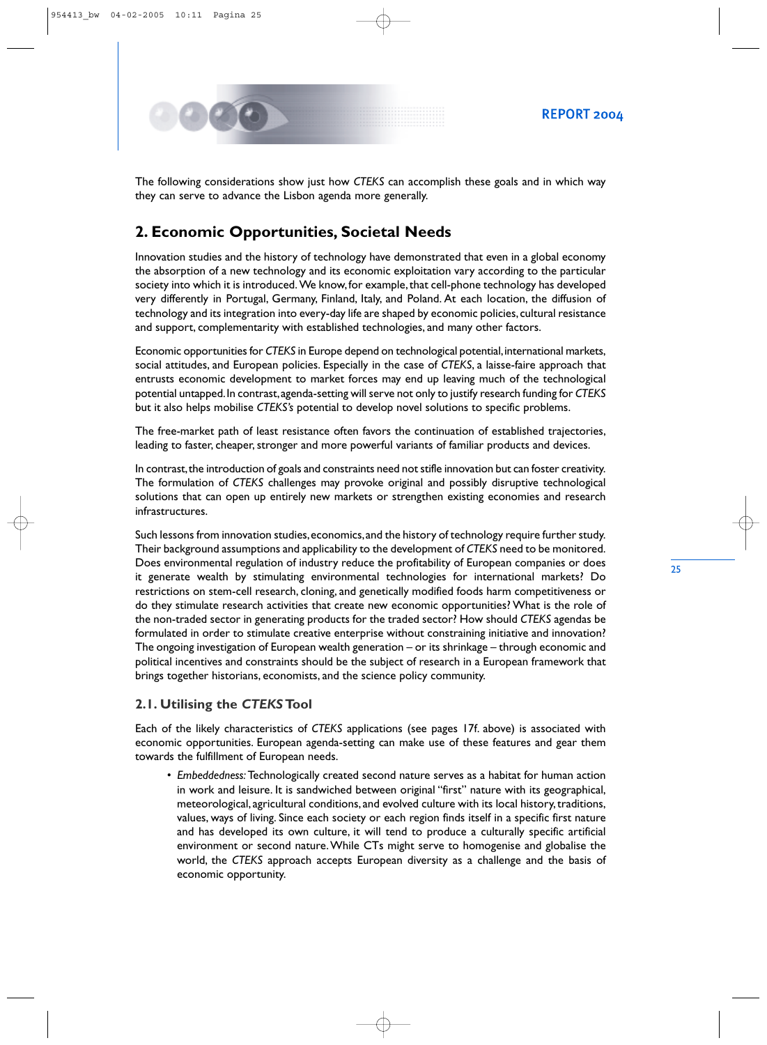The following considerations show just how *CTEKS* can accomplish these goals and in which way they can serve to advance the Lisbon agenda more generally.

## 2. Economic Opportunities, Societal Needs

Innovation studies and the history of technology have demonstrated that even in a global economy the absorption of a new technology and its economic exploitation vary according to the particular society into which it is introduced. We know, for example, that cell-phone technology has developed very differently in Portugal, Germany, Finland, Italy, and Poland. At each location, the diffusion of technology and its integration into every-day life are shaped by economic policies, cultural resistance and support, complementarity with established technologies, and many other factors.

Economic opportunities for *CTEKS* in Europe depend on technological potential, international markets, social attitudes, and European policies. Especially in the case of *CTEKS*, a laisse-faire approach that entrusts economic development to market forces may end up leaving much of the technological potential untapped. In contrast, agenda-setting will serve not only to justify research funding for *CTEKS* but it also helps mobilise *CTEKS's* potential to develop novel solutions to specific problems.

The free-market path of least resistance often favors the continuation of established trajectories, leading to faster, cheaper, stronger and more powerful variants of familiar products and devices.

In contrast, the introduction of goals and constraints need not stifle innovation but can foster creativity. The formulation of *CTEKS* challenges may provoke original and possibly disruptive technological solutions that can open up entirely new markets or strengthen existing economies and research infrastructures.

Such lessons from innovation studies, economics, and the history of technology require further study. Their background assumptions and applicability to the development of *CTEKS* need to be monitored. Does environmental regulation of industry reduce the profitability of European companies or does it generate wealth by stimulating environmental technologies for international markets? Do restrictions on stem-cell research, cloning, and genetically modified foods harm competitiveness or do they stimulate research activities that create new economic opportunities? What is the role of the non-traded sector in generating products for the traded sector? How should *CTEKS* agendas be formulated in order to stimulate creative enterprise without constraining initiative and innovation? The ongoing investigation of European wealth generation – or its shrinkage – through economic and political incentives and constraints should be the subject of research in a European framework that brings together historians, economists, and the science policy community.

### 2.1. Utilising the *CTEKS* Tool

Each of the likely characteristics of *CTEKS* applications (see pages 17f. above) is associated with economic opportunities. European agenda-setting can make use of these features and gear them towards the fulfillment of European needs.

- *Embeddedness:* Technologically created second nature serves as a habitat for human action in work and leisure. It is sandwiched between original "first" nature with its geographical, meteorological, agricultural conditions, and evolved culture with its local history, traditions, values, ways of living. Since each society or each region finds itself in a specific first nature and has developed its own culture, it will tend to produce a culturally specific artificial environment or second nature. While CTs might serve to homogenise and globalise the world, the *CTEKS* approach accepts European diversity as a challenge and the basis of economic opportunity.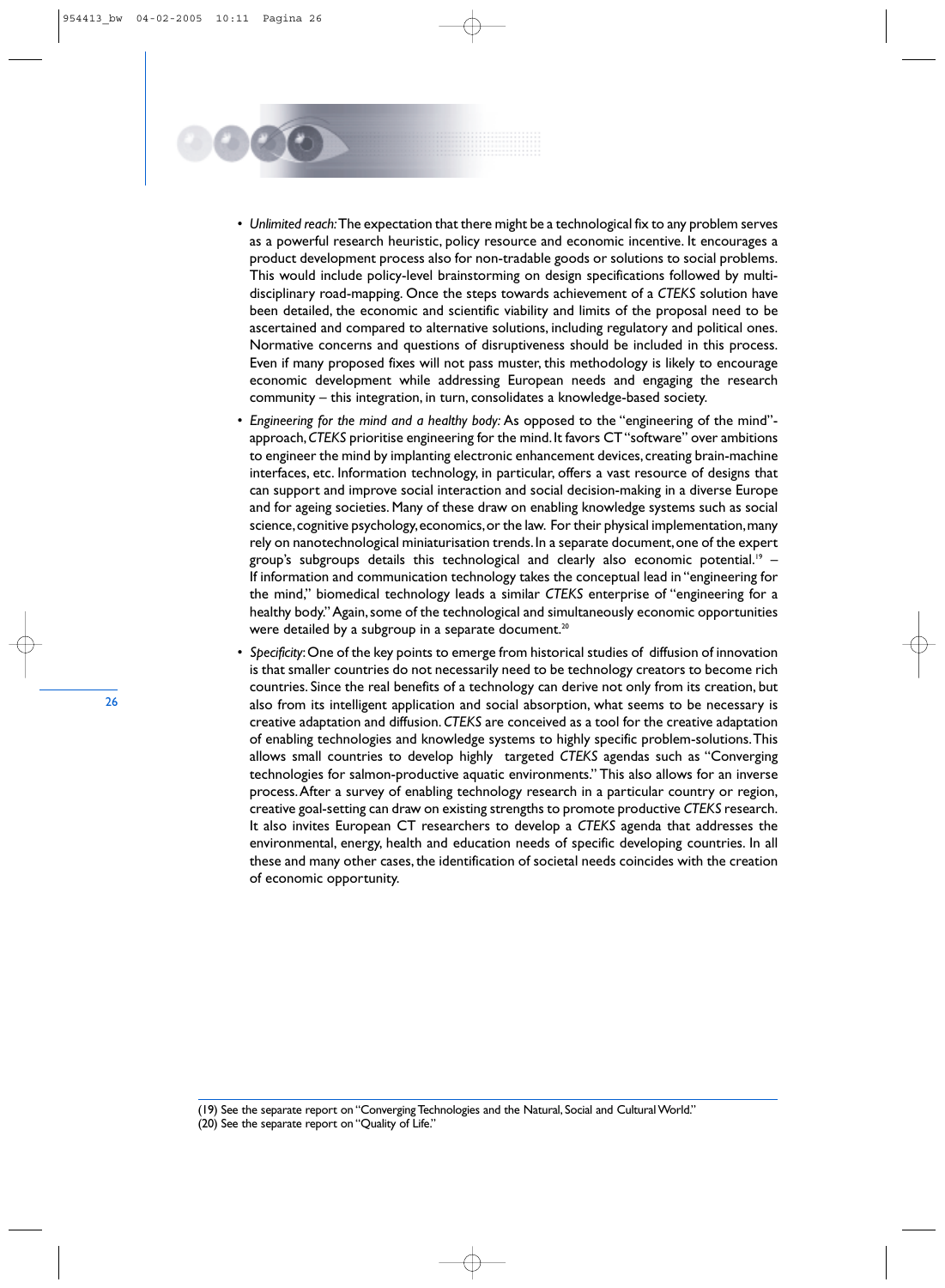- *Unlimited reach:* The expectation that there might be a technological fix to any problem serves as a powerful research heuristic, policy resource and economic incentive. It encourages a product development process also for non-tradable goods or solutions to social problems. This would include policy-level brainstorming on design specifications followed by multi-disciplinary road-mapping. Once the steps towards achievement of a *CTEKS* solution have been detailed, the economic and scientific viability and limits of the proposal need to be ascertained and compared to alternative solutions, including regulatory and political ones. Normative concerns and questions of disruptiveness should be included in this process. Even if many proposed fixes will not pass muster, this methodology is likely to encourage economic development while addressing European needs and engaging the research community – this integration, in turn, consolidates a knowledge-based society.
- *Engineering for the mind and a healthy body:* As opposed to the "engineering of the mind"-approach, *CTEKS* prioritise engineering for the mind. It favors CT "software" over ambitions to engineer the mind by implanting electronic enhancement devices, creating brain-machine interfaces, etc. Information technology, in particular, offers a vast resource of designs that can support and improve social interaction and social decision-making in a diverse Europe and for ageing societies. Many of these draw on enabling knowledge systems such as social science, cognitive psychology, economics, or the law. For their physical implementation, many rely on nanotechnological miniaturisation trends. In a separate document, one of the expert group's subgroups details this technological and clearly also economic potential.[19] – If information and communication technology takes the conceptual lead in "engineering for the mind," biomedical technology leads a similar *CTEKS* enterprise of "engineering for a healthy body." Again, some of the technological and simultaneously economic opportunities were detailed by a subgroup in a separate document.[20]
- *Specificity:* One of the key points to emerge from historical studies of diffusion of innovation is that smaller countries do not necessarily need to be technology creators to become rich countries. Since the real benefits of a technology can derive not only from its creation, but also from its intelligent application and social absorption, what seems to be necessary is creative adaptation and diffusion. *CTEKS* are conceived as a tool for the creative adaptation of enabling technologies and knowledge systems to highly specific problem-solutions. This allows small countries to develop highly targeted *CTEKS* agendas such as "Converging technologies for salmon-productive aquatic environments." This also allows for an inverse process. After a survey of enabling technology research in a particular country or region, creative goal-setting can draw on existing strengths to promote productive *CTEKS* research. It also invites European CT researchers to develop a *CTEKS* agenda that addresses the environmental, energy, health and education needs of specific developing countries. In all these and many other cases, the identification of societal needs coincides with the creation of economic opportunity.

---

(19) See the separate report on "Converging Technologies and the Natural, Social and Cultural World."
(20) See the separate report on "Quality of Life."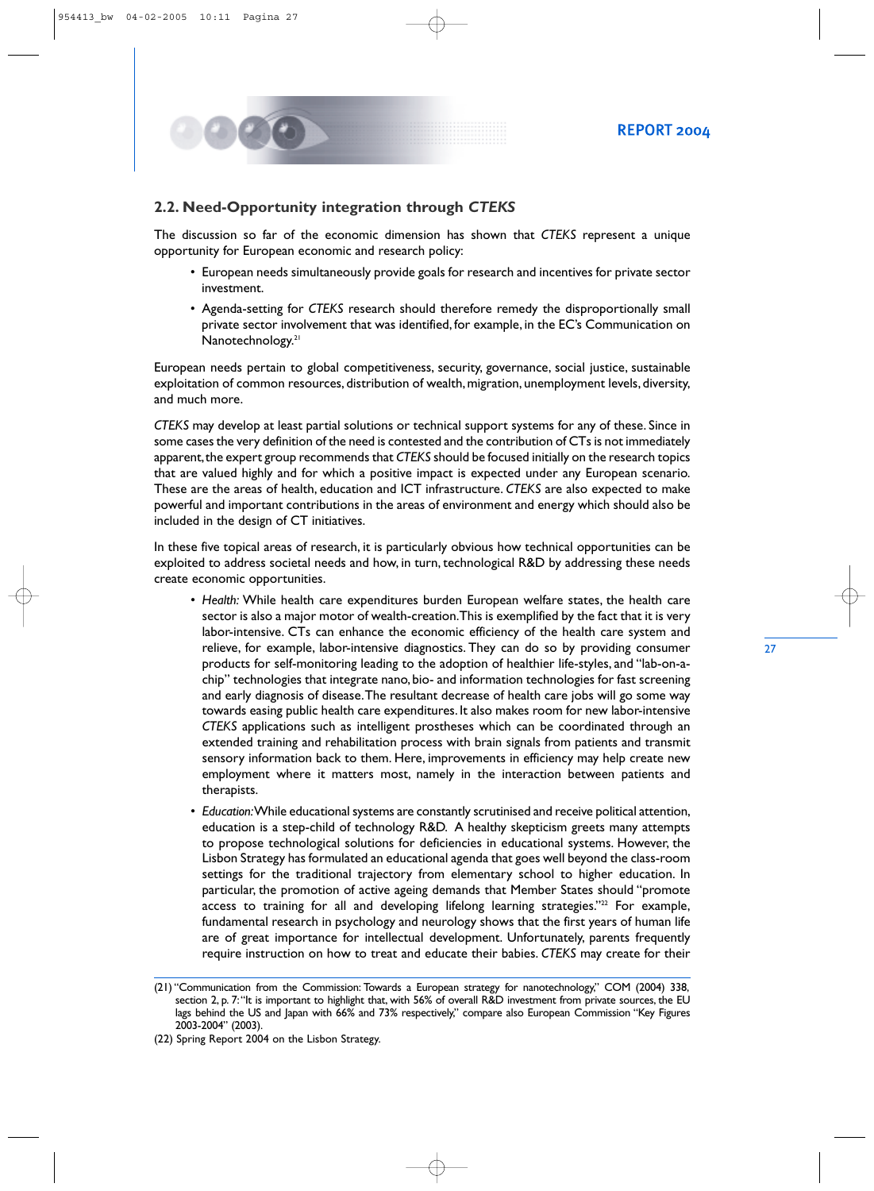## 2.2. Need-Opportunity integration through *CTEKS*

The discussion so far of the economic dimension has shown that *CTEKS* represent a unique opportunity for European economic and research policy:

- European needs simultaneously provide goals for research and incentives for private sector investment.
- Agenda-setting for *CTEKS* research should therefore remedy the disproportionally small private sector involvement that was identified, for example, in the EC's Communication on Nanotechnology.[21]

European needs pertain to global competitiveness, security, governance, social justice, sustainable exploitation of common resources, distribution of wealth, migration, unemployment levels, diversity, and much more.

*CTEKS* may develop at least partial solutions or technical support systems for any of these. Since in some cases the very definition of the need is contested and the contribution of CTs is not immediately apparent, the expert group recommends that *CTEKS* should be focused initially on the research topics that are valued highly and for which a positive impact is expected under any European scenario. These are the areas of health, education and ICT infrastructure. *CTEKS* are also expected to make powerful and important contributions in the areas of environment and energy which should also be included in the design of CT initiatives.

In these five topical areas of research, it is particularly obvious how technical opportunities can be exploited to address societal needs and how, in turn, technological R&D by addressing these needs create economic opportunities.

- *Health:* While health care expenditures burden European welfare states, the health care sector is also a major motor of wealth-creation. This is exemplified by the fact that it is very labor-intensive. CTs can enhance the economic efficiency of the health care system and relieve, for example, labor-intensive diagnostics. They can do so by providing consumer products for self-monitoring leading to the adoption of healthier life-styles, and "lab-on-a-chip" technologies that integrate nano, bio- and information technologies for fast screening and early diagnosis of disease. The resultant decrease of health care jobs will go some way towards easing public health care expenditures. It also makes room for new labor-intensive *CTEKS* applications such as intelligent prostheses which can be coordinated through an extended training and rehabilitation process with brain signals from patients and transmit sensory information back to them. Here, improvements in efficiency may help create new employment where it matters most, namely in the interaction between patients and therapists.
- *Education:* While educational systems are constantly scrutinised and receive political attention, education is a step-child of technology R&D. A healthy skepticism greets many attempts to propose technological solutions for deficiencies in educational systems. However, the Lisbon Strategy has formulated an educational agenda that goes well beyond the class-room settings for the traditional trajectory from elementary school to higher education. In particular, the promotion of active ageing demands that Member States should "promote access to training for all and developing lifelong learning strategies."[22] For example, fundamental research in psychology and neurology shows that the first years of human life are of great importance for intellectual development. Unfortunately, parents frequently require instruction on how to treat and educate their babies. *CTEKS* may create for their

---

(21) "Communication from the Commission: Towards a European strategy for nanotechnology," COM (2004) 338, section 2, p. 7: "It is important to highlight that, with 56% of overall R&D investment from private sources, the EU lags behind the US and Japan with 66% and 73% respectively," compare also European Commission "Key Figures 2003-2004" (2003).

(22) Spring Report 2004 on the Lisbon Strategy.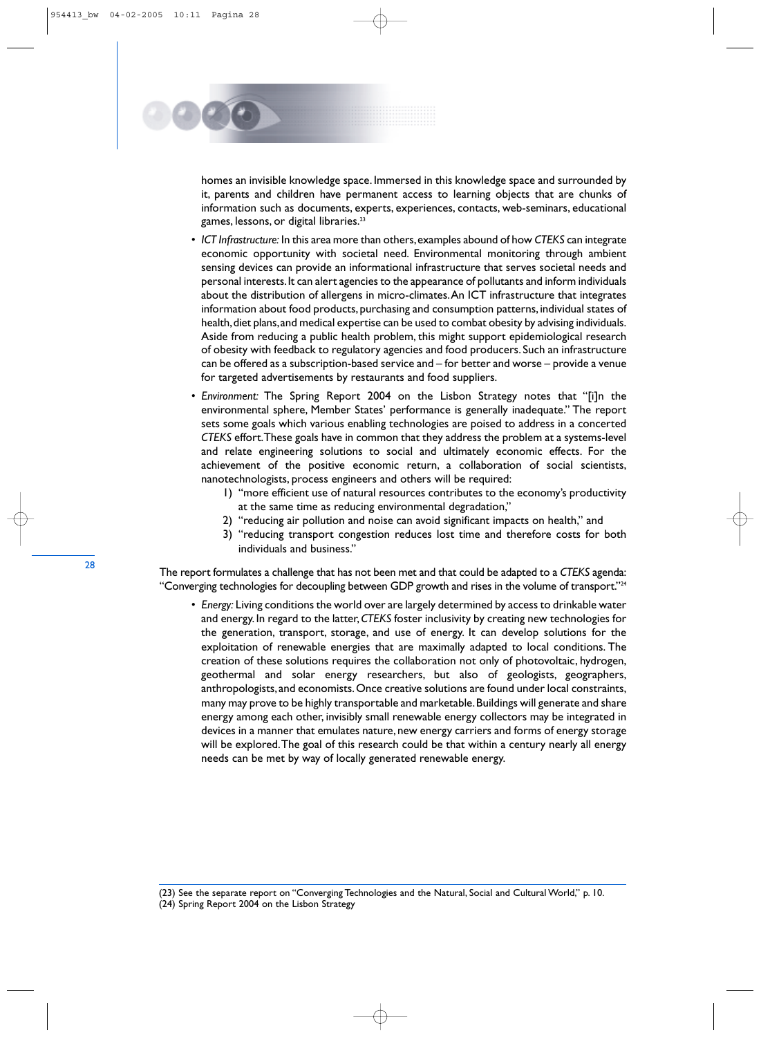homes an invisible knowledge space. Immersed in this knowledge space and surrounded by it, parents and children have permanent access to learning objects that are chunks of information such as documents, experts, experiences, contacts, web-seminars, educational games, lessons, or digital libraries.[23]

- *ICT Infrastructure:* In this area more than others, examples abound of how *CTEKS* can integrate economic opportunity with societal need. Environmental monitoring through ambient sensing devices can provide an informational infrastructure that serves societal needs and personal interests. It can alert agencies to the appearance of pollutants and inform individuals about the distribution of allergens in micro-climates. An ICT infrastructure that integrates information about food products, purchasing and consumption patterns, individual states of health, diet plans, and medical expertise can be used to combat obesity by advising individuals. Aside from reducing a public health problem, this might support epidemiological research of obesity with feedback to regulatory agencies and food producers. Such an infrastructure can be offered as a subscription-based service and – for better and worse – provide a venue for targeted advertisements by restaurants and food suppliers.
- *Environment:* The Spring Report 2004 on the Lisbon Strategy notes that "[i]n the environmental sphere, Member States' performance is generally inadequate." The report sets some goals which various enabling technologies are poised to address in a concerted *CTEKS* effort. These goals have in common that they address the problem at a systems-level and relate engineering solutions to social and ultimately economic effects. For the achievement of the positive economic return, a collaboration of social scientists, nanotechnologists, process engineers and others will be required:
  1) "more efficient use of natural resources contributes to the economy's productivity at the same time as reducing environmental degradation,"
  2) "reducing air pollution and noise can avoid significant impacts on health," and
  3) "reducing transport congestion reduces lost time and therefore costs for both individuals and business."

The report formulates a challenge that has not been met and that could be adapted to a *CTEKS* agenda: "Converging technologies for decoupling between GDP growth and rises in the volume of transport."[24]

- *Energy:* Living conditions the world over are largely determined by access to drinkable water and energy. In regard to the latter, *CTEKS* foster inclusivity by creating new technologies for the generation, transport, storage, and use of energy. It can develop solutions for the exploitation of renewable energies that are maximally adapted to local conditions. The creation of these solutions requires the collaboration not only of photovoltaic, hydrogen, geothermal and solar energy researchers, but also of geologists, geographers, anthropologists, and economists. Once creative solutions are found under local constraints, many may prove to be highly transportable and marketable. Buildings will generate and share energy among each other, invisibly small renewable energy collectors may be integrated in devices in a manner that emulates nature, new energy carriers and forms of energy storage will be explored. The goal of this research could be that within a century nearly all energy needs can be met by way of locally generated renewable energy.

---

(23) See the separate report on "Converging Technologies and the Natural, Social and Cultural World," p. 10.
(24) Spring Report 2004 on the Lisbon Strategy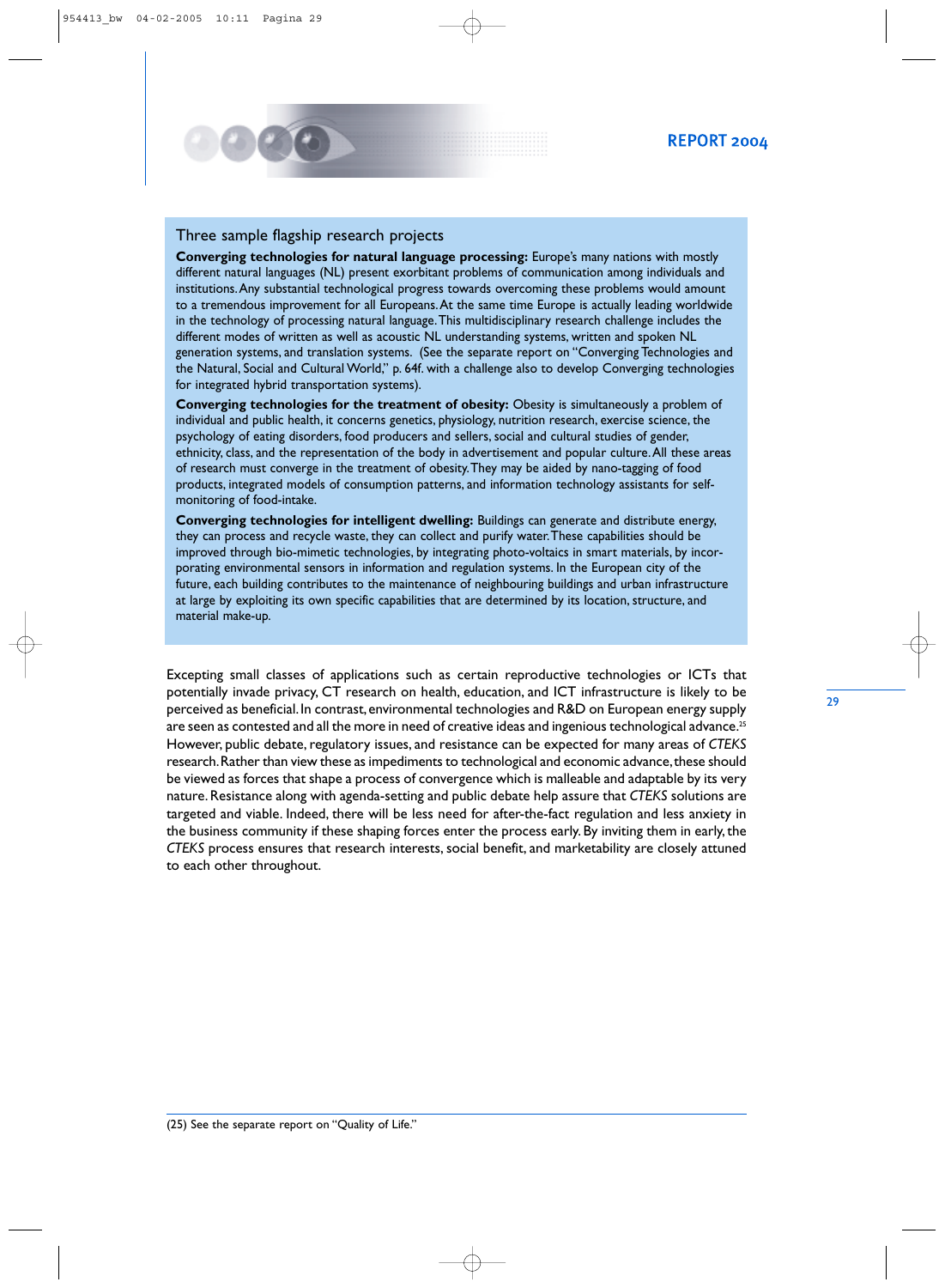### Three sample flagship research projects

**Converging technologies for natural language processing:** Europe's many nations with mostly different natural languages (NL) present exorbitant problems of communication among individuals and institutions. Any substantial technological progress towards overcoming these problems would amount to a tremendous improvement for all Europeans. At the same time Europe is actually leading worldwide in the technology of processing natural language. This multidisciplinary research challenge includes the different modes of written as well as acoustic NL understanding systems, written and spoken NL generation systems, and translation systems. (See the separate report on "Converging Technologies and the Natural, Social and Cultural World," p. 64f. with a challenge also to develop Converging technologies for integrated hybrid transportation systems).

**Converging technologies for the treatment of obesity:** Obesity is simultaneously a problem of individual and public health, it concerns genetics, physiology, nutrition research, exercise science, the psychology of eating disorders, food producers and sellers, social and cultural studies of gender, ethnicity, class, and the representation of the body in advertisement and popular culture. All these areas of research must converge in the treatment of obesity. They may be aided by nano-tagging of food products, integrated models of consumption patterns, and information technology assistants for self-monitoring of food-intake.

**Converging technologies for intelligent dwelling:** Buildings can generate and distribute energy, they can process and recycle waste, they can collect and purify water. These capabilities should be improved through bio-mimetic technologies, by integrating photo-voltaics in smart materials, by incorporating environmental sensors in information and regulation systems. In the European city of the future, each building contributes to the maintenance of neighbouring buildings and urban infrastructure at large by exploiting its own specific capabilities that are determined by its location, structure, and material make-up.

Excepting small classes of applications such as certain reproductive technologies or ICTs that potentially invade privacy, CT research on health, education, and ICT infrastructure is likely to be perceived as beneficial. In contrast, environmental technologies and R&D on European energy supply are seen as contested and all the more in need of creative ideas and ingenious technological advance.[25] However, public debate, regulatory issues, and resistance can be expected for many areas of *CTEKS* research. Rather than view these as impediments to technological and economic advance, these should be viewed as forces that shape a process of convergence which is malleable and adaptable by its very nature. Resistance along with agenda-setting and public debate help assure that *CTEKS* solutions are targeted and viable. Indeed, there will be less need for after-the-fact regulation and less anxiety in the business community if these shaping forces enter the process early. By inviting them in early, the *CTEKS* process ensures that research interests, social benefit, and marketability are closely attuned to each other throughout.

(25) See the separate report on "Quality of Life."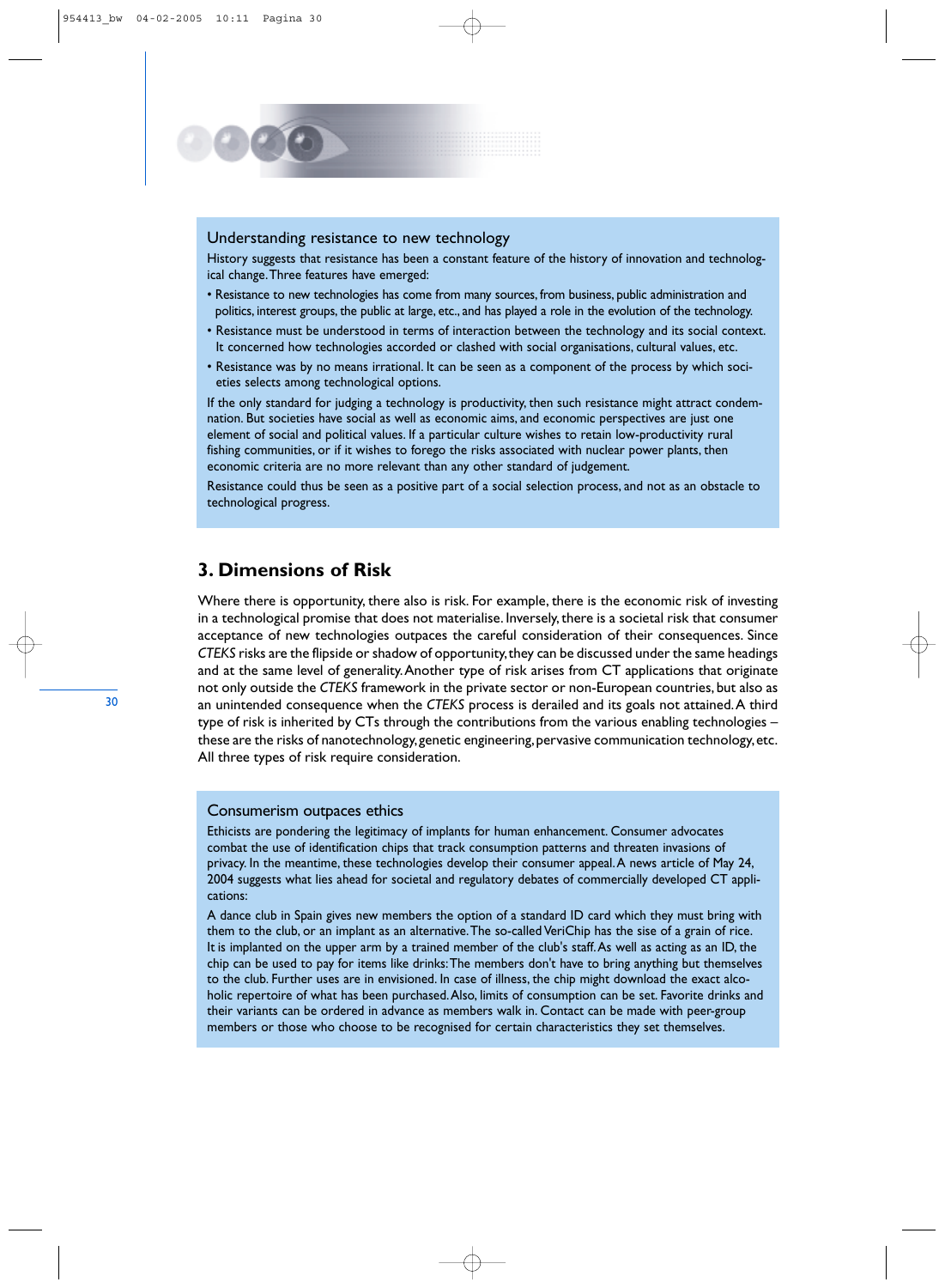### Understanding resistance to new technology

History suggests that resistance has been a constant feature of the history of innovation and technological change. Three features have emerged:

- Resistance to new technologies has come from many sources, from business, public administration and politics, interest groups, the public at large, etc., and has played a role in the evolution of the technology.
- Resistance must be understood in terms of interaction between the technology and its social context. It concerned how technologies accorded or clashed with social organisations, cultural values, etc.
- Resistance was by no means irrational. It can be seen as a component of the process by which societies selects among technological options.

If the only standard for judging a technology is productivity, then such resistance might attract condemnation. But societies have social as well as economic aims, and economic perspectives are just one element of social and political values. If a particular culture wishes to retain low-productivity rural fishing communities, or if it wishes to forego the risks associated with nuclear power plants, then economic criteria are no more relevant than any other standard of judgement.

Resistance could thus be seen as a positive part of a social selection process, and not as an obstacle to technological progress.

## 3. Dimensions of Risk

Where there is opportunity, there also is risk. For example, there is the economic risk of investing in a technological promise that does not materialise. Inversely, there is a societal risk that consumer acceptance of new technologies outpaces the careful consideration of their consequences. Since *CTEKS* risks are the flipside or shadow of opportunity, they can be discussed under the same headings and at the same level of generality. Another type of risk arises from CT applications that originate not only outside the *CTEKS* framework in the private sector or non-European countries, but also as an unintended consequence when the *CTEKS* process is derailed and its goals not attained. A third type of risk is inherited by CTs through the contributions from the various enabling technologies – these are the risks of nanotechnology, genetic engineering, pervasive communication technology, etc. All three types of risk require consideration.

### Consumerism outpaces ethics

Ethicists are pondering the legitimacy of implants for human enhancement. Consumer advocates combat the use of identification chips that track consumption patterns and threaten invasions of privacy. In the meantime, these technologies develop their consumer appeal. A news article of May 24, 2004 suggests what lies ahead for societal and regulatory debates of commercially developed CT applications:

A dance club in Spain gives new members the option of a standard ID card which they must bring with them to the club, or an implant as an alternative. The so-called VeriChip has the sise of a grain of rice. It is implanted on the upper arm by a trained member of the club's staff. As well as acting as an ID, the chip can be used to pay for items like drinks: The members don't have to bring anything but themselves to the club. Further uses are in envisioned. In case of illness, the chip might download the exact alcoholic repertoire of what has been purchased. Also, limits of consumption can be set. Favorite drinks and their variants can be ordered in advance as members walk in. Contact can be made with peer-group members or those who choose to be recognised for certain characteristics they set themselves.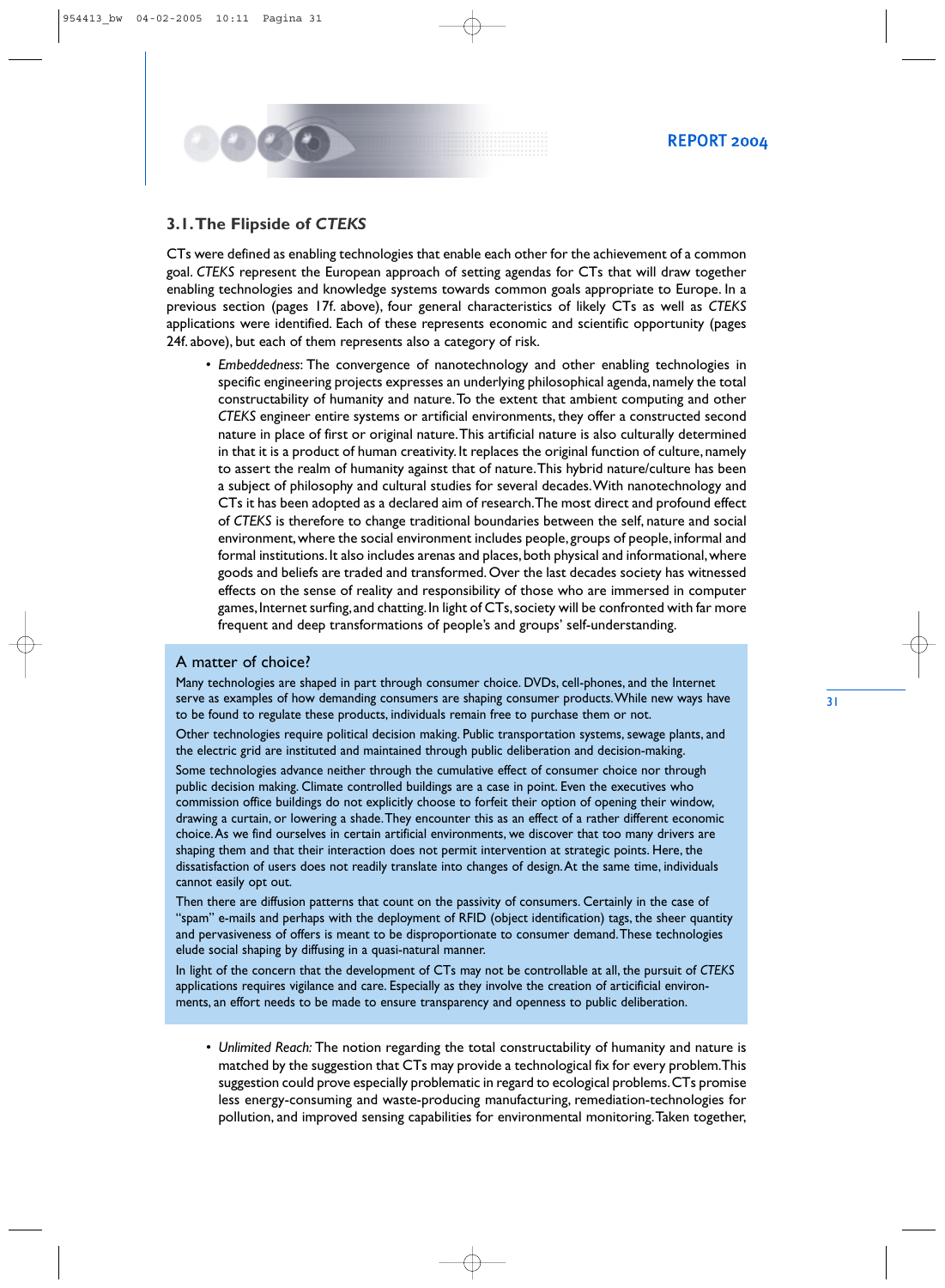### 3.1. The Flipside of *CTEKS*

CTs were defined as enabling technologies that enable each other for the achievement of a common goal. *CTEKS* represent the European approach of setting agendas for CTs that will draw together enabling technologies and knowledge systems towards common goals appropriate to Europe. In a previous section (pages 17f. above), four general characteristics of likely CTs as well as *CTEKS* applications were identified. Each of these represents economic and scientific opportunity (pages 24f. above), but each of them represents also a category of risk.

- *Embeddedness*: The convergence of nanotechnology and other enabling technologies in specific engineering projects expresses an underlying philosophical agenda, namely the total constructability of humanity and nature. To the extent that ambient computing and other *CTEKS* engineer entire systems or artificial environments, they offer a constructed second nature in place of first or original nature. This artificial nature is also culturally determined in that it is a product of human creativity. It replaces the original function of culture, namely to assert the realm of humanity against that of nature. This hybrid nature/culture has been a subject of philosophy and cultural studies for several decades. With nanotechnology and CTs it has been adopted as a declared aim of research. The most direct and profound effect of *CTEKS* is therefore to change traditional boundaries between the self, nature and social environment, where the social environment includes people, groups of people, informal and formal institutions. It also includes arenas and places, both physical and informational, where goods and beliefs are traded and transformed. Over the last decades society has witnessed effects on the sense of reality and responsibility of those who are immersed in computer games, Internet surfing, and chatting. In light of CTs, society will be confronted with far more frequent and deep transformations of people's and groups' self-understanding.

> **A matter of choice?**
>
> Many technologies are shaped in part through consumer choice. DVDs, cell-phones, and the Internet serve as examples of how demanding consumers are shaping consumer products. While new ways have to be found to regulate these products, individuals remain free to purchase them or not.
>
> Other technologies require political decision making. Public transportation systems, sewage plants, and the electric grid are instituted and maintained through public deliberation and decision-making.
>
> Some technologies advance neither through the cumulative effect of consumer choice nor through public decision making. Climate controlled buildings are a case in point. Even the executives who commission office buildings do not explicitly choose to forfeit their option of opening their window, drawing a curtain, or lowering a shade. They encounter this as an effect of a rather different economic choice. As we find ourselves in certain artificial environments, we discover that too many drivers are shaping them and that their interaction does not permit intervention at strategic points. Here, the dissatisfaction of users does not readily translate into changes of design. At the same time, individuals cannot easily opt out.
>
> Then there are diffusion patterns that count on the passivity of consumers. Certainly in the case of "spam" e-mails and perhaps with the deployment of RFID (object identification) tags, the sheer quantity and pervasiveness of offers is meant to be disproportionate to consumer demand. These technologies elude social shaping by diffusing in a quasi-natural manner.
>
> In light of the concern that the development of CTs may not be controllable at all, the pursuit of *CTEKS* applications requires vigilance and care. Especially as they involve the creation of articificial environments, an effort needs to be made to ensure transparency and openness to public deliberation.

- *Unlimited Reach:* The notion regarding the total constructability of humanity and nature is matched by the suggestion that CTs may provide a technological fix for every problem. This suggestion could prove especially problematic in regard to ecological problems. CTs promise less energy-consuming and waste-producing manufacturing, remediation-technologies for pollution, and improved sensing capabilities for environmental monitoring. Taken together,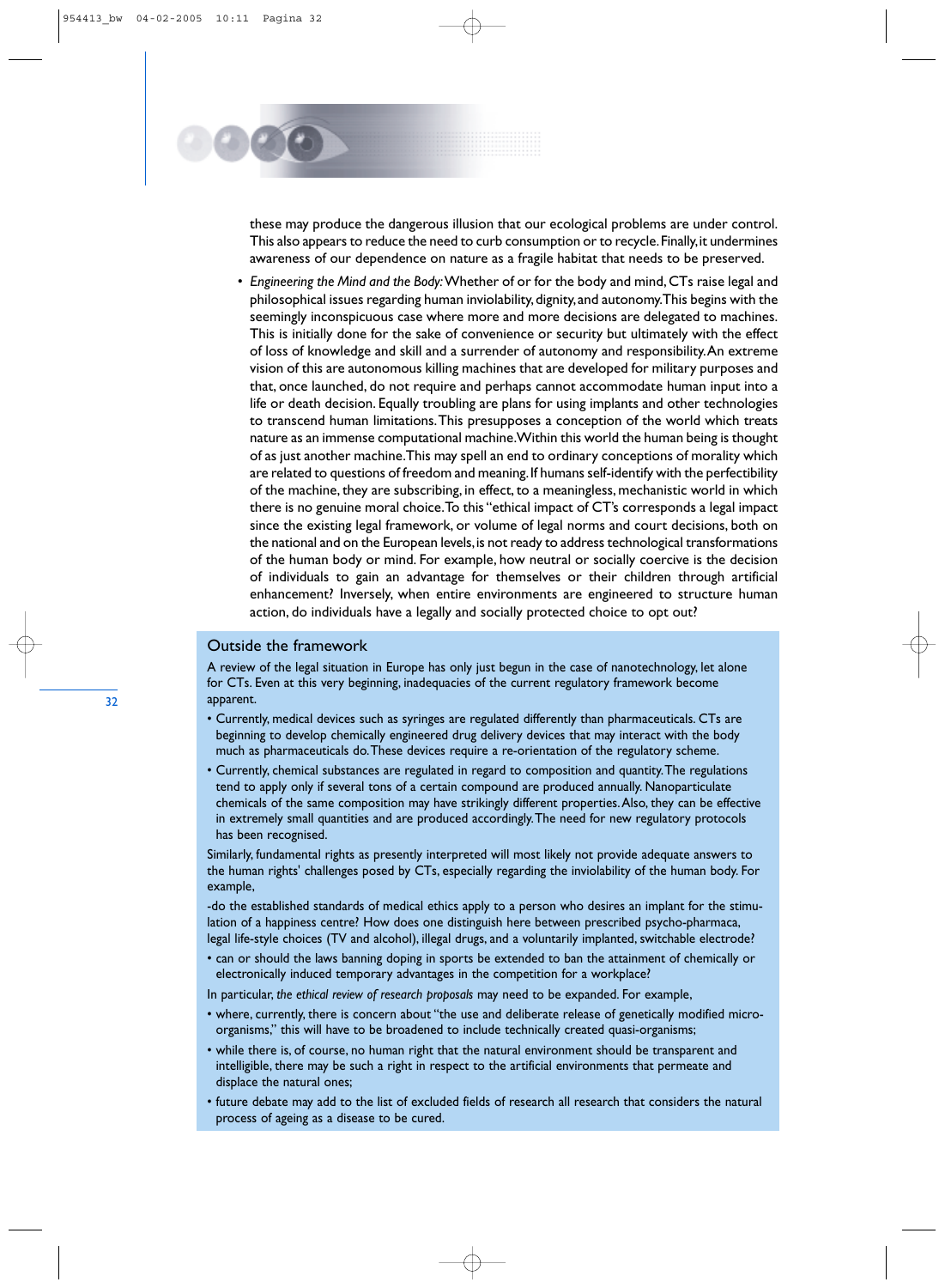these may produce the dangerous illusion that our ecological problems are under control. This also appears to reduce the need to curb consumption or to recycle. Finally, it undermines awareness of our dependence on nature as a fragile habitat that needs to be preserved.

- *Engineering the Mind and the Body:* Whether of or for the body and mind, CTs raise legal and philosophical issues regarding human inviolability, dignity, and autonomy. This begins with the seemingly inconspicuous case where more and more decisions are delegated to machines. This is initially done for the sake of convenience or security but ultimately with the effect of loss of knowledge and skill and a surrender of autonomy and responsibility. An extreme vision of this are autonomous killing machines that are developed for military purposes and that, once launched, do not require and perhaps cannot accommodate human input into a life or death decision. Equally troubling are plans for using implants and other technologies to transcend human limitations. This presupposes a conception of the world which treats nature as an immense computational machine. Within this world the human being is thought of as just another machine. This may spell an end to ordinary conceptions of morality which are related to questions of freedom and meaning. If humans self-identify with the perfectibility of the machine, they are subscribing, in effect, to a meaningless, mechanistic world in which there is no genuine moral choice. To this "ethical impact of CT's corresponds a legal impact since the existing legal framework, or volume of legal norms and court decisions, both on the national and on the European levels, is not ready to address technological transformations of the human body or mind. For example, how neutral or socially coercive is the decision of individuals to gain an advantage for themselves or their children through artificial enhancement? Inversely, when entire environments are engineered to structure human action, do individuals have a legally and socially protected choice to opt out?

## Outside the framework

A review of the legal situation in Europe has only just begun in the case of nanotechnology, let alone for CTs. Even at this very beginning, inadequacies of the current regulatory framework become apparent.

- Currently, medical devices such as syringes are regulated differently than pharmaceuticals. CTs are beginning to develop chemically engineered drug delivery devices that may interact with the body much as pharmaceuticals do. These devices require a re-orientation of the regulatory scheme.
- Currently, chemical substances are regulated in regard to composition and quantity. The regulations tend to apply only if several tons of a certain compound are produced annually. Nanoparticulate chemicals of the same composition may have strikingly different properties. Also, they can be effective in extremely small quantities and are produced accordingly. The need for new regulatory protocols has been recognised.

Similarly, fundamental rights as presently interpreted will most likely not provide adequate answers to the human rights' challenges posed by CTs, especially regarding the inviolability of the human body. For example,

-do the established standards of medical ethics apply to a person who desires an implant for the stimulation of a happiness centre? How does one distinguish here between prescribed psycho-pharmaca, legal life-style choices (TV and alcohol), illegal drugs, and a voluntarily implanted, switchable electrode?

- can or should the laws banning doping in sports be extended to ban the attainment of chemically or electronically induced temporary advantages in the competition for a workplace?

In particular, *the ethical review of research proposals* may need to be expanded. For example,

- where, currently, there is concern about "the use and deliberate release of genetically modified micro-organisms," this will have to be broadened to include technically created quasi-organisms;
- while there is, of course, no human right that the natural environment should be transparent and intelligible, there may be such a right in respect to the artificial environments that permeate and displace the natural ones;
- future debate may add to the list of excluded fields of research all research that considers the natural process of ageing as a disease to be cured.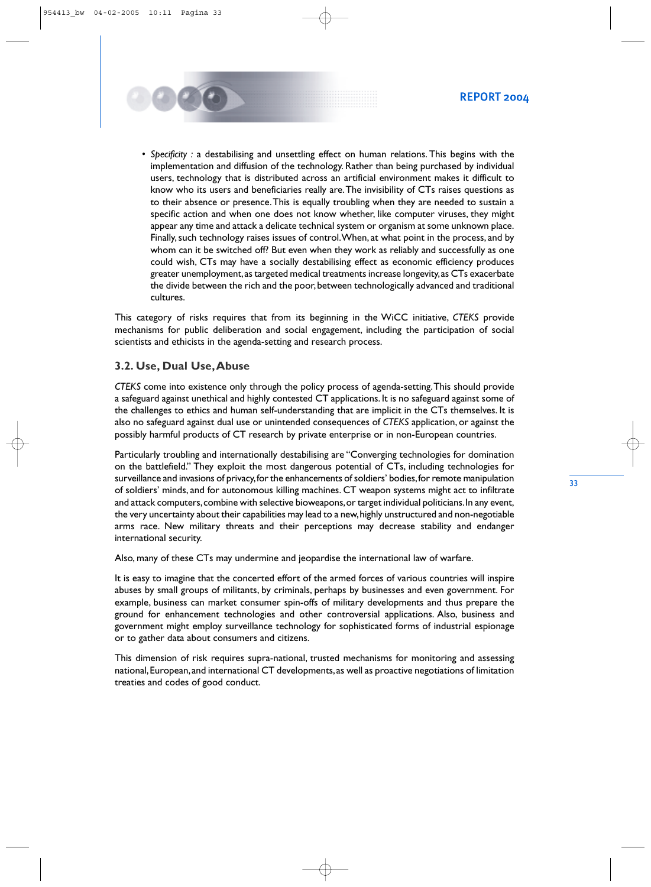- *Specificity* : a destabilising and unsettling effect on human relations. This begins with the implementation and diffusion of the technology. Rather than being purchased by individual users, technology that is distributed across an artificial environment makes it difficult to know who its users and beneficiaries really are. The invisibility of CTs raises questions as to their absence or presence. This is equally troubling when they are needed to sustain a specific action and when one does not know whether, like computer viruses, they might appear any time and attack a delicate technical system or organism at some unknown place. Finally, such technology raises issues of control. When, at what point in the process, and by whom can it be switched off? But even when they work as reliably and successfully as one could wish, CTs may have a socially destabilising effect as economic efficiency produces greater unemployment, as targeted medical treatments increase longevity, as CTs exacerbate the divide between the rich and the poor, between technologically advanced and traditional cultures.

This category of risks requires that from its beginning in the WiCC initiative, *CTEKS* provide mechanisms for public deliberation and social engagement, including the participation of social scientists and ethicists in the agenda-setting and research process.

### 3.2. Use, Dual Use, Abuse

*CTEKS* come into existence only through the policy process of agenda-setting. This should provide a safeguard against unethical and highly contested CT applications. It is no safeguard against some of the challenges to ethics and human self-understanding that are implicit in the CTs themselves. It is also no safeguard against dual use or unintended consequences of *CTEKS* application, or against the possibly harmful products of CT research by private enterprise or in non-European countries.

Particularly troubling and internationally destabilising are "Converging technologies for domination on the battlefield." They exploit the most dangerous potential of CTs, including technologies for surveillance and invasions of privacy, for the enhancements of soldiers' bodies, for remote manipulation of soldiers' minds, and for autonomous killing machines. CT weapon systems might act to infiltrate and attack computers, combine with selective bioweapons, or target individual politicians. In any event, the very uncertainty about their capabilities may lead to a new, highly unstructured and non-negotiable arms race. New military threats and their perceptions may decrease stability and endanger international security.

Also, many of these CTs may undermine and jeopardise the international law of warfare.

It is easy to imagine that the concerted effort of the armed forces of various countries will inspire abuses by small groups of militants, by criminals, perhaps by businesses and even government. For example, business can market consumer spin-offs of military developments and thus prepare the ground for enhancement technologies and other controversial applications. Also, business and government might employ surveillance technology for sophisticated forms of industrial espionage or to gather data about consumers and citizens.

This dimension of risk requires supra-national, trusted mechanisms for monitoring and assessing national, European, and international CT developments, as well as proactive negotiations of limitation treaties and codes of good conduct.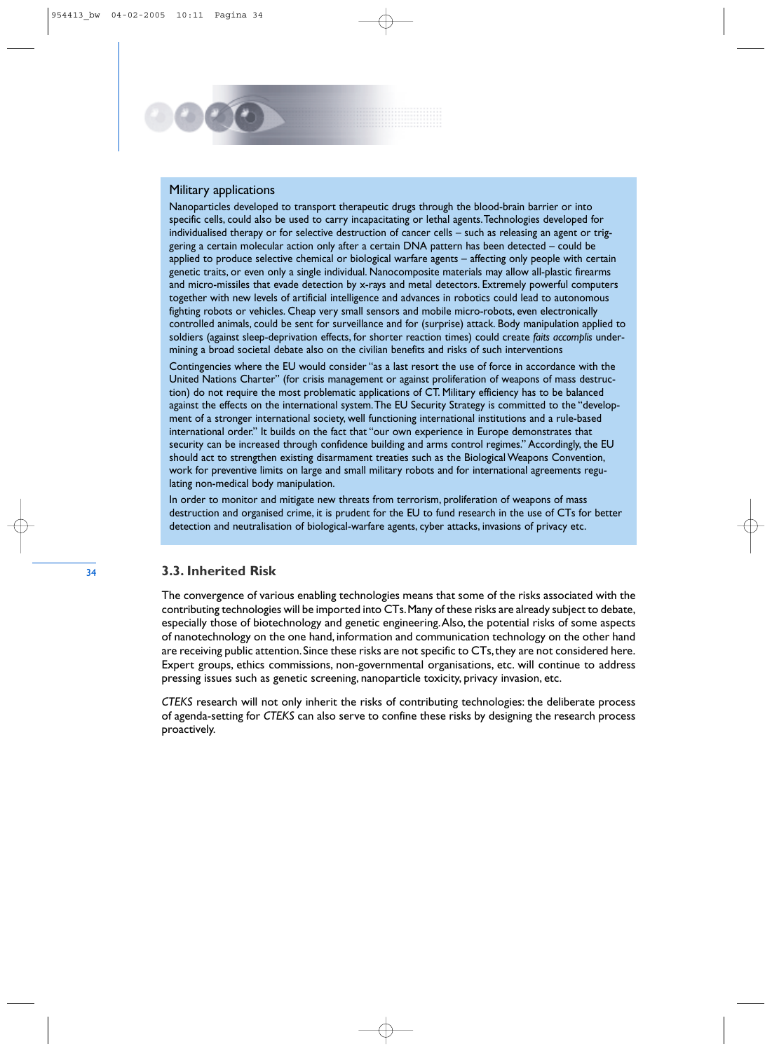### Military applications

Nanoparticles developed to transport therapeutic drugs through the blood-brain barrier or into specific cells, could also be used to carry incapacitating or lethal agents. Technologies developed for individualised therapy or for selective destruction of cancer cells – such as releasing an agent or triggering a certain molecular action only after a certain DNA pattern has been detected – could be applied to produce selective chemical or biological warfare agents – affecting only people with certain genetic traits, or even only a single individual. Nanocomposite materials may allow all-plastic firearms and micro-missiles that evade detection by x-rays and metal detectors. Extremely powerful computers together with new levels of artificial intelligence and advances in robotics could lead to autonomous fighting robots or vehicles. Cheap very small sensors and mobile micro-robots, even electronically controlled animals, could be sent for surveillance and for (surprise) attack. Body manipulation applied to soldiers (against sleep-deprivation effects, for shorter reaction times) could create *faits accomplis* undermining a broad societal debate also on the civilian benefits and risks of such interventions

Contingencies where the EU would consider "as a last resort the use of force in accordance with the United Nations Charter" (for crisis management or against proliferation of weapons of mass destruction) do not require the most problematic applications of CT. Military efficiency has to be balanced against the effects on the international system. The EU Security Strategy is committed to the "development of a stronger international society, well functioning international institutions and a rule-based international order." It builds on the fact that "our own experience in Europe demonstrates that security can be increased through confidence building and arms control regimes." Accordingly, the EU should act to strengthen existing disarmament treaties such as the Biological Weapons Convention, work for preventive limits on large and small military robots and for international agreements regulating non-medical body manipulation.

In order to monitor and mitigate new threats from terrorism, proliferation of weapons of mass destruction and organised crime, it is prudent for the EU to fund research in the use of CTs for better detection and neutralisation of biological-warfare agents, cyber attacks, invasions of privacy etc.

## 3.3. Inherited Risk

The convergence of various enabling technologies means that some of the risks associated with the contributing technologies will be imported into CTs. Many of these risks are already subject to debate, especially those of biotechnology and genetic engineering. Also, the potential risks of some aspects of nanotechnology on the one hand, information and communication technology on the other hand are receiving public attention. Since these risks are not specific to CTs, they are not considered here. Expert groups, ethics commissions, non-governmental organisations, etc. will continue to address pressing issues such as genetic screening, nanoparticle toxicity, privacy invasion, etc.

*CTEKS* research will not only inherit the risks of contributing technologies: the deliberate process of agenda-setting for *CTEKS* can also serve to confine these risks by designing the research process proactively.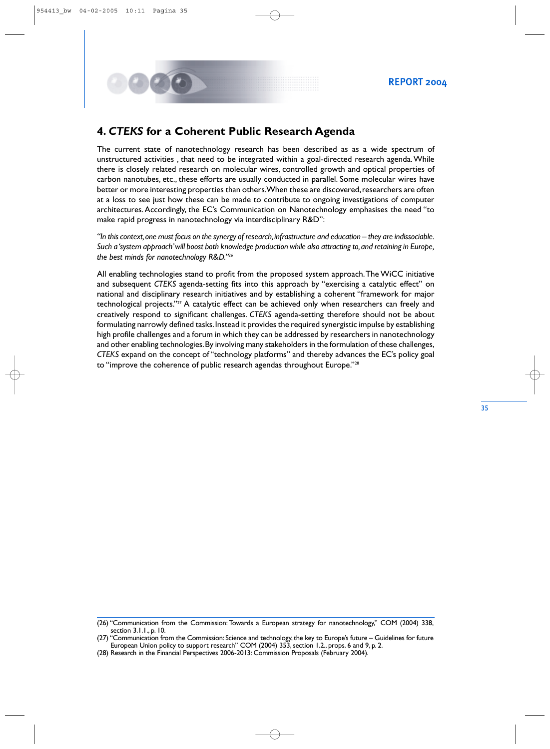## 4. *CTEKS* for a Coherent Public Research Agenda

The current state of nanotechnology research has been described as as a wide spectrum of unstructured activities , that need to be integrated within a goal-directed research agenda. While there is closely related research on molecular wires, controlled growth and optical properties of carbon nanotubes, etc., these efforts are usually conducted in parallel. Some molecular wires have better or more interesting properties than others. When these are discovered, researchers are often at a loss to see just how these can be made to contribute to ongoing investigations of computer architectures. Accordingly, the EC's Communication on Nanotechnology emphasises the need "to make rapid progress in nanotechnology via interdisciplinary R&D":

*"In this context, one must focus on the synergy of research, infrastructure and education – they are indissociable. Such a 'system approach' will boost both knowledge production while also attracting to, and retaining in Europe, the best minds for nanotechnology R&D."*[26]

All enabling technologies stand to profit from the proposed system approach. The WiCC initiative and subsequent *CTEKS* agenda-setting fits into this approach by "exercising a catalytic effect" on national and disciplinary research initiatives and by establishing a coherent "framework for major technological projects."[27] A catalytic effect can be achieved only when researchers can freely and creatively respond to significant challenges. *CTEKS* agenda-setting therefore should not be about formulating narrowly defined tasks. Instead it provides the required synergistic impulse by establishing high profile challenges and a forum in which they can be addressed by researchers in nanotechnology and other enabling technologies. By involving many stakeholders in the formulation of these challenges, *CTEKS* expand on the concept of "technology platforms" and thereby advances the EC's policy goal to "improve the coherence of public research agendas throughout Europe."[28]

---

(26) "Communication from the Commission: Towards a European strategy for nanotechnology," COM (2004) 338, section 3.1.1., p. 10.

(27) "Communication from the Commission: Science and technology, the key to Europe's future – Guidelines for future European Union policy to support research" COM (2004) 353, section 1.2., props. 6 and 9, p. 2.

(28) Research in the Financial Perspectives 2006-2013: Commission Proposals (February 2004).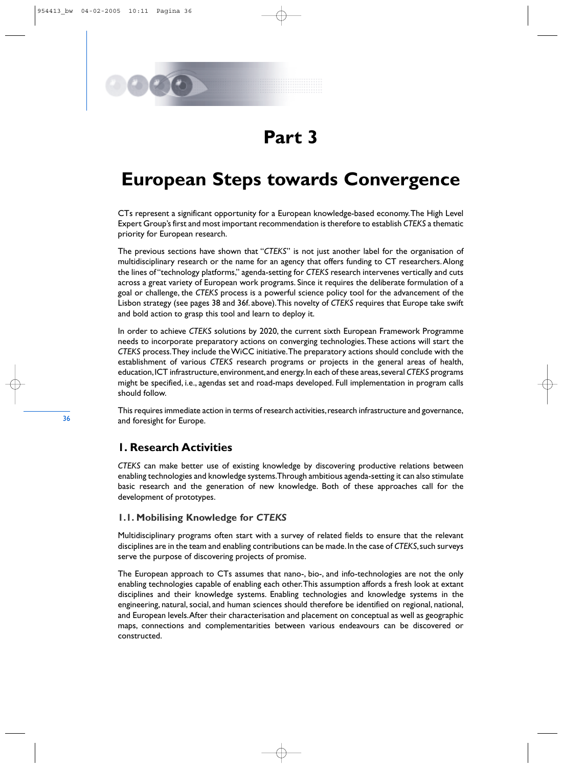# Part 3

# European Steps towards Convergence

CTs represent a significant opportunity for a European knowledge-based economy. The High Level Expert Group's first and most important recommendation is therefore to establish *CTEKS* a thematic priority for European research.

The previous sections have shown that "*CTEKS*" is not just another label for the organisation of multidisciplinary research or the name for an agency that offers funding to CT researchers. Along the lines of "technology platforms," agenda-setting for *CTEKS* research intervenes vertically and cuts across a great variety of European work programs. Since it requires the deliberate formulation of a goal or challenge, the *CTEKS* process is a powerful science policy tool for the advancement of the Lisbon strategy (see pages 38 and 36f. above). This novelty of *CTEKS* requires that Europe take swift and bold action to grasp this tool and learn to deploy it.

In order to achieve *CTEKS* solutions by 2020, the current sixth European Framework Programme needs to incorporate preparatory actions on converging technologies. These actions will start the *CTEKS* process. They include the WiCC initiative. The preparatory actions should conclude with the establishment of various *CTEKS* research programs or projects in the general areas of health, education, ICT infrastructure, environment, and energy. In each of these areas, several *CTEKS* programs might be specified, i.e., agendas set and road-maps developed. Full implementation in program calls should follow.

This requires immediate action in terms of research activities, research infrastructure and governance, and foresight for Europe.

## 1. Research Activities

*CTEKS* can make better use of existing knowledge by discovering productive relations between enabling technologies and knowledge systems. Through ambitious agenda-setting it can also stimulate basic research and the generation of new knowledge. Both of these approaches call for the development of prototypes.

### 1.1. Mobilising Knowledge for *CTEKS*

Multidisciplinary programs often start with a survey of related fields to ensure that the relevant disciplines are in the team and enabling contributions can be made. In the case of *CTEKS*, such surveys serve the purpose of discovering projects of promise.

The European approach to CTs assumes that nano-, bio-, and info-technologies are not the only enabling technologies capable of enabling each other. This assumption affords a fresh look at extant disciplines and their knowledge systems. Enabling technologies and knowledge systems in the engineering, natural, social, and human sciences should therefore be identified on regional, national, and European levels. After their characterisation and placement on conceptual as well as geographic maps, connections and complementarities between various endeavours can be discovered or constructed.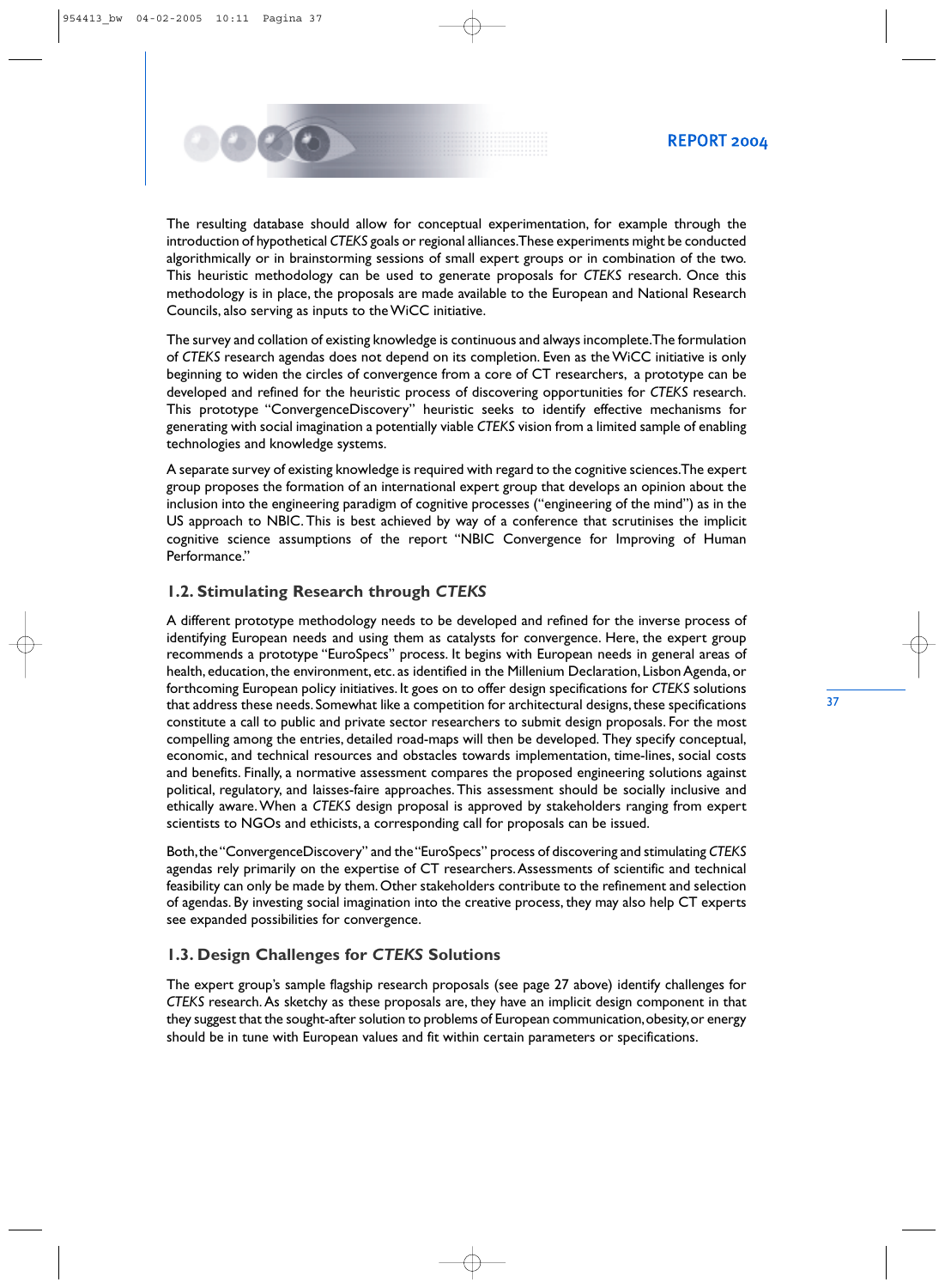The resulting database should allow for conceptual experimentation, for example through the introduction of hypothetical *CTEKS* goals or regional alliances. These experiments might be conducted algorithmically or in brainstorming sessions of small expert groups or in combination of the two. This heuristic methodology can be used to generate proposals for *CTEKS* research. Once this methodology is in place, the proposals are made available to the European and National Research Councils, also serving as inputs to the WiCC initiative.

The survey and collation of existing knowledge is continuous and always incomplete. The formulation of *CTEKS* research agendas does not depend on its completion. Even as the WiCC initiative is only beginning to widen the circles of convergence from a core of CT researchers, a prototype can be developed and refined for the heuristic process of discovering opportunities for *CTEKS* research. This prototype "ConvergenceDiscovery" heuristic seeks to identify effective mechanisms for generating with social imagination a potentially viable *CTEKS* vision from a limited sample of enabling technologies and knowledge systems.

A separate survey of existing knowledge is required with regard to the cognitive sciences. The expert group proposes the formation of an international expert group that develops an opinion about the inclusion into the engineering paradigm of cognitive processes ("engineering of the mind") as in the US approach to NBIC. This is best achieved by way of a conference that scrutinises the implicit cognitive science assumptions of the report "NBIC Convergence for Improving of Human Performance."

## 1.2. Stimulating Research through *CTEKS*

A different prototype methodology needs to be developed and refined for the inverse process of identifying European needs and using them as catalysts for convergence. Here, the expert group recommends a prototype "EuroSpecs" process. It begins with European needs in general areas of health, education, the environment, etc. as identified in the Millenium Declaration, Lisbon Agenda, or forthcoming European policy initiatives. It goes on to offer design specifications for *CTEKS* solutions that address these needs. Somewhat like a competition for architectural designs, these specifications constitute a call to public and private sector researchers to submit design proposals. For the most compelling among the entries, detailed road-maps will then be developed. They specify conceptual, economic, and technical resources and obstacles towards implementation, time-lines, social costs and benefits. Finally, a normative assessment compares the proposed engineering solutions against political, regulatory, and laisses-faire approaches. This assessment should be socially inclusive and ethically aware. When a *CTEKS* design proposal is approved by stakeholders ranging from expert scientists to NGOs and ethicists, a corresponding call for proposals can be issued.

Both, the "ConvergenceDiscovery" and the "EuroSpecs" process of discovering and stimulating *CTEKS* agendas rely primarily on the expertise of CT researchers. Assessments of scientific and technical feasibility can only be made by them. Other stakeholders contribute to the refinement and selection of agendas. By investing social imagination into the creative process, they may also help CT experts see expanded possibilities for convergence.

## 1.3. Design Challenges for *CTEKS* Solutions

The expert group's sample flagship research proposals (see page 27 above) identify challenges for *CTEKS* research. As sketchy as these proposals are, they have an implicit design component in that they suggest that the sought-after solution to problems of European communication, obesity, or energy should be in tune with European values and fit within certain parameters or specifications.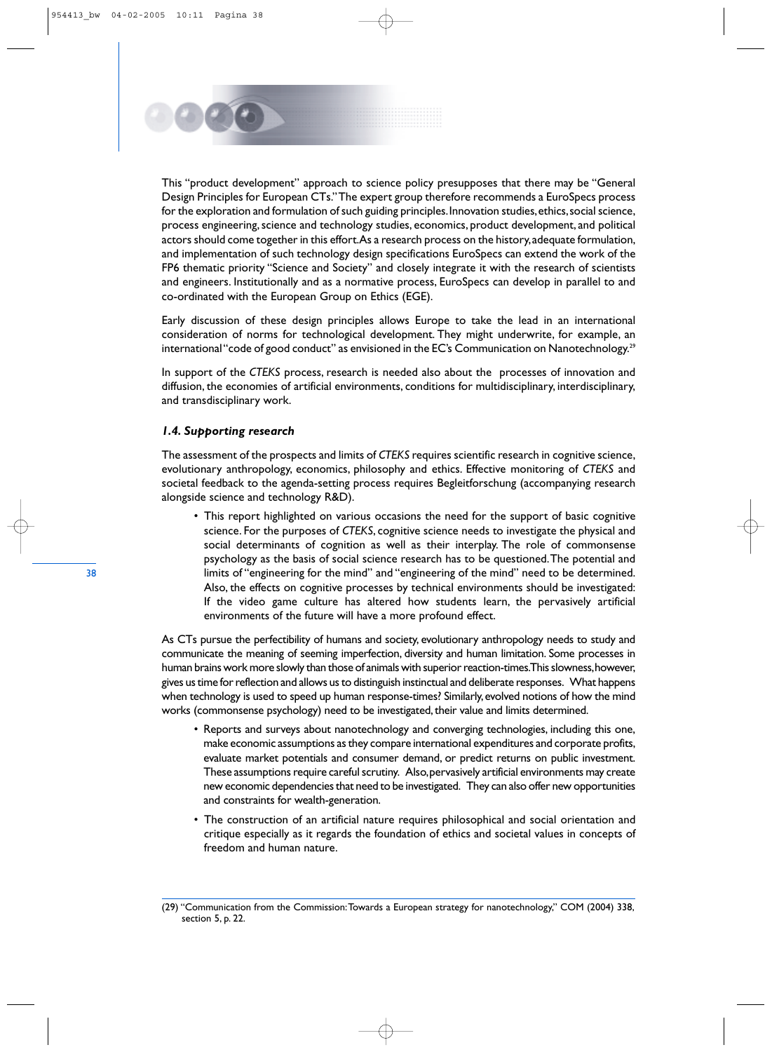This "product development" approach to science policy presupposes that there may be "General Design Principles for European CTs." The expert group therefore recommends a EuroSpecs process for the exploration and formulation of such guiding principles. Innovation studies, ethics, social science, process engineering, science and technology studies, economics, product development, and political actors should come together in this effort. As a research process on the history, adequate formulation, and implementation of such technology design specifications EuroSpecs can extend the work of the FP6 thematic priority "Science and Society" and closely integrate it with the research of scientists and engineers. Institutionally and as a normative process, EuroSpecs can develop in parallel to and co-ordinated with the European Group on Ethics (EGE).

Early discussion of these design principles allows Europe to take the lead in an international consideration of norms for technological development. They might underwrite, for example, an international "code of good conduct" as envisioned in the EC's Communication on Nanotechnology.[29]

In support of the *CTEKS* process, research is needed also about the processes of innovation and diffusion, the economies of artificial environments, conditions for multidisciplinary, interdisciplinary, and transdisciplinary work.

### *1.4. Supporting research*

The assessment of the prospects and limits of *CTEKS* requires scientific research in cognitive science, evolutionary anthropology, economics, philosophy and ethics. Effective monitoring of *CTEKS* and societal feedback to the agenda-setting process requires Begleitforschung (accompanying research alongside science and technology R&D).

- This report highlighted on various occasions the need for the support of basic cognitive science. For the purposes of *CTEKS*, cognitive science needs to investigate the physical and social determinants of cognition as well as their interplay. The role of commonsense psychology as the basis of social science research has to be questioned. The potential and limits of "engineering for the mind" and "engineering of the mind" need to be determined. Also, the effects on cognitive processes by technical environments should be investigated: If the video game culture has altered how students learn, the pervasively artificial environments of the future will have a more profound effect.

As CTs pursue the perfectibility of humans and society, evolutionary anthropology needs to study and communicate the meaning of seeming imperfection, diversity and human limitation. Some processes in human brains work more slowly than those of animals with superior reaction-times. This slowness, however, gives us time for reflection and allows us to distinguish instinctual and deliberate responses. What happens when technology is used to speed up human response-times? Similarly, evolved notions of how the mind works (commonsense psychology) need to be investigated, their value and limits determined.

- Reports and surveys about nanotechnology and converging technologies, including this one, make economic assumptions as they compare international expenditures and corporate profits, evaluate market potentials and consumer demand, or predict returns on public investment. These assumptions require careful scrutiny. Also, pervasively artificial environments may create new economic dependencies that need to be investigated. They can also offer new opportunities and constraints for wealth-generation.
- The construction of an artificial nature requires philosophical and social orientation and critique especially as it regards the foundation of ethics and societal values in concepts of freedom and human nature.

---

(29) "Communication from the Commission: Towards a European strategy for nanotechnology," COM (2004) 338, section 5, p. 22.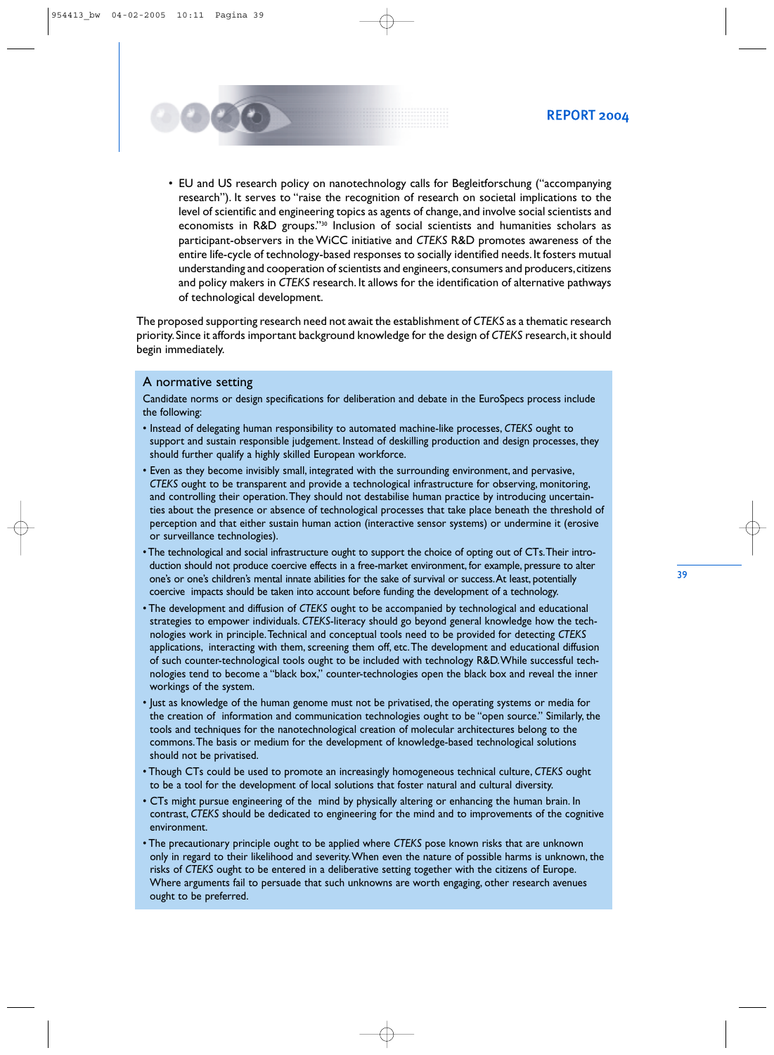- EU and US research policy on nanotechnology calls for Begleitforschung ("accompanying research"). It serves to "raise the recognition of research on societal implications to the level of scientific and engineering topics as agents of change, and involve social scientists and economists in R&D groups."[30] Inclusion of social scientists and humanities scholars as participant-observers in the WiCC initiative and *CTEKS* R&D promotes awareness of the entire life-cycle of technology-based responses to socially identified needs. It fosters mutual understanding and cooperation of scientists and engineers, consumers and producers, citizens and policy makers in *CTEKS* research. It allows for the identification of alternative pathways of technological development.

The proposed supporting research need not await the establishment of *CTEKS* as a thematic research priority. Since it affords important background knowledge for the design of *CTEKS* research, it should begin immediately.

## A normative setting

Candidate norms or design specifications for deliberation and debate in the EuroSpecs process include the following:

- Instead of delegating human responsibility to automated machine-like processes, *CTEKS* ought to support and sustain responsible judgement. Instead of deskilling production and design processes, they should further qualify a highly skilled European workforce.
- Even as they become invisibly small, integrated with the surrounding environment, and pervasive, *CTEKS* ought to be transparent and provide a technological infrastructure for observing, monitoring, and controlling their operation. They should not destabilise human practice by introducing uncertainties about the presence or absence of technological processes that take place beneath the threshold of perception and that either sustain human action (interactive sensor systems) or undermine it (erosive or surveillance technologies).
- The technological and social infrastructure ought to support the choice of opting out of CTs. Their introduction should not produce coercive effects in a free-market environment, for example, pressure to alter one's or one's children's mental innate abilities for the sake of survival or success. At least, potentially coercive impacts should be taken into account before funding the development of a technology.
- The development and diffusion of *CTEKS* ought to be accompanied by technological and educational strategies to empower individuals. *CTEKS*-literacy should go beyond general knowledge how the technologies work in principle. Technical and conceptual tools need to be provided for detecting *CTEKS* applications, interacting with them, screening them off, etc. The development and educational diffusion of such counter-technological tools ought to be included with technology R&D. While successful technologies tend to become a "black box," counter-technologies open the black box and reveal the inner workings of the system.
- Just as knowledge of the human genome must not be privatised, the operating systems or media for the creation of information and communication technologies ought to be "open source." Similarly, the tools and techniques for the nanotechnological creation of molecular architectures belong to the commons. The basis or medium for the development of knowledge-based technological solutions should not be privatised.
- Though CTs could be used to promote an increasingly homogeneous technical culture, *CTEKS* ought to be a tool for the development of local solutions that foster natural and cultural diversity.
- CTs might pursue engineering of the mind by physically altering or enhancing the human brain. In contrast, *CTEKS* should be dedicated to engineering for the mind and to improvements of the cognitive environment.
- The precautionary principle ought to be applied where *CTEKS* pose known risks that are unknown only in regard to their likelihood and severity. When even the nature of possible harms is unknown, the risks of *CTEKS* ought to be entered in a deliberative setting together with the citizens of Europe. Where arguments fail to persuade that such unknowns are worth engaging, other research avenues ought to be preferred.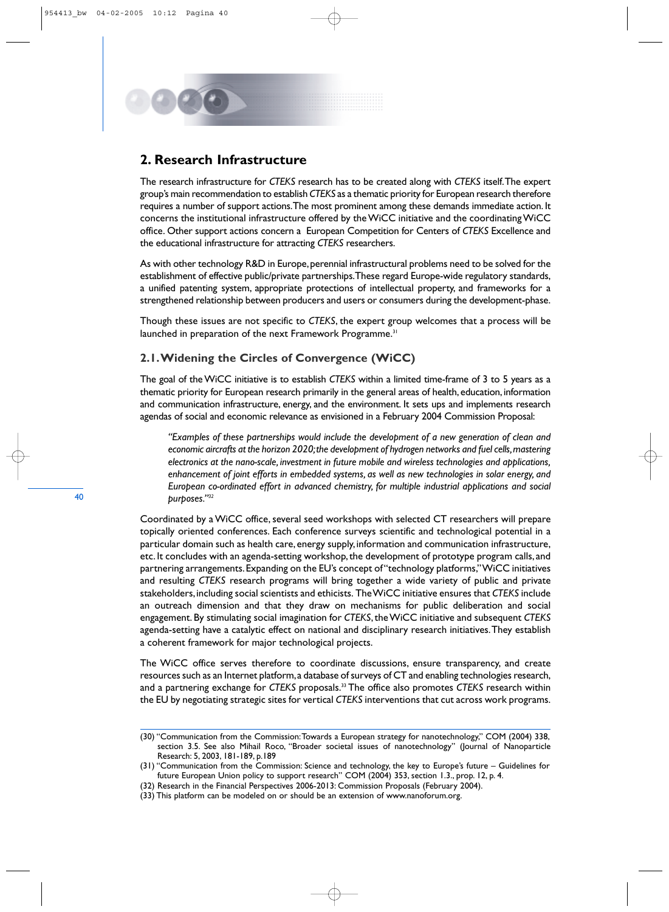## 2. Research Infrastructure

The research infrastructure for *CTEKS* research has to be created along with *CTEKS* itself. The expert group's main recommendation to establish *CTEKS* as a thematic priority for European research therefore requires a number of support actions. The most prominent among these demands immediate action. It concerns the institutional infrastructure offered by the WiCC initiative and the coordinating WiCC office. Other support actions concern a European Competition for Centers of *CTEKS* Excellence and the educational infrastructure for attracting *CTEKS* researchers.

As with other technology R&D in Europe, perennial infrastructural problems need to be solved for the establishment of effective public/private partnerships. These regard Europe-wide regulatory standards, a unified patenting system, appropriate protections of intellectual property, and frameworks for a strengthened relationship between producers and users or consumers during the development-phase.

Though these issues are not specific to *CTEKS*, the expert group welcomes that a process will be launched in preparation of the next Framework Programme.[31]

### 2.1. Widening the Circles of Convergence (WiCC)

The goal of the WiCC initiative is to establish *CTEKS* within a limited time-frame of 3 to 5 years as a thematic priority for European research primarily in the general areas of health, education, information and communication infrastructure, energy, and the environment. It sets ups and implements research agendas of social and economic relevance as envisioned in a February 2004 Commission Proposal:

> *"Examples of these partnerships would include the development of a new generation of clean and economic aircrafts at the horizon 2020; the development of hydrogen networks and fuel cells, mastering electronics at the nano-scale, investment in future mobile and wireless technologies and applications, enhancement of joint efforts in embedded systems, as well as new technologies in solar energy, and European co-ordinated effort in advanced chemistry, for multiple industrial applications and social purposes."*[32]

Coordinated by a WiCC office, several seed workshops with selected CT researchers will prepare topically oriented conferences. Each conference surveys scientific and technological potential in a particular domain such as health care, energy supply, information and communication infrastructure, etc. It concludes with an agenda-setting workshop, the development of prototype program calls, and partnering arrangements. Expanding on the EU's concept of "technology platforms," WiCC initiatives and resulting *CTEKS* research programs will bring together a wide variety of public and private stakeholders, including social scientists and ethicists. The WiCC initiative ensures that *CTEKS* include an outreach dimension and that they draw on mechanisms for public deliberation and social engagement. By stimulating social imagination for *CTEKS*, the WiCC initiative and subsequent *CTEKS* agenda-setting have a catalytic effect on national and disciplinary research initiatives. They establish a coherent framework for major technological projects.

The WiCC office serves therefore to coordinate discussions, ensure transparency, and create resources such as an Internet platform, a database of surveys of CT and enabling technologies research, and a partnering exchange for *CTEKS* proposals.[33] The office also promotes *CTEKS* research within the EU by negotiating strategic sites for vertical *CTEKS* interventions that cut across work programs.

---

(30) "Communication from the Commission: Towards a European strategy for nanotechnology," COM (2004) 338, section 3.5. See also Mihail Roco, "Broader societal issues of nanotechnology" (Journal of Nanoparticle Research: 5, 2003, 181-189, p.189

(31) "Communication from the Commission: Science and technology, the key to Europe's future – Guidelines for future European Union policy to support research" COM (2004) 353, section 1.3., prop. 12, p. 4.

(32) Research in the Financial Perspectives 2006-2013: Commission Proposals (February 2004).

(33) This platform can be modeled on or should be an extension of www.nanoforum.org.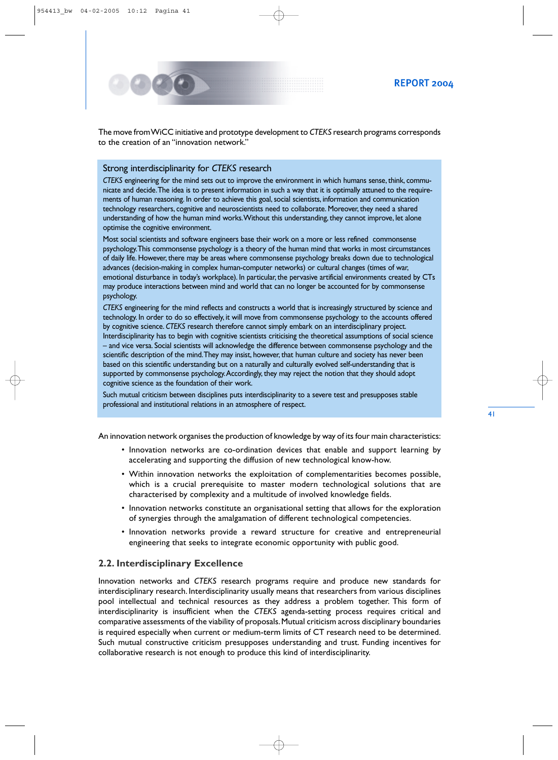The move from WiCC initiative and prototype development to *CTEKS* research programs corresponds to the creation of an "innovation network."

### Strong interdisciplinarity for *CTEKS* research

*CTEKS* engineering for the mind sets out to improve the environment in which humans sense, think, communicate and decide. The idea is to present information in such a way that it is optimally attuned to the requirements of human reasoning. In order to achieve this goal, social scientists, information and communication technology researchers, cognitive and neuroscientists need to collaborate. Moreover, they need a shared understanding of how the human mind works. Without this understanding, they cannot improve, let alone optimise the cognitive environment.

Most social scientists and software engineers base their work on a more or less refined commonsense psychology. This commonsense psychology is a theory of the human mind that works in most circumstances of daily life. However, there may be areas where commonsense psychology breaks down due to technological advances (decision-making in complex human-computer networks) or cultural changes (times of war, emotional disturbance in today's workplace). In particular, the pervasive artificial environments created by CTs may produce interactions between mind and world that can no longer be accounted for by commonsense psychology.

*CTEKS* engineering for the mind reflects and constructs a world that is increasingly structured by science and technology. In order to do so effectively, it will move from commonsense psychology to the accounts offered by cognitive science. *CTEKS* research therefore cannot simply embark on an interdisciplinary project. Interdisciplinarity has to begin with cognitive scientists criticising the theoretical assumptions of social science – and vice versa. Social scientists will acknowledge the difference between commonsense psychology and the scientific description of the mind. They may insist, however, that human culture and society has never been based on this scientific understanding but on a naturally and culturally evolved self-understanding that is supported by commonsense psychology. Accordingly, they may reject the notion that they should adopt cognitive science as the foundation of their work.

Such mutual criticism between disciplines puts interdisciplinarity to a severe test and presupposes stable professional and institutional relations in an atmosphere of respect.

An innovation network organises the production of knowledge by way of its four main characteristics:

- Innovation networks are co-ordination devices that enable and support learning by accelerating and supporting the diffusion of new technological know-how.
- Within innovation networks the exploitation of complementarities becomes possible, which is a crucial prerequisite to master modern technological solutions that are characterised by complexity and a multitude of involved knowledge fields.
- Innovation networks constitute an organisational setting that allows for the exploration of synergies through the amalgamation of different technological competencies.
- Innovation networks provide a reward structure for creative and entrepreneurial engineering that seeks to integrate economic opportunity with public good.

## 2.2. Interdisciplinary Excellence

Innovation networks and *CTEKS* research programs require and produce new standards for interdisciplinary research. Interdisciplinarity usually means that researchers from various disciplines pool intellectual and technical resources as they address a problem together. This form of interdisciplinarity is insufficient when the *CTEKS* agenda-setting process requires critical and comparative assessments of the viability of proposals. Mutual criticism across disciplinary boundaries is required especially when current or medium-term limits of CT research need to be determined. Such mutual constructive criticism presupposes understanding and trust. Funding incentives for collaborative research is not enough to produce this kind of interdisciplinarity.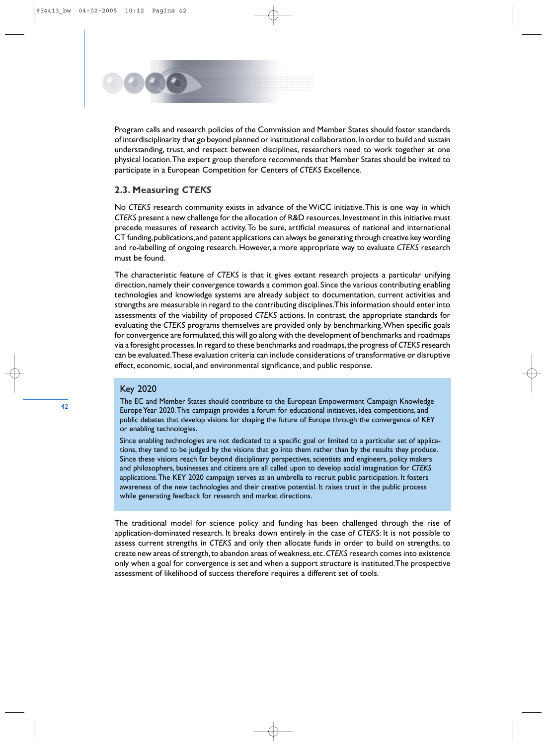Program calls and research policies of the Commission and Member States should foster standards of interdisciplinarity that go beyond planned or institutional collaboration. In order to build and sustain understanding, trust, and respect between disciplines, researchers need to work together at one physical location. The expert group therefore recommends that Member States should be invited to participate in a European Competition for Centers of *CTEKS* Excellence.

## 2.3. Measuring *CTEKS*

No *CTEKS* research community exists in advance of the WiCC initiative. This is one way in which *CTEKS* present a new challenge for the allocation of R&D resources. Investment in this initiative must precede measures of research activity. To be sure, artificial measures of national and international CT funding, publications, and patent applications can always be generating through creative key wording and re-labelling of ongoing research. However, a more appropriate way to evaluate *CTEKS* research must be found.

The characteristic feature of *CTEKS* is that it gives extant research projects a particular unifying direction, namely their convergence towards a common goal. Since the various contributing enabling technologies and knowledge systems are already subject to documentation, current activities and strengths are measurable in regard to the contributing disciplines. This information should enter into assessments of the viability of proposed *CTEKS* actions. In contrast, the appropriate standards for evaluating the *CTEKS* programs themselves are provided only by benchmarking. When specific goals for convergence are formulated, this will go along with the development of benchmarks and roadmaps via a foresight processes. In regard to these benchmarks and roadmaps, the progress of *CTEKS* research can be evaluated. These evaluation criteria can include considerations of transformative or disruptive effect, economic, social, and environmental significance, and public response.

### Key 2020

The EC and Member States should contribute to the European Empowerment Campaign Knowledge Europe Year 2020. This campaign provides a forum for educational initiatives, idea competitions, and public debates that develop visions for shaping the future of Europe through the convergence of KEY or enabling technologies.

Since enabling technologies are not dedicated to a specific goal or limited to a particular set of applications, they tend to be judged by the visions that go into them rather than by the results they produce. Since these visions reach far beyond disciplinary perspectives, scientists and engineers, policy makers and philosophers, businesses and citizens are all called upon to develop social imagination for *CTEKS* applications. The KEY 2020 campaign serves as an umbrella to recruit public participation. It fosters awareness of the new technologies and their creative potential. It raises trust in the public process while generating feedback for research and market directions.

The traditional model for science policy and funding has been challenged through the rise of application-dominated research. It breaks down entirely in the case of *CTEKS*: It is not possible to assess current strengths in *CTEKS* and only then allocate funds in order to build on strengths, to create new areas of strength, to abandon areas of weakness, etc. *CTEKS* research comes into existence only when a goal for convergence is set and when a support structure is instituted. The prospective assessment of likelihood of success therefore requires a different set of tools.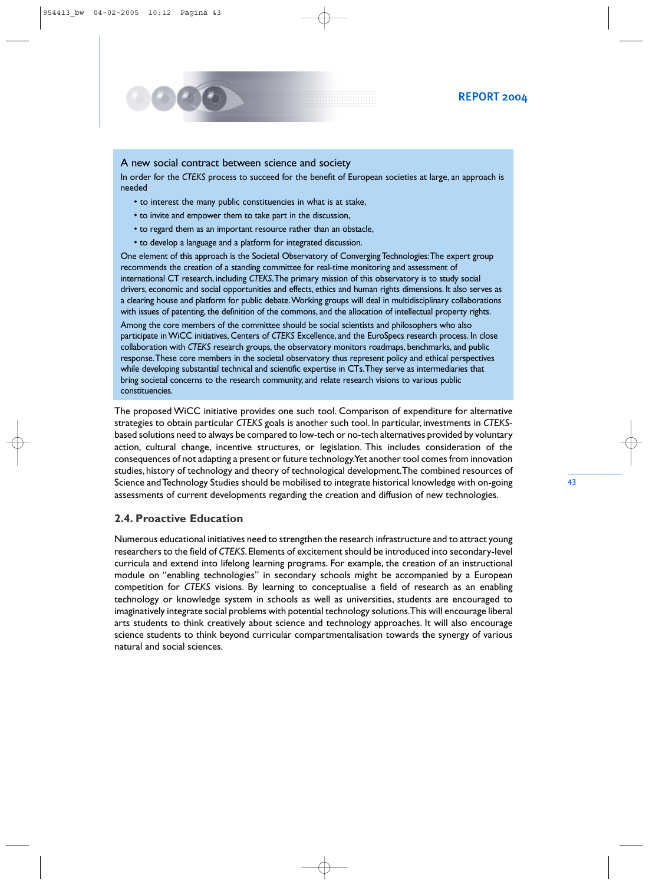### A new social contract between science and society

In order for the *CTEKS* process to succeed for the benefit of European societies at large, an approach is needed

- to interest the many public constituencies in what is at stake,
- to invite and empower them to take part in the discussion,
- to regard them as an important resource rather than an obstacle,
- to develop a language and a platform for integrated discussion.

One element of this approach is the Societal Observatory of Converging Technologies: The expert group recommends the creation of a standing committee for real-time monitoring and assessment of international CT research, including *CTEKS*. The primary mission of this observatory is to study social drivers, economic and social opportunities and effects, ethics and human rights dimensions. It also serves as a clearing house and platform for public debate. Working groups will deal in multidisciplinary collaborations with issues of patenting, the definition of the commons, and the allocation of intellectual property rights.

Among the core members of the committee should be social scientists and philosophers who also participate in WiCC initiatives, Centers of *CTEKS* Excellence, and the EuroSpecs research process. In close collaboration with *CTEKS* research groups, the observatory monitors roadmaps, benchmarks, and public response. These core members in the societal observatory thus represent policy and ethical perspectives while developing substantial technical and scientific expertise in CTs. They serve as intermediaries that bring societal concerns to the research community, and relate research visions to various public constituencies.

The proposed WiCC initiative provides one such tool. Comparison of expenditure for alternative strategies to obtain particular *CTEKS* goals is another such tool. In particular, investments in *CTEKS*-based solutions need to always be compared to low-tech or no-tech alternatives provided by voluntary action, cultural change, incentive structures, or legislation. This includes consideration of the consequences of not adapting a present or future technology. Yet another tool comes from innovation studies, history of technology and theory of technological development. The combined resources of Science and Technology Studies should be mobilised to integrate historical knowledge with on-going assessments of current developments regarding the creation and diffusion of new technologies.

## 2.4. Proactive Education

Numerous educational initiatives need to strengthen the research infrastructure and to attract young researchers to the field of *CTEKS*. Elements of excitement should be introduced into secondary-level curricula and extend into lifelong learning programs. For example, the creation of an instructional module on "enabling technologies" in secondary schools might be accompanied by a European competition for *CTEKS* visions. By learning to conceptualise a field of research as an enabling technology or knowledge system in schools as well as universities, students are encouraged to imaginatively integrate social problems with potential technology solutions. This will encourage liberal arts students to think creatively about science and technology approaches. It will also encourage science students to think beyond curricular compartmentalisation towards the synergy of various natural and social sciences.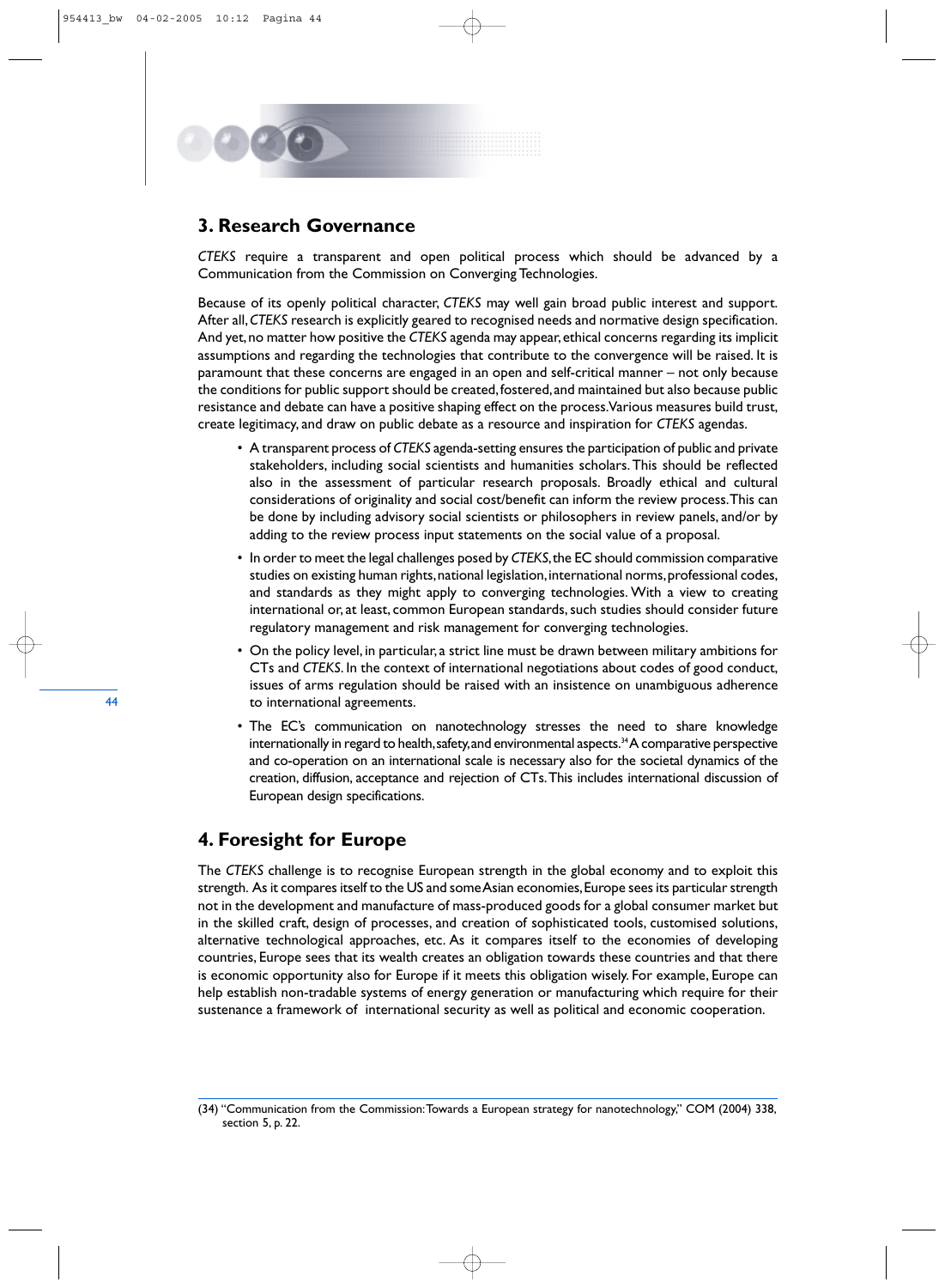## 3. Research Governance

*CTEKS* require a transparent and open political process which should be advanced by a Communication from the Commission on Converging Technologies.

Because of its openly political character, *CTEKS* may well gain broad public interest and support. After all, *CTEKS* research is explicitly geared to recognised needs and normative design specification. And yet, no matter how positive the *CTEKS* agenda may appear, ethical concerns regarding its implicit assumptions and regarding the technologies that contribute to the convergence will be raised. It is paramount that these concerns are engaged in an open and self-critical manner – not only because the conditions for public support should be created, fostered, and maintained but also because public resistance and debate can have a positive shaping effect on the process. Various measures build trust, create legitimacy, and draw on public debate as a resource and inspiration for *CTEKS* agendas.

- A transparent process of *CTEKS* agenda-setting ensures the participation of public and private stakeholders, including social scientists and humanities scholars. This should be reflected also in the assessment of particular research proposals. Broadly ethical and cultural considerations of originality and social cost/benefit can inform the review process. This can be done by including advisory social scientists or philosophers in review panels, and/or by adding to the review process input statements on the social value of a proposal.
- In order to meet the legal challenges posed by *CTEKS*, the EC should commission comparative studies on existing human rights, national legislation, international norms, professional codes, and standards as they might apply to converging technologies. With a view to creating international or, at least, common European standards, such studies should consider future regulatory management and risk management for converging technologies.
- On the policy level, in particular, a strict line must be drawn between military ambitions for CTs and *CTEKS*. In the context of international negotiations about codes of good conduct, issues of arms regulation should be raised with an insistence on unambiguous adherence to international agreements.
- The EC's communication on nanotechnology stresses the need to share knowledge internationally in regard to health, safety, and environmental aspects.[34] A comparative perspective and co-operation on an international scale is necessary also for the societal dynamics of the creation, diffusion, acceptance and rejection of CTs. This includes international discussion of European design specifications.

## 4. Foresight for Europe

The *CTEKS* challenge is to recognise European strength in the global economy and to exploit this strength. As it compares itself to the US and some Asian economies, Europe sees its particular strength not in the development and manufacture of mass-produced goods for a global consumer market but in the skilled craft, design of processes, and creation of sophisticated tools, customised solutions, alternative technological approaches, etc. As it compares itself to the economies of developing countries, Europe sees that its wealth creates an obligation towards these countries and that there is economic opportunity also for Europe if it meets this obligation wisely. For example, Europe can help establish non-tradable systems of energy generation or manufacturing which require for their sustenance a framework of international security as well as political and economic cooperation.

(34) "Communication from the Commission: Towards a European strategy for nanotechnology," COM (2004) 338, section 5, p. 22.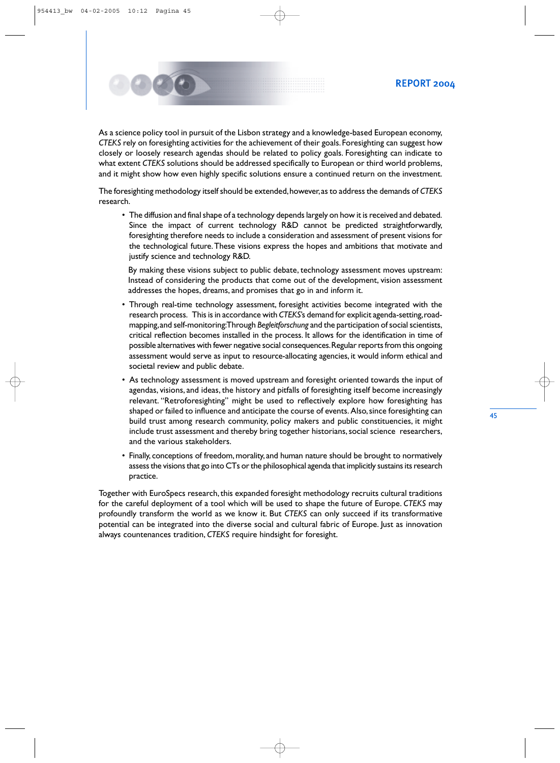As a science policy tool in pursuit of the Lisbon strategy and a knowledge-based European economy, *CTEKS* rely on foresighting activities for the achievement of their goals. Foresighting can suggest how closely or loosely research agendas should be related to policy goals. Foresighting can indicate to what extent *CTEKS* solutions should be addressed specifically to European or third world problems, and it might show how even highly specific solutions ensure a continued return on the investment.

The foresighting methodology itself should be extended, however, as to address the demands of *CTEKS* research.

- The diffusion and final shape of a technology depends largely on how it is received and debated. Since the impact of current technology R&D cannot be predicted straightforwardly, foresighting therefore needs to include a consideration and assessment of present visions for the technological future. These visions express the hopes and ambitions that motivate and justify science and technology R&D.

  By making these visions subject to public debate, technology assessment moves upstream: Instead of considering the products that come out of the development, vision assessment addresses the hopes, dreams, and promises that go in and inform it.

- Through real-time technology assessment, foresight activities become integrated with the research process. This is in accordance with *CTEKS*'s demand for explicit agenda-setting, road-mapping, and self-monitoring: Through *Begleitforschung* and the participation of social scientists, critical reflection becomes installed in the process. It allows for the identification in time of possible alternatives with fewer negative social consequences. Regular reports from this ongoing assessment would serve as input to resource-allocating agencies, it would inform ethical and societal review and public debate.

- As technology assessment is moved upstream and foresight oriented towards the input of agendas, visions, and ideas, the history and pitfalls of foresighting itself become increasingly relevant. "Retroforesighting" might be used to reflectively explore how foresighting has shaped or failed to influence and anticipate the course of events. Also, since foresighting can build trust among research community, policy makers and public constituencies, it might include trust assessment and thereby bring together historians, social science researchers, and the various stakeholders.

- Finally, conceptions of freedom, morality, and human nature should be brought to normatively assess the visions that go into CTs or the philosophical agenda that implicitly sustains its research practice.

Together with EuroSpecs research, this expanded foresight methodology recruits cultural traditions for the careful deployment of a tool which will be used to shape the future of Europe. *CTEKS* may profoundly transform the world as we know it. But *CTEKS* can only succeed if its transformative potential can be integrated into the diverse social and cultural fabric of Europe. Just as innovation always countenances tradition, *CTEKS* require hindsight for foresight.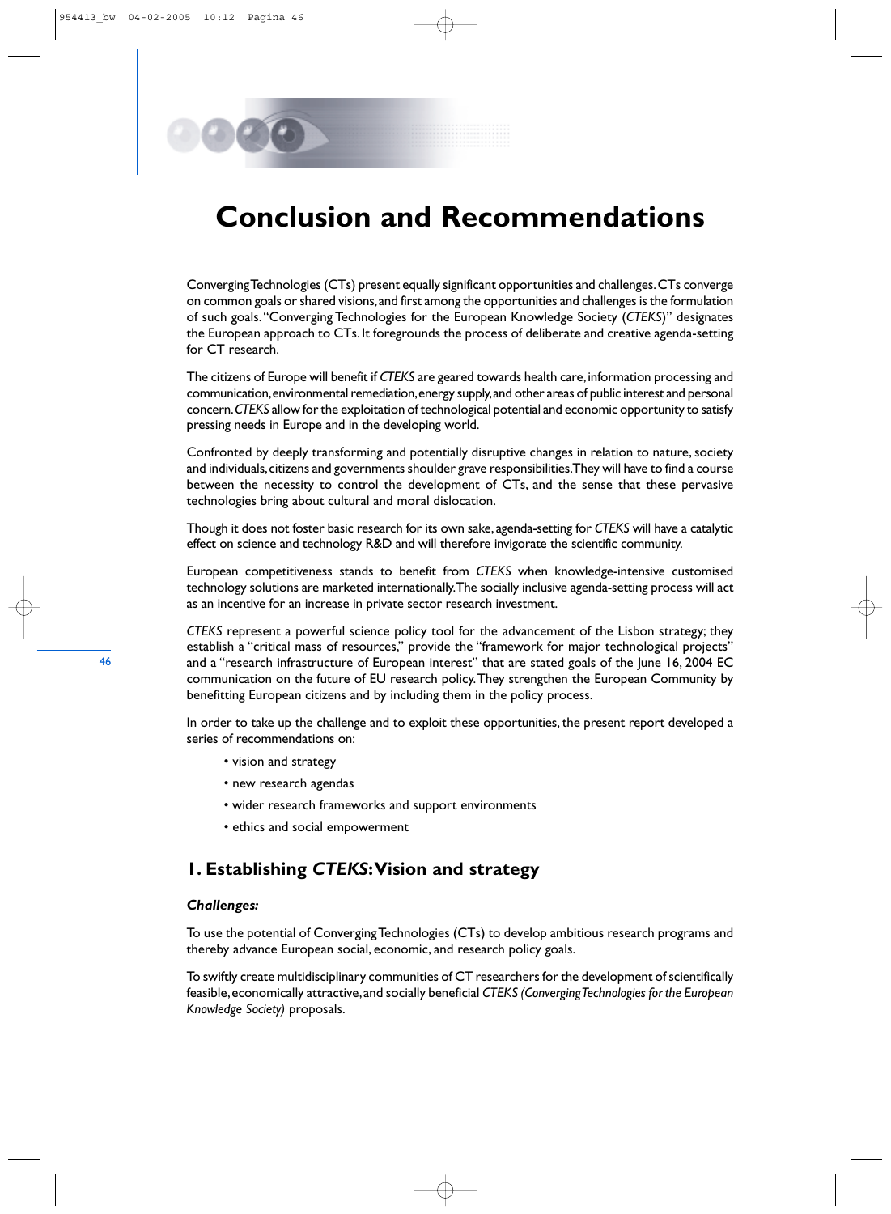# Conclusion and Recommendations

Converging Technologies (CTs) present equally significant opportunities and challenges. CTs converge on common goals or shared visions, and first among the opportunities and challenges is the formulation of such goals. "Converging Technologies for the European Knowledge Society (*CTEKS*)" designates the European approach to CTs. It foregrounds the process of deliberate and creative agenda-setting for CT research.

The citizens of Europe will benefit if *CTEKS* are geared towards health care, information processing and communication, environmental remediation, energy supply, and other areas of public interest and personal concern. *CTEKS* allow for the exploitation of technological potential and economic opportunity to satisfy pressing needs in Europe and in the developing world.

Confronted by deeply transforming and potentially disruptive changes in relation to nature, society and individuals, citizens and governments shoulder grave responsibilities. They will have to find a course between the necessity to control the development of CTs, and the sense that these pervasive technologies bring about cultural and moral dislocation.

Though it does not foster basic research for its own sake, agenda-setting for *CTEKS* will have a catalytic effect on science and technology R&D and will therefore invigorate the scientific community.

European competitiveness stands to benefit from *CTEKS* when knowledge-intensive customised technology solutions are marketed internationally. The socially inclusive agenda-setting process will act as an incentive for an increase in private sector research investment.

*CTEKS* represent a powerful science policy tool for the advancement of the Lisbon strategy; they establish a "critical mass of resources," provide the "framework for major technological projects" and a "research infrastructure of European interest" that are stated goals of the June 16, 2004 EC communication on the future of EU research policy. They strengthen the European Community by benefitting European citizens and by including them in the policy process.

In order to take up the challenge and to exploit these opportunities, the present report developed a series of recommendations on:

- vision and strategy
- new research agendas
- wider research frameworks and support environments
- ethics and social empowerment

## 1. Establishing *CTEKS*: Vision and strategy

### *Challenges:*

To use the potential of Converging Technologies (CTs) to develop ambitious research programs and thereby advance European social, economic, and research policy goals.

To swiftly create multidisciplinary communities of CT researchers for the development of scientifically feasible, economically attractive, and socially beneficial *CTEKS (Converging Technologies for the European Knowledge Society)* proposals.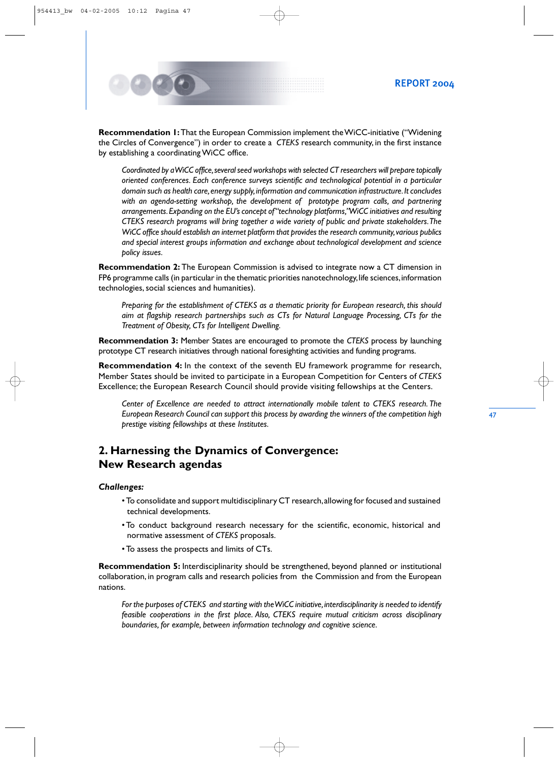**Recommendation 1:** That the European Commission implement the WiCC-initiative ("Widening the Circles of Convergence") in order to create a *CTEKS* research community, in the first instance by establishing a coordinating WiCC office.

> *Coordinated by a WiCC office, several seed workshops with selected CT researchers will prepare topically oriented conferences. Each conference surveys scientific and technological potential in a particular domain such as health care, energy supply, information and communication infrastructure. It concludes with an agenda-setting workshop, the development of prototype program calls, and partnering arrangements. Expanding on the EU's concept of "technology platforms," WiCC initiatives and resulting CTEKS research programs will bring together a wide variety of public and private stakeholders. The WiCC office should establish an internet platform that provides the research community, various publics and special interest groups information and exchange about technological development and science policy issues.*

**Recommendation 2:** The European Commission is advised to integrate now a CT dimension in FP6 programme calls (in particular in the thematic priorities nanotechnology, life sciences, information technologies, social sciences and humanities).

> *Preparing for the establishment of CTEKS as a thematic priority for European research, this should aim at flagship research partnerships such as CTs for Natural Language Processing, CTs for the Treatment of Obesity, CTs for Intelligent Dwelling.*

**Recommendation 3:** Member States are encouraged to promote the *CTEKS* process by launching prototype CT research initiatives through national foresighting activities and funding programs.

**Recommendation 4:** In the context of the seventh EU framework programme for research, Member States should be invited to participate in a European Competition for Centers of *CTEKS* Excellence; the European Research Council should provide visiting fellowships at the Centers.

> *Center of Excellence are needed to attract internationally mobile talent to CTEKS research. The European Research Council can support this process by awarding the winners of the competition high prestige visiting fellowships at these Institutes.*

## 2. Harnessing the Dynamics of Convergence: New Research agendas

***Challenges:***

- To consolidate and support multidisciplinary CT research, allowing for focused and sustained technical developments.
- To conduct background research necessary for the scientific, economic, historical and normative assessment of *CTEKS* proposals.
- To assess the prospects and limits of CTs.

**Recommendation 5:** Interdisciplinarity should be strengthened, beyond planned or institutional collaboration, in program calls and research policies from the Commission and from the European nations.

> *For the purposes of CTEKS and starting with the WiCC initiative, interdisciplinarity is needed to identify feasible cooperations in the first place. Also, CTEKS require mutual criticism across disciplinary boundaries, for example, between information technology and cognitive science.*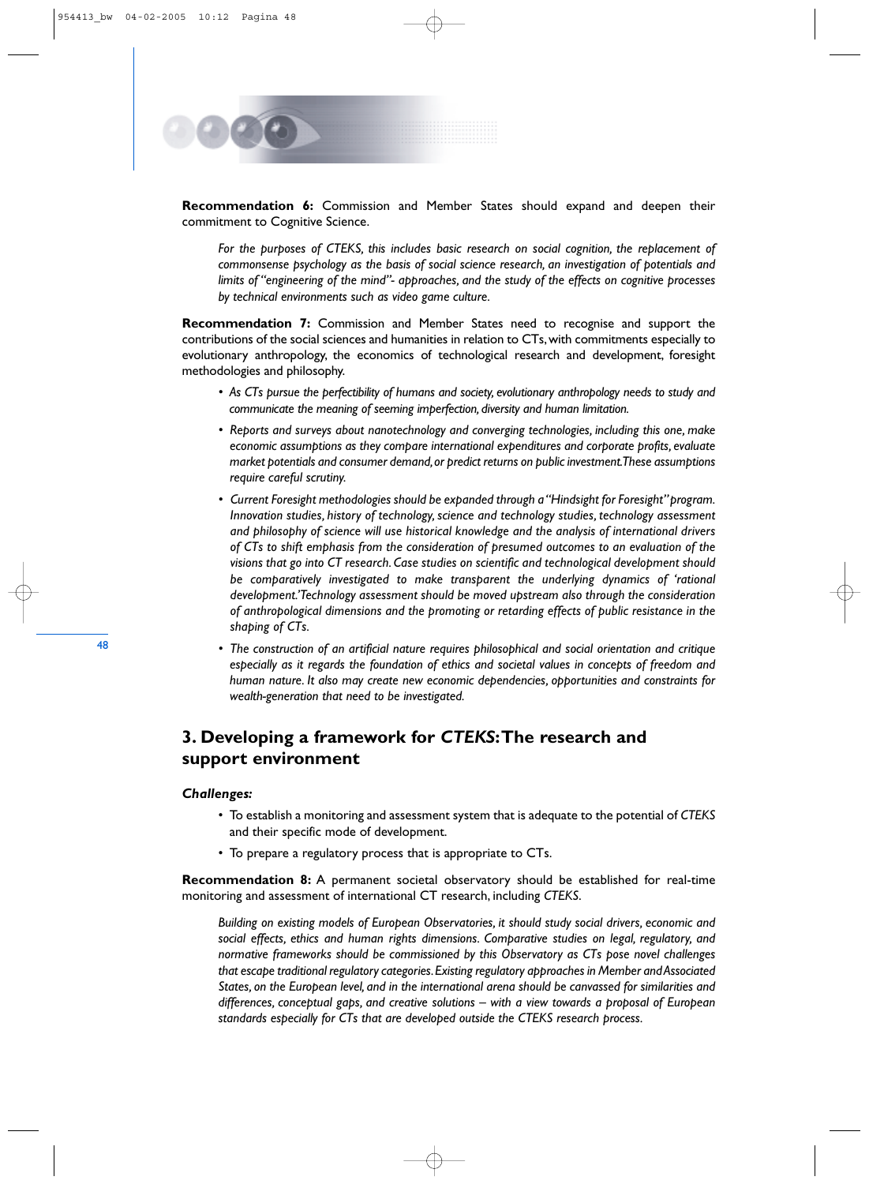**Recommendation 6:** Commission and Member States should expand and deepen their commitment to Cognitive Science.

*For the purposes of CTEKS, this includes basic research on social cognition, the replacement of commonsense psychology as the basis of social science research, an investigation of potentials and limits of "engineering of the mind"- approaches, and the study of the effects on cognitive processes by technical environments such as video game culture.*

**Recommendation 7:** Commission and Member States need to recognise and support the contributions of the social sciences and humanities in relation to CTs, with commitments especially to evolutionary anthropology, the economics of technological research and development, foresight methodologies and philosophy.

- *As CTs pursue the perfectibility of humans and society, evolutionary anthropology needs to study and communicate the meaning of seeming imperfection, diversity and human limitation.*
- *Reports and surveys about nanotechnology and converging technologies, including this one, make economic assumptions as they compare international expenditures and corporate profits, evaluate market potentials and consumer demand, or predict returns on public investment. These assumptions require careful scrutiny.*
- *Current Foresight methodologies should be expanded through a "Hindsight for Foresight" program. Innovation studies, history of technology, science and technology studies, technology assessment and philosophy of science will use historical knowledge and the analysis of international drivers of CTs to shift emphasis from the consideration of presumed outcomes to an evaluation of the visions that go into CT research. Case studies on scientific and technological development should be comparatively investigated to make transparent the underlying dynamics of 'rational development.' Technology assessment should be moved upstream also through the consideration of anthropological dimensions and the promoting or retarding effects of public resistance in the shaping of CTs.*
- *The construction of an artificial nature requires philosophical and social orientation and critique especially as it regards the foundation of ethics and societal values in concepts of freedom and human nature. It also may create new economic dependencies, opportunities and constraints for wealth-generation that need to be investigated.*

## 3. Developing a framework for *CTEKS*: The research and support environment

***Challenges:***

- To establish a monitoring and assessment system that is adequate to the potential of *CTEKS* and their specific mode of development.
- To prepare a regulatory process that is appropriate to CTs.

**Recommendation 8:** A permanent societal observatory should be established for real-time monitoring and assessment of international CT research, including *CTEKS*.

*Building on existing models of European Observatories, it should study social drivers, economic and social effects, ethics and human rights dimensions. Comparative studies on legal, regulatory, and normative frameworks should be commissioned by this Observatory as CTs pose novel challenges that escape traditional regulatory categories. Existing regulatory approaches in Member and Associated States, on the European level, and in the international arena should be canvassed for similarities and differences, conceptual gaps, and creative solutions – with a view towards a proposal of European standards especially for CTs that are developed outside the CTEKS research process.*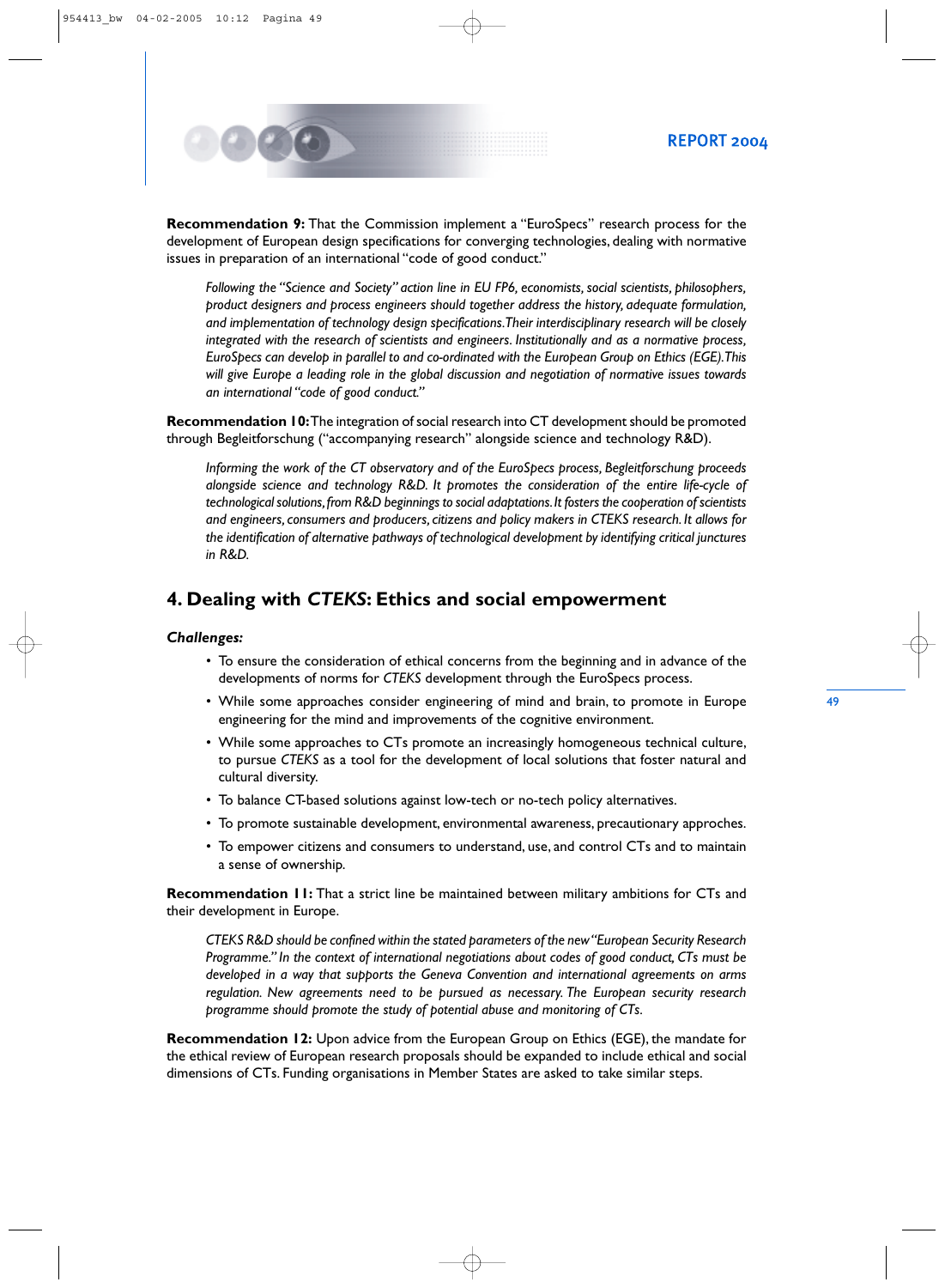**Recommendation 9:** That the Commission implement a "EuroSpecs" research process for the development of European design specifications for converging technologies, dealing with normative issues in preparation of an international "code of good conduct."

*Following the "Science and Society" action line in EU FP6, economists, social scientists, philosophers, product designers and process engineers should together address the history, adequate formulation, and implementation of technology design specifications. Their interdisciplinary research will be closely integrated with the research of scientists and engineers. Institutionally and as a normative process, EuroSpecs can develop in parallel to and co-ordinated with the European Group on Ethics (EGE). This will give Europe a leading role in the global discussion and negotiation of normative issues towards an international "code of good conduct."*

**Recommendation 10:** The integration of social research into CT development should be promoted through Begleitforschung ("accompanying research" alongside science and technology R&D).

*Informing the work of the CT observatory and of the EuroSpecs process, Begleitforschung proceeds alongside science and technology R&D. It promotes the consideration of the entire life-cycle of technological solutions, from R&D beginnings to social adaptations. It fosters the cooperation of scientists and engineers, consumers and producers, citizens and policy makers in CTEKS research. It allows for the identification of alternative pathways of technological development by identifying critical junctures in R&D.*

## 4. Dealing with *CTEKS*: Ethics and social empowerment

***Challenges:***

- To ensure the consideration of ethical concerns from the beginning and in advance of the developments of norms for *CTEKS* development through the EuroSpecs process.
- While some approaches consider engineering of mind and brain, to promote in Europe engineering for the mind and improvements of the cognitive environment.
- While some approaches to CTs promote an increasingly homogeneous technical culture, to pursue *CTEKS* as a tool for the development of local solutions that foster natural and cultural diversity.
- To balance CT-based solutions against low-tech or no-tech policy alternatives.
- To promote sustainable development, environmental awareness, precautionary approches.
- To empower citizens and consumers to understand, use, and control CTs and to maintain a sense of ownership.

**Recommendation 11:** That a strict line be maintained between military ambitions for CTs and their development in Europe.

*CTEKS R&D should be confined within the stated parameters of the new "European Security Research Programme." In the context of international negotiations about codes of good conduct, CTs must be developed in a way that supports the Geneva Convention and international agreements on arms regulation. New agreements need to be pursued as necessary. The European security research programme should promote the study of potential abuse and monitoring of CTs.*

**Recommendation 12:** Upon advice from the European Group on Ethics (EGE), the mandate for the ethical review of European research proposals should be expanded to include ethical and social dimensions of CTs. Funding organisations in Member States are asked to take similar steps.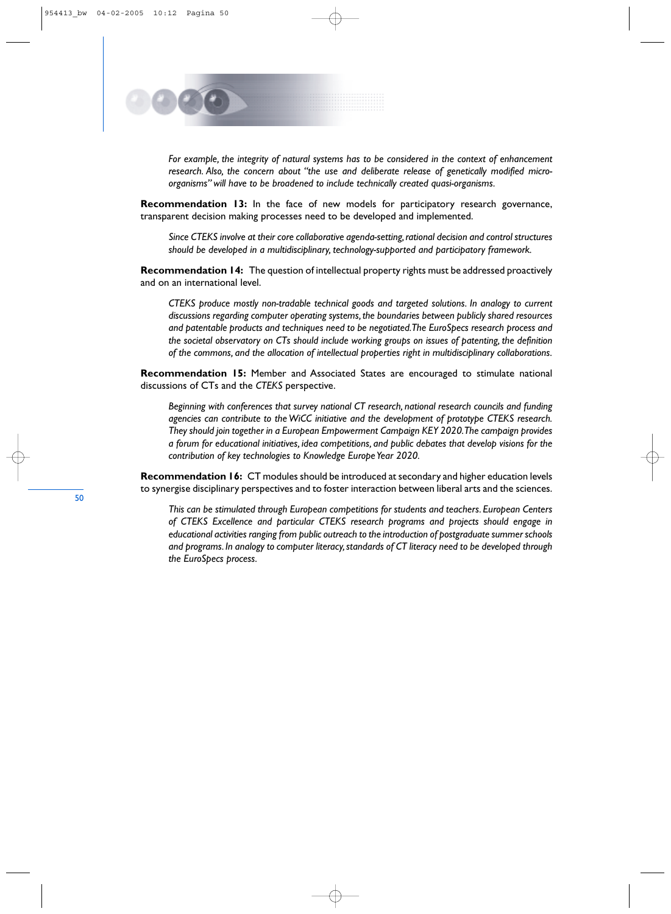*For example, the integrity of natural systems has to be considered in the context of enhancement research. Also, the concern about "the use and deliberate release of genetically modified micro-organisms" will have to be broadened to include technically created quasi-organisms.*

**Recommendation 13:** In the face of new models for participatory research governance, transparent decision making processes need to be developed and implemented.

*Since CTEKS involve at their core collaborative agenda-setting, rational decision and control structures should be developed in a multidisciplinary, technology-supported and participatory framework.*

**Recommendation 14:** The question of intellectual property rights must be addressed proactively and on an international level.

*CTEKS produce mostly non-tradable technical goods and targeted solutions. In analogy to current discussions regarding computer operating systems, the boundaries between publicly shared resources and patentable products and techniques need to be negotiated. The EuroSpecs research process and the societal observatory on CTs should include working groups on issues of patenting, the definition of the commons, and the allocation of intellectual properties right in multidisciplinary collaborations.*

**Recommendation 15:** Member and Associated States are encouraged to stimulate national discussions of CTs and the *CTEKS* perspective.

*Beginning with conferences that survey national CT research, national research councils and funding agencies can contribute to the WiCC initiative and the development of prototype CTEKS research. They should join together in a European Empowerment Campaign KEY 2020. The campaign provides a forum for educational initiatives, idea competitions, and public debates that develop visions for the contribution of key technologies to Knowledge Europe Year 2020.*

**Recommendation 16:** CT modules should be introduced at secondary and higher education levels to synergise disciplinary perspectives and to foster interaction between liberal arts and the sciences.

*This can be stimulated through European competitions for students and teachers. European Centers of CTEKS Excellence and particular CTEKS research programs and projects should engage in educational activities ranging from public outreach to the introduction of postgraduate summer schools and programs. In analogy to computer literacy, standards of CT literacy need to be developed through the EuroSpecs process.*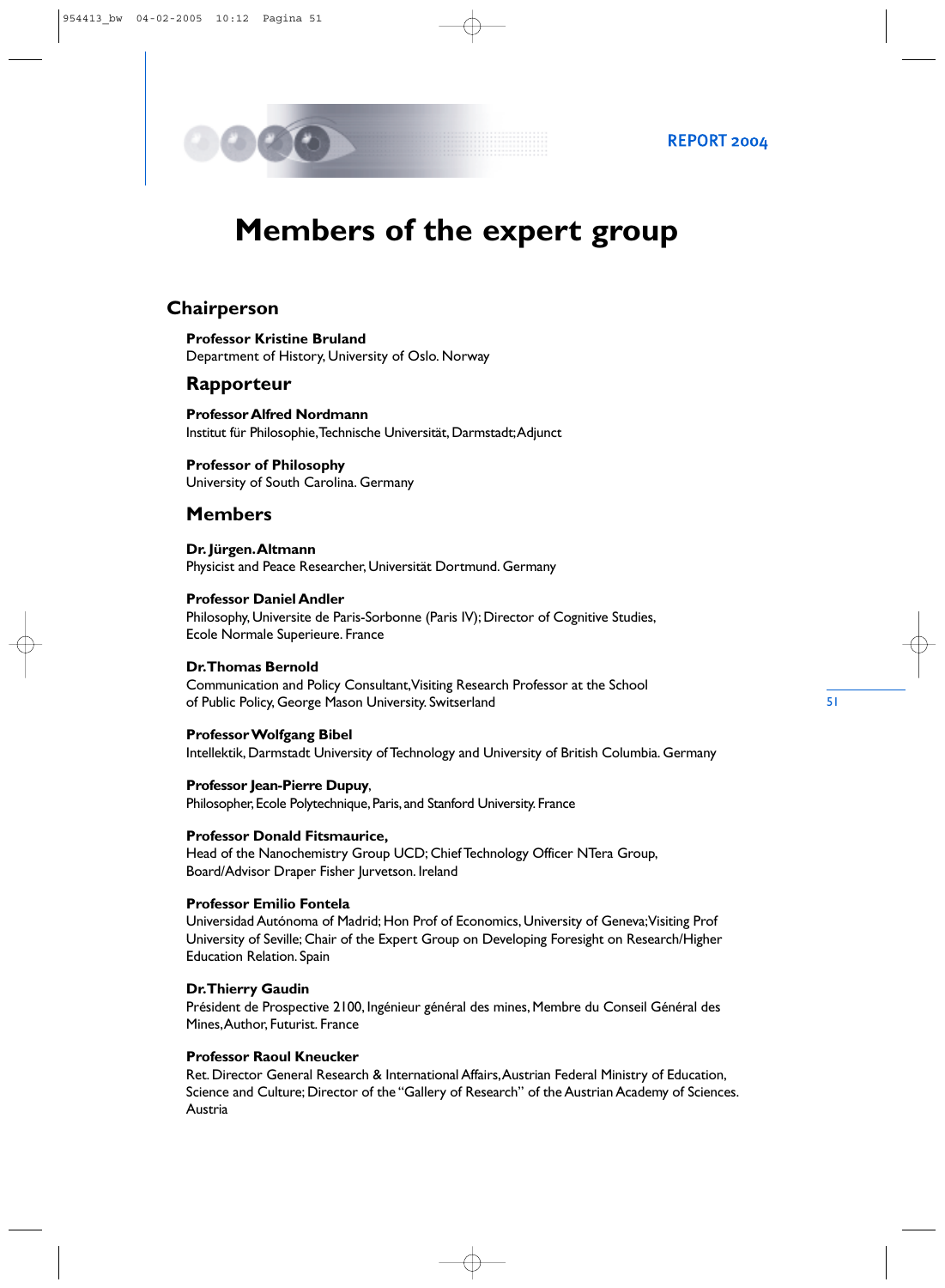# Members of the expert group

## Chairperson

**Professor Kristine Bruland**
Department of History, University of Oslo. Norway

## Rapporteur

**Professor Alfred Nordmann**
Institut für Philosophie, Technische Universität, Darmstadt; Adjunct

**Professor of Philosophy**
University of South Carolina. Germany

## Members

**Dr. Jürgen. Altmann**
Physicist and Peace Researcher, Universität Dortmund. Germany

**Professor Daniel Andler**
Philosophy, Universite de Paris-Sorbonne (Paris IV); Director of Cognitive Studies, Ecole Normale Superieure. France

**Dr. Thomas Bernold**
Communication and Policy Consultant, Visiting Research Professor at the School of Public Policy, George Mason University. Switserland

**Professor Wolfgang Bibel**
Intellektik, Darmstadt University of Technology and University of British Columbia. Germany

**Professor Jean-Pierre Dupuy**,
Philosopher, Ecole Polytechnique, Paris, and Stanford University. France

**Professor Donald Fitsmaurice,**
Head of the Nanochemistry Group UCD; Chief Technology Officer NTera Group, Board/Advisor Draper Fisher Jurvetson. Ireland

**Professor Emilio Fontela**
Universidad Autónoma of Madrid; Hon Prof of Economics, University of Geneva; Visiting Prof University of Seville; Chair of the Expert Group on Developing Foresight on Research/Higher Education Relation. Spain

**Dr. Thierry Gaudin**
Président de Prospective 2100, Ingénieur général des mines, Membre du Conseil Général des Mines, Author, Futurist. France

**Professor Raoul Kneucker**
Ret. Director General Research & International Affairs, Austrian Federal Ministry of Education, Science and Culture; Director of the "Gallery of Research" of the Austrian Academy of Sciences. Austria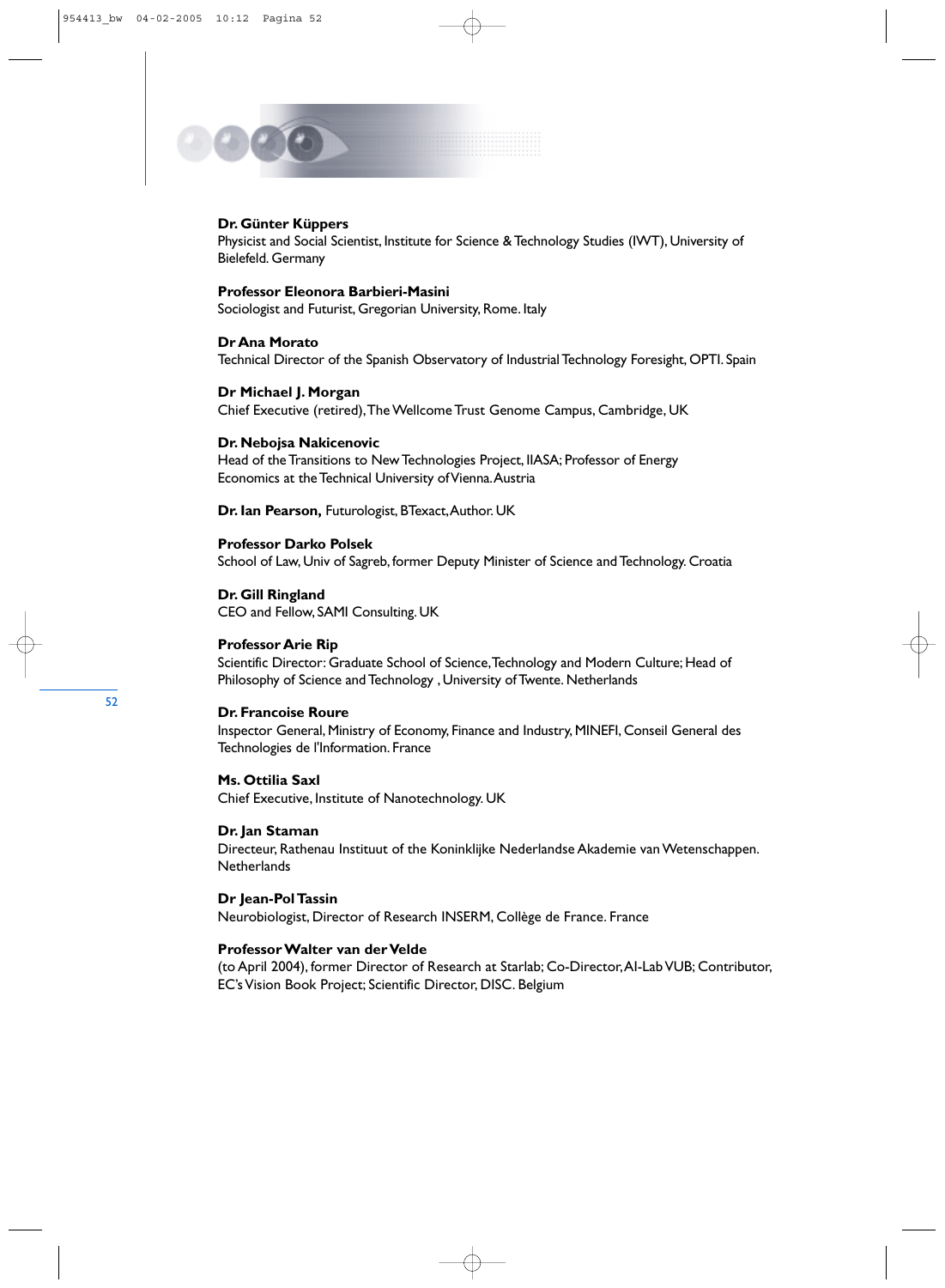**Dr. Günter Küppers**
Physicist and Social Scientist, Institute for Science & Technology Studies (IWT), University of Bielefeld. Germany

**Professor Eleonora Barbieri-Masini**
Sociologist and Futurist, Gregorian University, Rome. Italy

**Dr Ana Morato**
Technical Director of the Spanish Observatory of Industrial Technology Foresight, OPTI. Spain

**Dr Michael J. Morgan**
Chief Executive (retired), The Wellcome Trust Genome Campus, Cambridge, UK

**Dr. Nebojsa Nakicenovic**
Head of the Transitions to New Technologies Project, IIASA; Professor of Energy Economics at the Technical University of Vienna. Austria

**Dr. Ian Pearson,** Futurologist, BTexact, Author. UK

**Professor Darko Polsek**
School of Law, Univ of Sagreb, former Deputy Minister of Science and Technology. Croatia

**Dr. Gill Ringland**
CEO and Fellow, SAMI Consulting. UK

**Professor Arie Rip**
Scientific Director: Graduate School of Science, Technology and Modern Culture; Head of Philosophy of Science and Technology , University of Twente. Netherlands

**Dr. Francoise Roure**
Inspector General, Ministry of Economy, Finance and Industry, MINEFI, Conseil General des Technologies de l'Information. France

**Ms. Ottilia Saxl**
Chief Executive, Institute of Nanotechnology. UK

**Dr. Jan Staman**
Directeur, Rathenau Instituut of the Koninklijke Nederlandse Akademie van Wetenschappen. Netherlands

**Dr Jean-Pol Tassin**
Neurobiologist, Director of Research INSERM, Collège de France. France

**Professor Walter van der Velde**
(to April 2004), former Director of Research at Starlab; Co-Director, AI-Lab VUB; Contributor, EC's Vision Book Project; Scientific Director, DISC. Belgium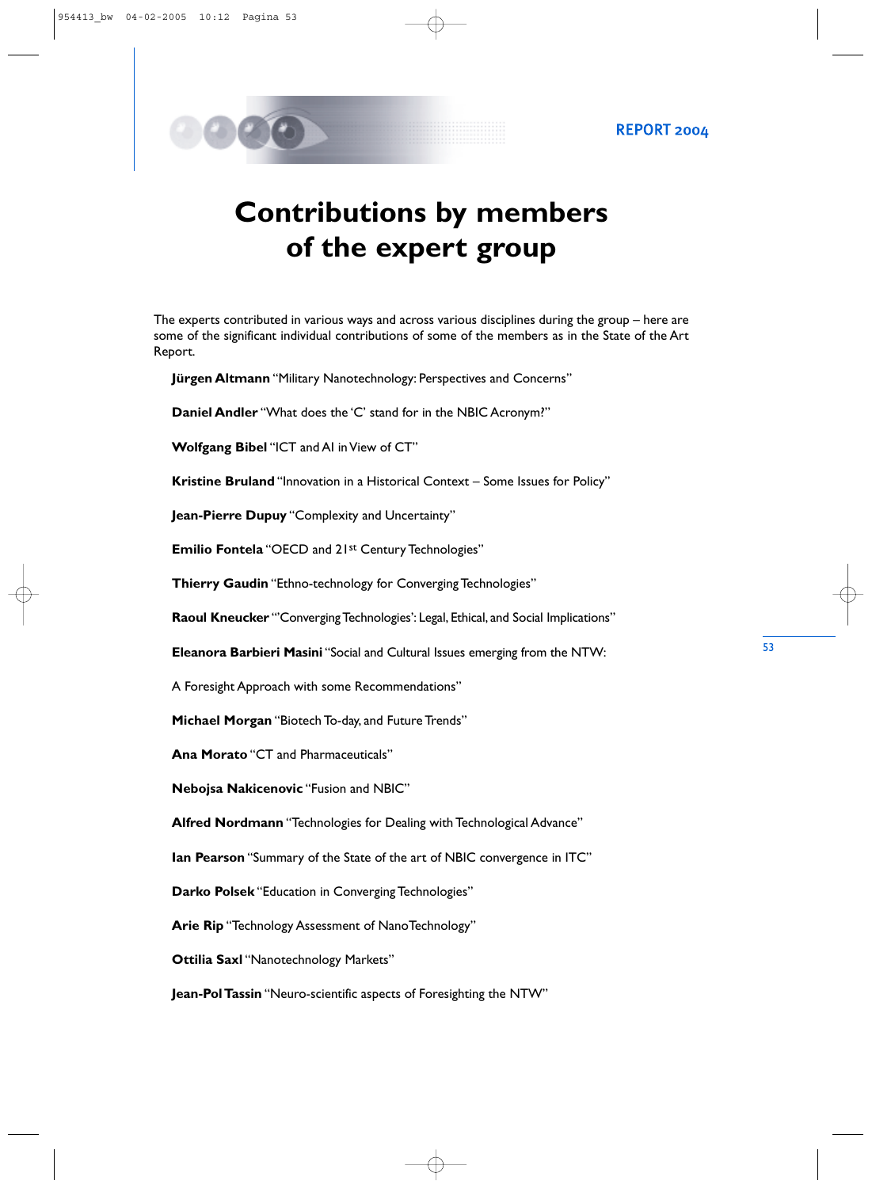# Contributions by members of the expert group

The experts contributed in various ways and across various disciplines during the group – here are some of the significant individual contributions of some of the members as in the State of the Art Report.

**Jürgen Altmann** "Military Nanotechnology: Perspectives and Concerns"

**Daniel Andler** "What does the 'C' stand for in the NBIC Acronym?"

**Wolfgang Bibel** "ICT and AI in View of CT"

**Kristine Bruland** "Innovation in a Historical Context – Some Issues for Policy"

**Jean-Pierre Dupuy** "Complexity and Uncertainty"

**Emilio Fontela** "OECD and 21st Century Technologies"

**Thierry Gaudin** "Ethno-technology for Converging Technologies"

**Raoul Kneucker** "'Converging Technologies': Legal, Ethical, and Social Implications"

**Eleanora Barbieri Masini** "Social and Cultural Issues emerging from the NTW:

A Foresight Approach with some Recommendations"

**Michael Morgan** "Biotech To-day, and Future Trends"

**Ana Morato** "CT and Pharmaceuticals"

**Nebojsa Nakicenovic** "Fusion and NBIC"

**Alfred Nordmann** "Technologies for Dealing with Technological Advance"

**Ian Pearson** "Summary of the State of the art of NBIC convergence in ITC"

**Darko Polsek** "Education in Converging Technologies"

**Arie Rip** "Technology Assessment of NanoTechnology"

**Ottilia Saxl** "Nanotechnology Markets"

**Jean-Pol Tassin** "Neuro-scientific aspects of Foresighting the NTW"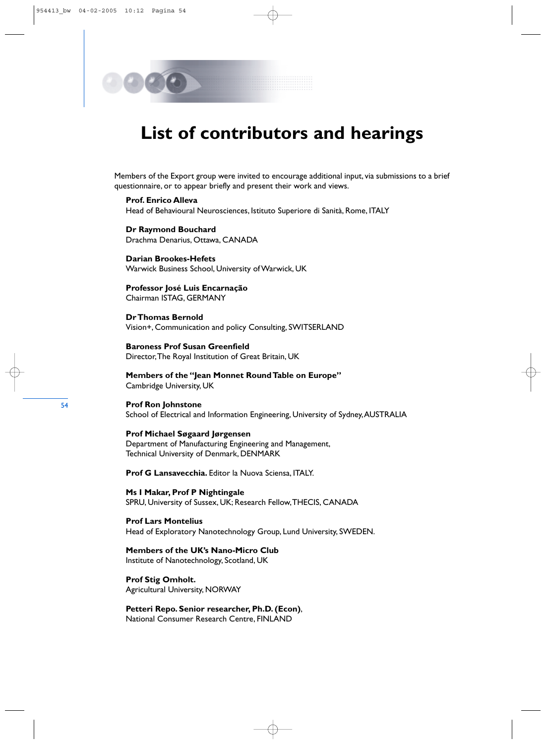# List of contributors and hearings

Members of the Export group were invited to encourage additional input, via submissions to a brief questionnaire, or to appear briefly and present their work and views.

**Prof. Enrico Alleva**
Head of Behavioural Neurosciences, Istituto Superiore di Sanità, Rome, ITALY

**Dr Raymond Bouchard**
Drachma Denarius, Ottawa, CANADA

**Darian Brookes-Hefets**
Warwick Business School, University of Warwick, UK

**Professor José Luis Encarnação**
Chairman ISTAG, GERMANY

**Dr Thomas Bernold**
Vision+, Communication and policy Consulting, SWITSERLAND

**Baroness Prof Susan Greenfield**
Director, The Royal Institution of Great Britain, UK

**Members of the "Jean Monnet Round Table on Europe"**
Cambridge University, UK

**Prof Ron Johnstone**
School of Electrical and Information Engineering, University of Sydney, AUSTRALIA

**Prof Michael Søgaard Jørgensen**
Department of Manufacturing Engineering and Management,
Technical University of Denmark, DENMARK

**Prof G Lansavecchia.** Editor la Nuova Sciensa, ITALY.

**Ms I Makar, Prof P Nightingale**
SPRU, University of Sussex, UK; Research Fellow, THECIS, CANADA

**Prof Lars Montelius**
Head of Exploratory Nanotechnology Group, Lund University, SWEDEN.

**Members of the UK's Nano-Micro Club**
Institute of Nanotechnology, Scotland, UK

**Prof Stig Omholt.**
Agricultural University, NORWAY

**Petteri Repo. Senior researcher, Ph.D. (Econ)**,
National Consumer Research Centre, FINLAND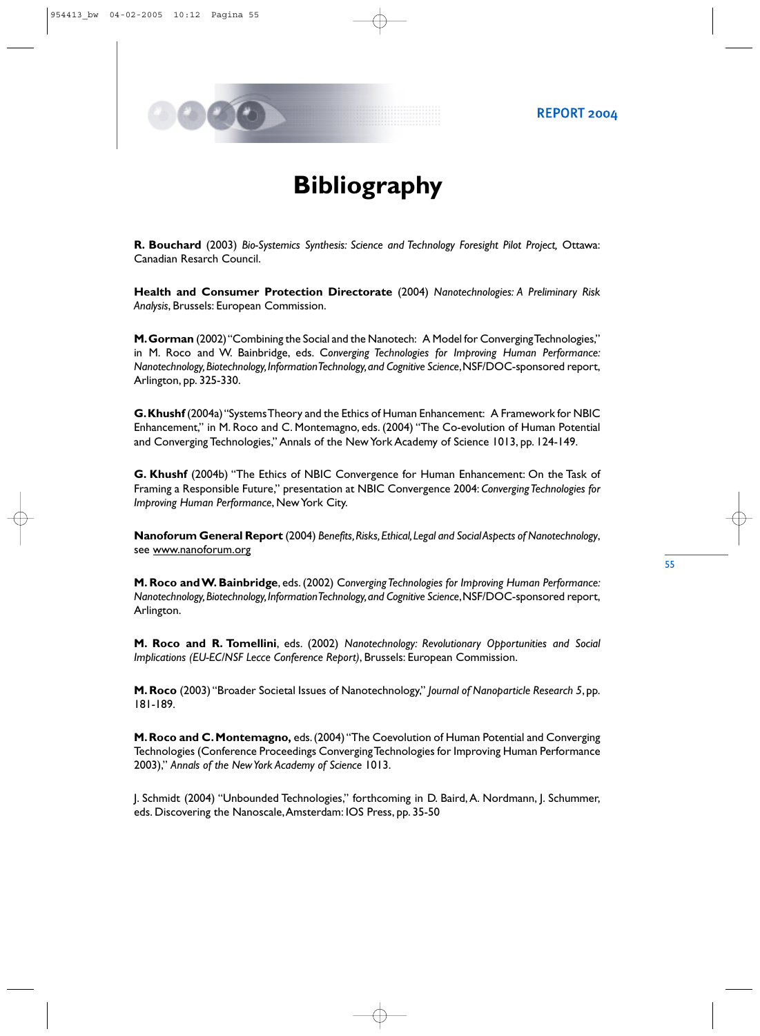# Bibliography

**R. Bouchard** (2003) *Bio-Systemics Synthesis: Science and Technology Foresight Pilot Project,* Ottawa: Canadian Resarch Council.

**Health and Consumer Protection Directorate** (2004) *Nanotechnologies: A Preliminary Risk Analysis*, Brussels: European Commission.

**M. Gorman** (2002) "Combining the Social and the Nanotech: A Model for Converging Technologies," in M. Roco and W. Bainbridge, eds. C*onverging Technologies for Improving Human Performance: Nanotechnology, Biotechnology, Information Technology, and Cognitive Science*, NSF/DOC-sponsored report, Arlington, pp. 325-330.

**G. Khushf** (2004a) "Systems Theory and the Ethics of Human Enhancement: A Framework for NBIC Enhancement," in M. Roco and C. Montemagno, eds. (2004) "The Co-evolution of Human Potential and Converging Technologies," Annals of the New York Academy of Science 1013, pp. 124-149.

**G. Khushf** (2004b) "The Ethics of NBIC Convergence for Human Enhancement: On the Task of Framing a Responsible Future," presentation at NBIC Convergence 2004: *Converging Technologies for Improving Human Performance*, New York City.

**Nanoforum General Report** (2004) *Benefits, Risks, Ethical, Legal and Social Aspects of Nanotechnology*, see www.nanoforum.org

**M. Roco and W. Bainbridge**, eds. (2002) C*onverging Technologies for Improving Human Performance: Nanotechnology, Biotechnology, Information Technology, and Cognitive Science*, NSF/DOC-sponsored report, Arlington.

**M. Roco and R. Tomellini**, eds. (2002) *Nanotechnology: Revolutionary Opportunities and Social Implications (EU-EC/NSF Lecce Conference Report)*, Brussels: European Commission.

**M. Roco** (2003) "Broader Societal Issues of Nanotechnology," *Journal of Nanoparticle Research 5*, pp. 181-189.

**M. Roco and C. Montemagno,** eds. (2004) "The Coevolution of Human Potential and Converging Technologies (Conference Proceedings Converging Technologies for Improving Human Performance 2003)," *Annals of the New York Academy of Science* 1013.

J. Schmidt (2004) "Unbounded Technologies," forthcoming in D. Baird, A. Nordmann, J. Schummer, eds. Discovering the Nanoscale, Amsterdam: IOS Press, pp. 35-50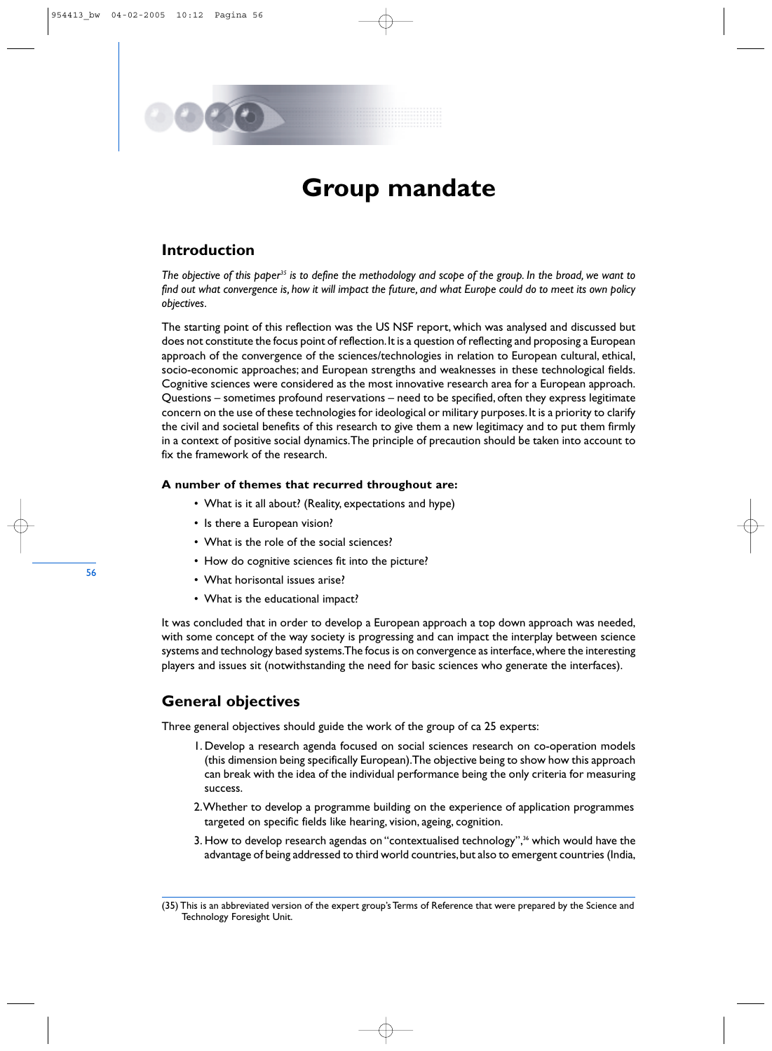# Group mandate

## Introduction

*The objective of this paper*[35] *is to define the methodology and scope of the group. In the broad, we want to find out what convergence is, how it will impact the future, and what Europe could do to meet its own policy objectives.*

The starting point of this reflection was the US NSF report, which was analysed and discussed but does not constitute the focus point of reflection. It is a question of reflecting and proposing a European approach of the convergence of the sciences/technologies in relation to European cultural, ethical, socio-economic approaches; and European strengths and weaknesses in these technological fields. Cognitive sciences were considered as the most innovative research area for a European approach. Questions – sometimes profound reservations – need to be specified, often they express legitimate concern on the use of these technologies for ideological or military purposes. It is a priority to clarify the civil and societal benefits of this research to give them a new legitimacy and to put them firmly in a context of positive social dynamics. The principle of precaution should be taken into account to fix the framework of the research.

**A number of themes that recurred throughout are:**

- What is it all about? (Reality, expectations and hype)
- Is there a European vision?
- What is the role of the social sciences?
- How do cognitive sciences fit into the picture?
- What horisontal issues arise?
- What is the educational impact?

It was concluded that in order to develop a European approach a top down approach was needed, with some concept of the way society is progressing and can impact the interplay between science systems and technology based systems. The focus is on convergence as interface, where the interesting players and issues sit (notwithstanding the need for basic sciences who generate the interfaces).

## General objectives

Three general objectives should guide the work of the group of ca 25 experts:

1. Develop a research agenda focused on social sciences research on co-operation models (this dimension being specifically European). The objective being to show how this approach can break with the idea of the individual performance being the only criteria for measuring success.
2. Whether to develop a programme building on the experience of application programmes targeted on specific fields like hearing, vision, ageing, cognition.
3. How to develop research agendas on "contextualised technology",[36] which would have the advantage of being addressed to third world countries, but also to emergent countries (India,

(35) This is an abbreviated version of the expert group's Terms of Reference that were prepared by the Science and Technology Foresight Unit.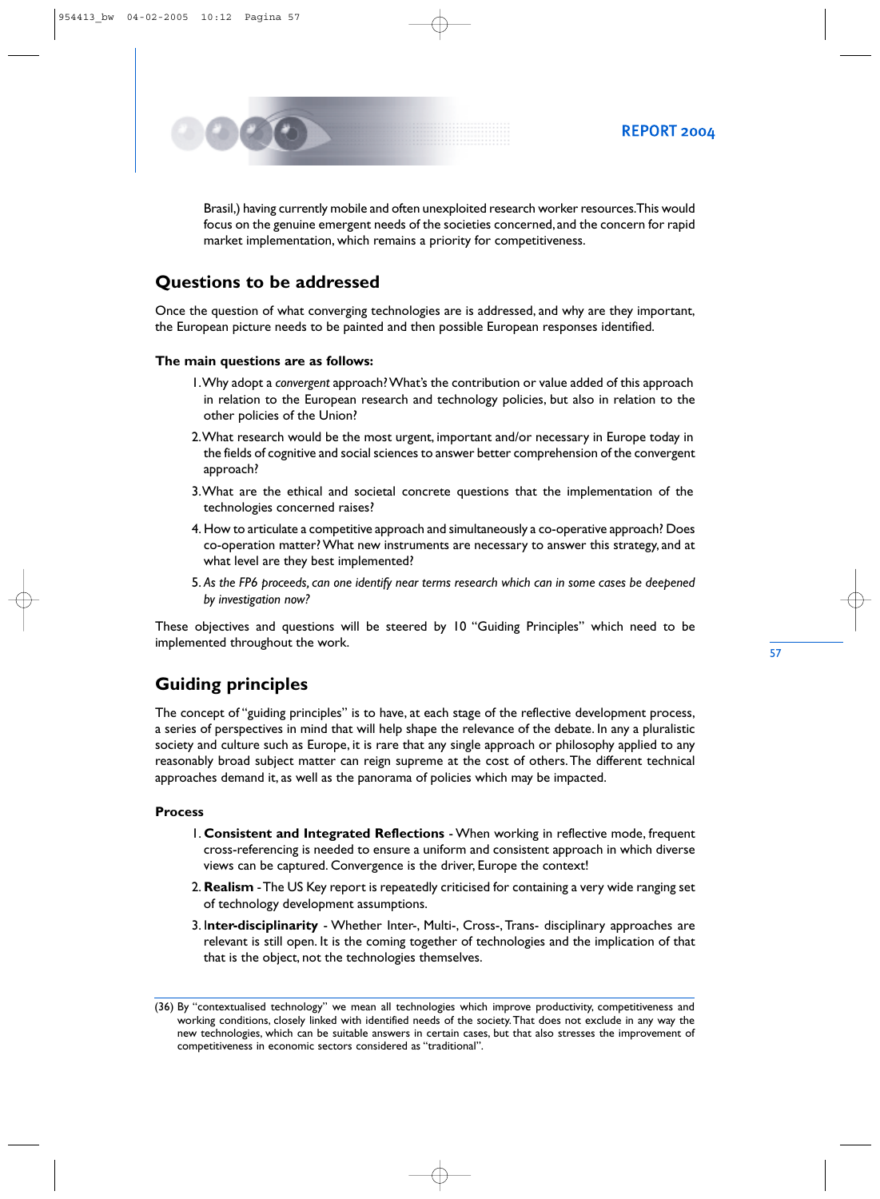Brasil,) having currently mobile and often unexploited research worker resources.This would focus on the genuine emergent needs of the societies concerned, and the concern for rapid market implementation, which remains a priority for competitiveness.

## Questions to be addressed

Once the question of what converging technologies are is addressed, and why are they important, the European picture needs to be painted and then possible European responses identified.

**The main questions are as follows:**

1. Why adopt a *convergent* approach? What's the contribution or value added of this approach in relation to the European research and technology policies, but also in relation to the other policies of the Union?
2. What research would be the most urgent, important and/or necessary in Europe today in the fields of cognitive and social sciences to answer better comprehension of the convergent approach?
3. What are the ethical and societal concrete questions that the implementation of the technologies concerned raises?
4. How to articulate a competitive approach and simultaneously a co-operative approach? Does co-operation matter? What new instruments are necessary to answer this strategy, and at what level are they best implemented?
5. *As the FP6 proceeds, can one identify near terms research which can in some cases be deepened by investigation now?*

These objectives and questions will be steered by 10 "Guiding Principles" which need to be implemented throughout the work.

## Guiding principles

The concept of "guiding principles" is to have, at each stage of the reflective development process, a series of perspectives in mind that will help shape the relevance of the debate. In any a pluralistic society and culture such as Europe, it is rare that any single approach or philosophy applied to any reasonably broad subject matter can reign supreme at the cost of others. The different technical approaches demand it, as well as the panorama of policies which may be impacted.

**Process**

1. **Consistent and Integrated Reflections** - When working in reflective mode, frequent cross-referencing is needed to ensure a uniform and consistent approach in which diverse views can be captured. Convergence is the driver, Europe the context!
2. **Realism** - The US Key report is repeatedly criticised for containing a very wide ranging set of technology development assumptions.
3. **Inter-disciplinarity** - Whether Inter-, Multi-, Cross-, Trans- disciplinary approaches are relevant is still open. It is the coming together of technologies and the implication of that that is the object, not the technologies themselves.

(36) By "contextualised technology" we mean all technologies which improve productivity, competitiveness and working conditions, closely linked with identified needs of the society. That does not exclude in any way the new technologies, which can be suitable answers in certain cases, but that also stresses the improvement of competitiveness in economic sectors considered as "traditional".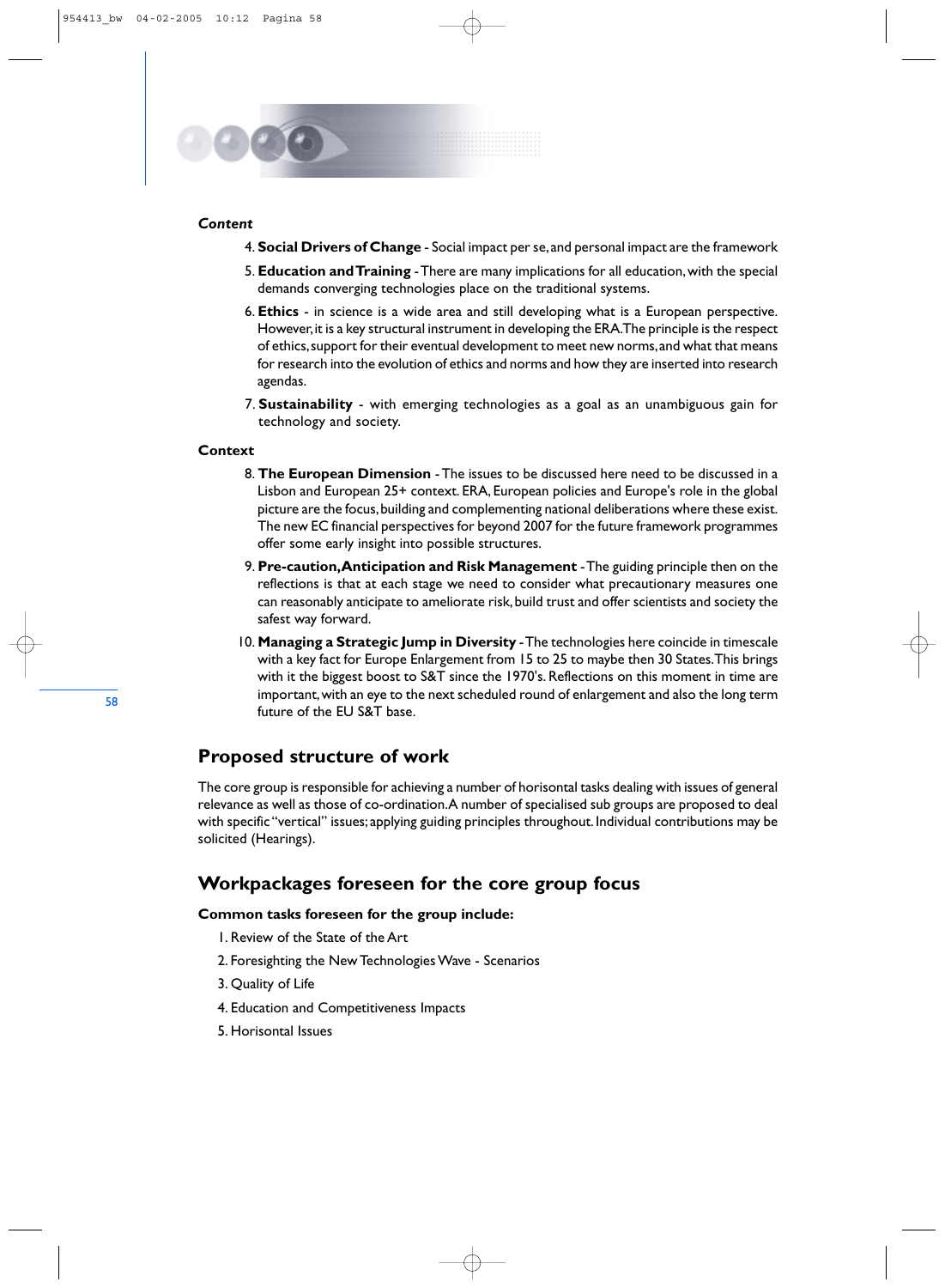***Content***

4. **Social Drivers of Change** - Social impact per se, and personal impact are the framework
5. **Education and Training** - There are many implications for all education, with the special demands converging technologies place on the traditional systems.
6. **Ethics** - in science is a wide area and still developing what is a European perspective. However, it is a key structural instrument in developing the ERA. The principle is the respect of ethics, support for their eventual development to meet new norms, and what that means for research into the evolution of ethics and norms and how they are inserted into research agendas.
7. **Sustainability** - with emerging technologies as a goal as an unambiguous gain for technology and society.

**Context**

8. **The European Dimension** - The issues to be discussed here need to be discussed in a Lisbon and European 25+ context. ERA, European policies and Europe's role in the global picture are the focus, building and complementing national deliberations where these exist. The new EC financial perspectives for beyond 2007 for the future framework programmes offer some early insight into possible structures.
9. **Pre-caution, Anticipation and Risk Management** - The guiding principle then on the reflections is that at each stage we need to consider what precautionary measures one can reasonably anticipate to ameliorate risk, build trust and offer scientists and society the safest way forward.
10. **Managing a Strategic Jump in Diversity** - The technologies here coincide in timescale with a key fact for Europe Enlargement from 15 to 25 to maybe then 30 States. This brings with it the biggest boost to S&T since the 1970's. Reflections on this moment in time are important, with an eye to the next scheduled round of enlargement and also the long term future of the EU S&T base.

## Proposed structure of work

The core group is responsible for achieving a number of horisontal tasks dealing with issues of general relevance as well as those of co-ordination. A number of specialised sub groups are proposed to deal with specific "vertical" issues; applying guiding principles throughout. Individual contributions may be solicited (Hearings).

## Workpackages foreseen for the core group focus

**Common tasks foreseen for the group include:**

1. Review of the State of the Art
2. Foresighting the New Technologies Wave - Scenarios
3. Quality of Life
4. Education and Competitiveness Impacts
5. Horisontal Issues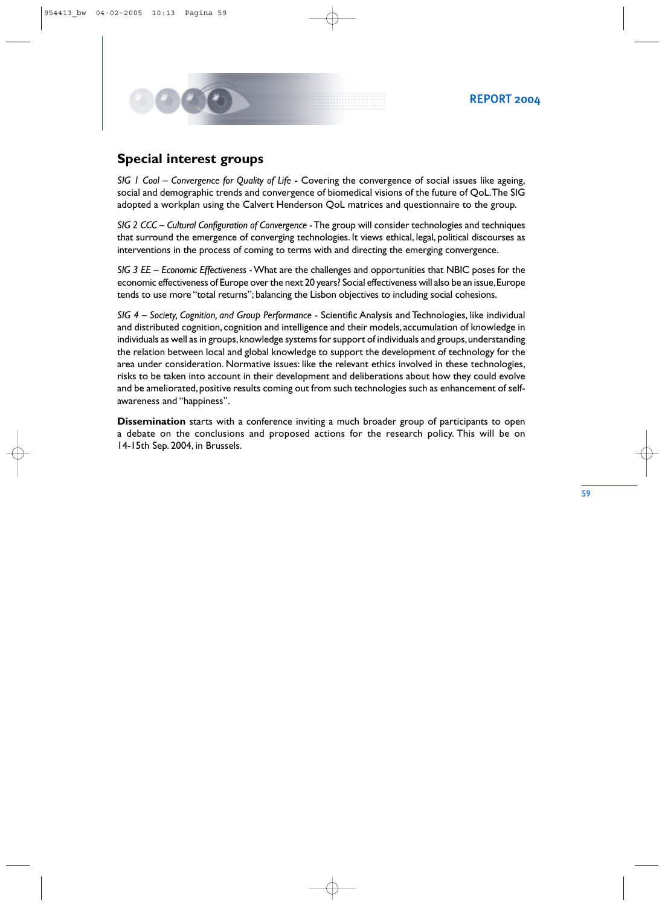## Special interest groups

*SIG 1 Cool – Convergence for Quality of Life* - Covering the convergence of social issues like ageing, social and demographic trends and convergence of biomedical visions of the future of QoL. The SIG adopted a workplan using the Calvert Henderson QoL matrices and questionnaire to the group.

*SIG 2 CCC – Cultural Configuration of Convergence* - The group will consider technologies and techniques that surround the emergence of converging technologies. It views ethical, legal, political discourses as interventions in the process of coming to terms with and directing the emerging convergence.

*SIG 3 EE – Economic Effectiveness* - What are the challenges and opportunities that NBIC poses for the economic effectiveness of Europe over the next 20 years? Social effectiveness will also be an issue, Europe tends to use more "total returns"; balancing the Lisbon objectives to including social cohesions.

*SIG 4 – Society, Cognition, and Group Performance* - Scientific Analysis and Technologies, like individual and distributed cognition, cognition and intelligence and their models, accumulation of knowledge in individuals as well as in groups, knowledge systems for support of individuals and groups, understanding the relation between local and global knowledge to support the development of technology for the area under consideration. Normative issues: like the relevant ethics involved in these technologies, risks to be taken into account in their development and deliberations about how they could evolve and be ameliorated, positive results coming out from such technologies such as enhancement of self-awareness and "happiness".

**Dissemination** starts with a conference inviting a much broader group of participants to open a debate on the conclusions and proposed actions for the research policy. This will be on 14-15th Sep. 2004, in Brussels.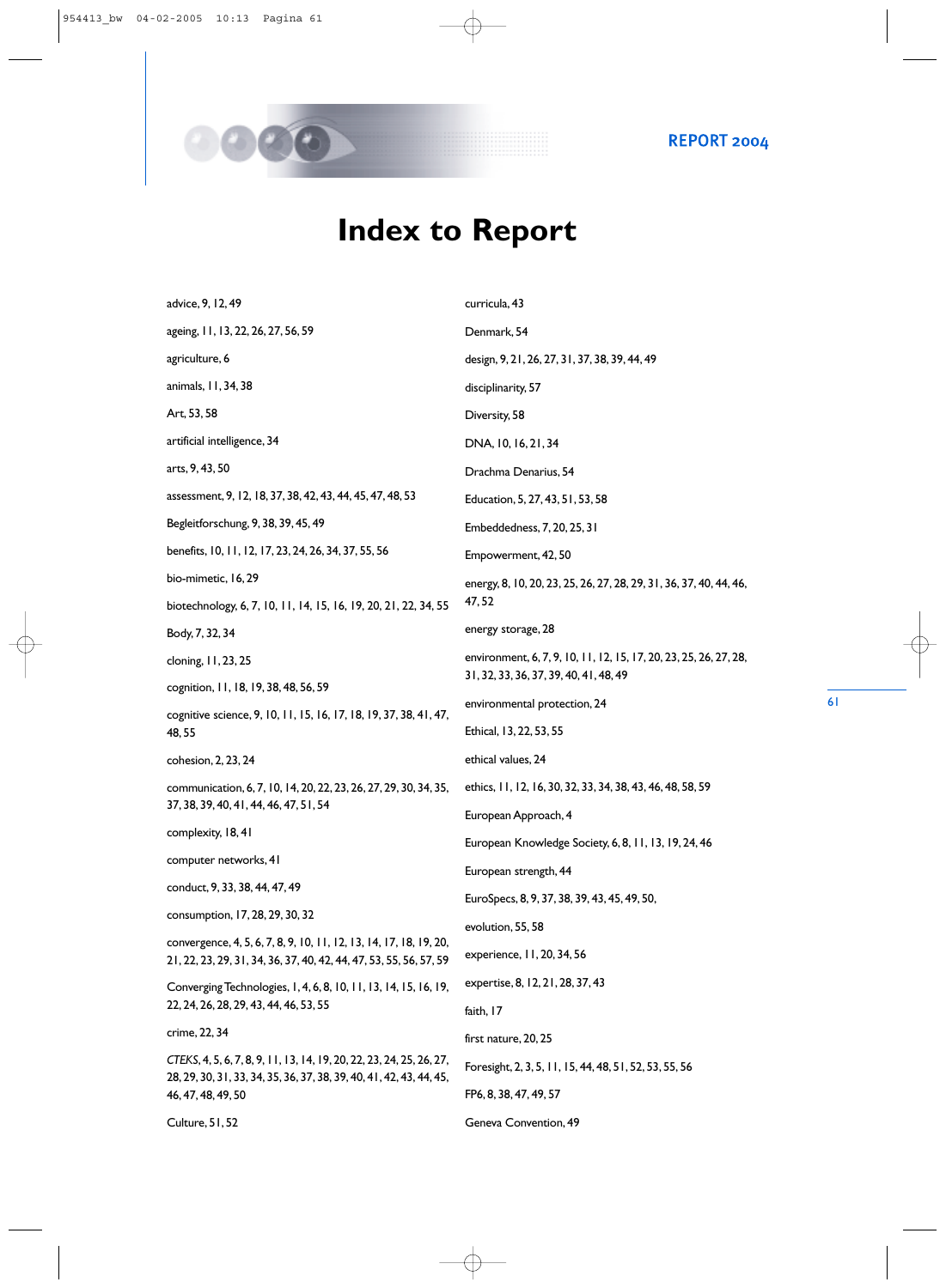# Index to Report

advice, 9, 12, 49

ageing, 11, 13, 22, 26, 27, 56, 59

agriculture, 6

animals, 11, 34, 38

Art, 53, 58

artificial intelligence, 34

arts, 9, 43, 50

assessment, 9, 12, 18, 37, 38, 42, 43, 44, 45, 47, 48, 53

Begleitforschung, 9, 38, 39, 45, 49

benefits, 10, 11, 12, 17, 23, 24, 26, 34, 37, 55, 56

bio-mimetic, 16, 29

biotechnology, 6, 7, 10, 11, 14, 15, 16, 19, 20, 21, 22, 34, 55

Body, 7, 32, 34

cloning, 11, 23, 25

cognition, 11, 18, 19, 38, 48, 56, 59

cognitive science, 9, 10, 11, 15, 16, 17, 18, 19, 37, 38, 41, 47, 48, 55

cohesion, 2, 23, 24

communication, 6, 7, 10, 14, 20, 22, 23, 26, 27, 29, 30, 34, 35, 37, 38, 39, 40, 41, 44, 46, 47, 51, 54

complexity, 18, 41

computer networks, 41

conduct, 9, 33, 38, 44, 47, 49

consumption, 17, 28, 29, 30, 32

convergence, 4, 5, 6, 7, 8, 9, 10, 11, 12, 13, 14, 17, 18, 19, 20, 21, 22, 23, 29, 31, 34, 36, 37, 40, 42, 44, 47, 53, 55, 56, 57, 59

Converging Technologies, 1, 4, 6, 8, 10, 11, 13, 14, 15, 16, 19, 22, 24, 26, 28, 29, 43, 44, 46, 53, 55

crime, 22, 34

*CTEKS*, 4, 5, 6, 7, 8, 9, 11, 13, 14, 19, 20, 22, 23, 24, 25, 26, 27, 28, 29, 30, 31, 33, 34, 35, 36, 37, 38, 39, 40, 41, 42, 43, 44, 45, 46, 47, 48, 49, 50

Culture, 51, 52

curricula, 43

Denmark, 54

design, 9, 21, 26, 27, 31, 37, 38, 39, 44, 49

disciplinarity, 57

Diversity, 58

DNA, 10, 16, 21, 34

Drachma Denarius, 54

Education, 5, 27, 43, 51, 53, 58

Embeddedness, 7, 20, 25, 31

Empowerment, 42, 50

energy, 8, 10, 20, 23, 25, 26, 27, 28, 29, 31, 36, 37, 40, 44, 46, 47, 52

energy storage, 28

environment, 6, 7, 9, 10, 11, 12, 15, 17, 20, 23, 25, 26, 27, 28, 31, 32, 33, 36, 37, 39, 40, 41, 48, 49

environmental protection, 24

Ethical, 13, 22, 53, 55

ethical values, 24

ethics, 11, 12, 16, 30, 32, 33, 34, 38, 43, 46, 48, 58, 59

European Approach, 4

European Knowledge Society, 6, 8, 11, 13, 19, 24, 46

European strength, 44

EuroSpecs, 8, 9, 37, 38, 39, 43, 45, 49, 50,

evolution, 55, 58

experience, 11, 20, 34, 56

expertise, 8, 12, 21, 28, 37, 43

faith, 17

first nature, 20, 25

Foresight, 2, 3, 5, 11, 15, 44, 48, 51, 52, 53, 55, 56

FP6, 8, 38, 47, 49, 57

Geneva Convention, 49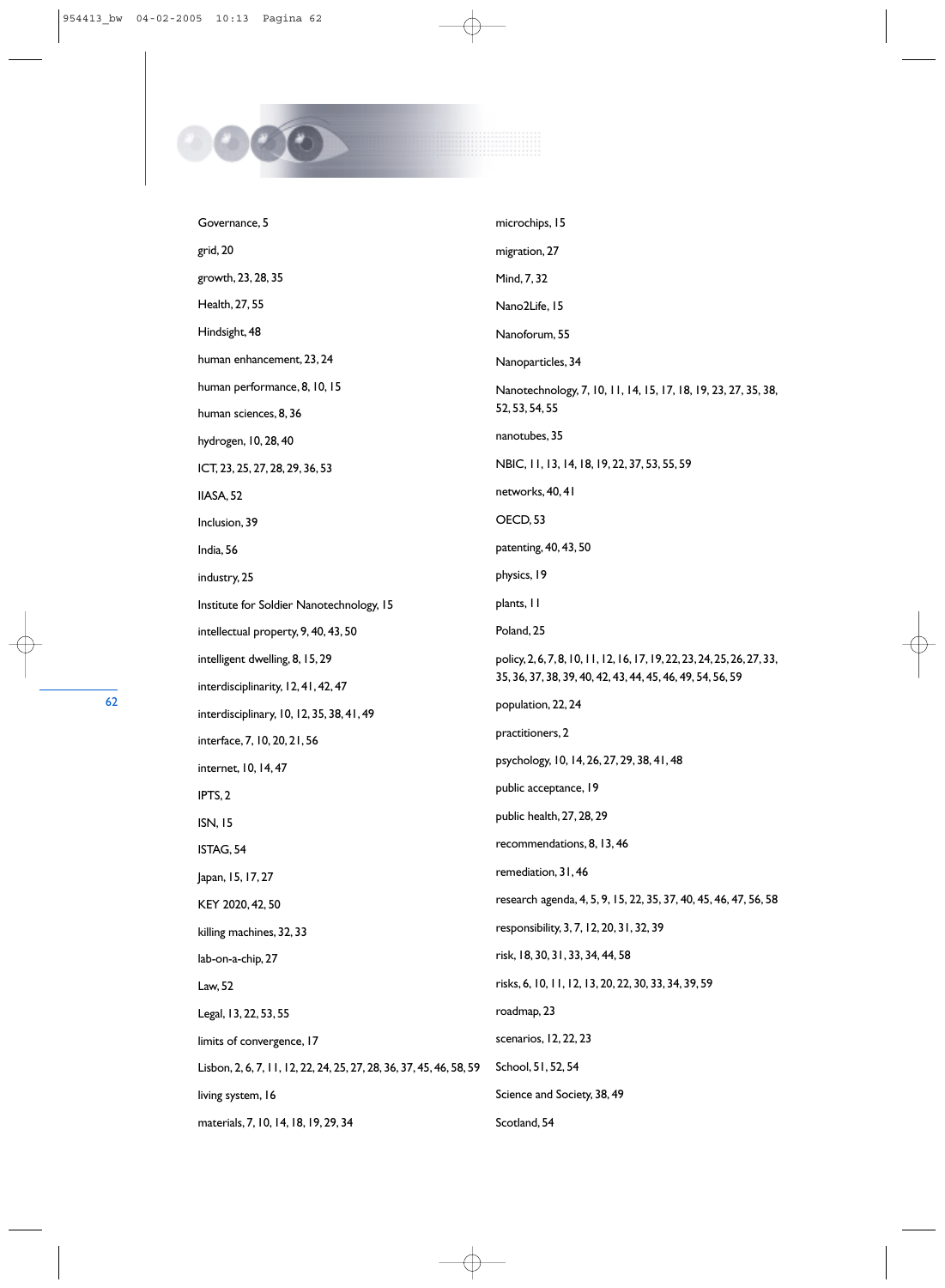Governance, 5

grid, 20

growth, 23, 28, 35

Health, 27, 55

Hindsight, 48

human enhancement, 23, 24

human performance, 8, 10, 15

human sciences, 8, 36

hydrogen, 10, 28, 40

ICT, 23, 25, 27, 28, 29, 36, 53

IIASA, 52

Inclusion, 39

India, 56

industry, 25

Institute for Soldier Nanotechnology, 15

intellectual property, 9, 40, 43, 50

intelligent dwelling, 8, 15, 29

interdisciplinarity, 12, 41, 42, 47

interdisciplinary, 10, 12, 35, 38, 41, 49

interface, 7, 10, 20, 21, 56

internet, 10, 14, 47

IPTS, 2

ISN, 15

ISTAG, 54

Japan, 15, 17, 27

KEY 2020, 42, 50

killing machines, 32, 33

lab-on-a-chip, 27

Law, 52

Legal, 13, 22, 53, 55

limits of convergence, 17

Lisbon, 2, 6, 7, 11, 12, 22, 24, 25, 27, 28, 36, 37, 45, 46, 58, 59

living system, 16

materials, 7, 10, 14, 18, 19, 29, 34

microchips, 15

migration, 27

Mind, 7, 32

Nano2Life, 15

Nanoforum, 55

Nanoparticles, 34

Nanotechnology, 7, 10, 11, 14, 15, 17, 18, 19, 23, 27, 35, 38, 52, 53, 54, 55

nanotubes, 35

NBIC, 11, 13, 14, 18, 19, 22, 37, 53, 55, 59

networks, 40, 41

OECD, 53

patenting, 40, 43, 50

physics, 19

plants, 11

Poland, 25

policy, 2, 6, 7, 8, 10, 11, 12, 16, 17, 19, 22, 23, 24, 25, 26, 27, 33, 35, 36, 37, 38, 39, 40, 42, 43, 44, 45, 46, 49, 54, 56, 59

population, 22, 24

practitioners, 2

psychology, 10, 14, 26, 27, 29, 38, 41, 48

public acceptance, 19

public health, 27, 28, 29

recommendations, 8, 13, 46

remediation, 31, 46

research agenda, 4, 5, 9, 15, 22, 35, 37, 40, 45, 46, 47, 56, 58

responsibility, 3, 7, 12, 20, 31, 32, 39

risk, 18, 30, 31, 33, 34, 44, 58

risks, 6, 10, 11, 12, 13, 20, 22, 30, 33, 34, 39, 59

roadmap, 23

scenarios, 12, 22, 23

School, 51, 52, 54

Science and Society, 38, 49

Scotland, 54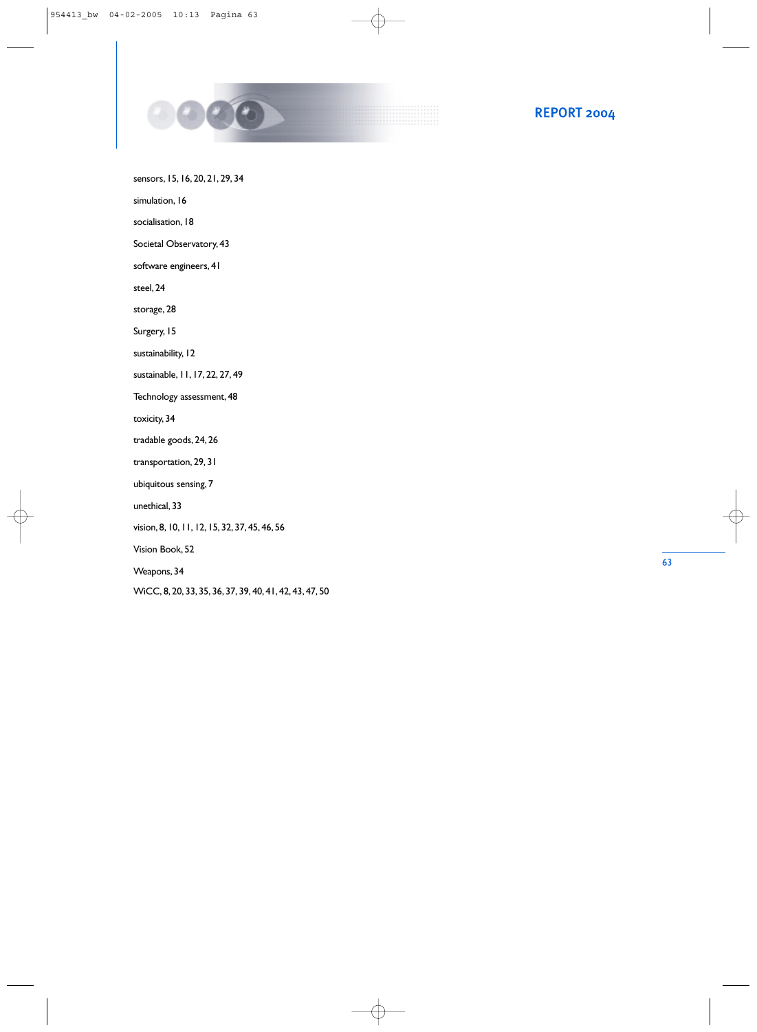sensors, 15, 16, 20, 21, 29, 34

simulation, 16

socialisation, 18

Societal Observatory, 43

software engineers, 41

steel, 24

storage, 28

Surgery, 15

sustainability, 12

sustainable, 11, 17, 22, 27, 49

Technology assessment, 48

toxicity, 34

tradable goods, 24, 26

transportation, 29, 31

ubiquitous sensing, 7

unethical, 33

vision, 8, 10, 11, 12, 15, 32, 37, 45, 46, 56

Vision Book, 52

Weapons, 34

WiCC, 8, 20, 33, 35, 36, 37, 39, 40, 41, 42, 43, 47, 50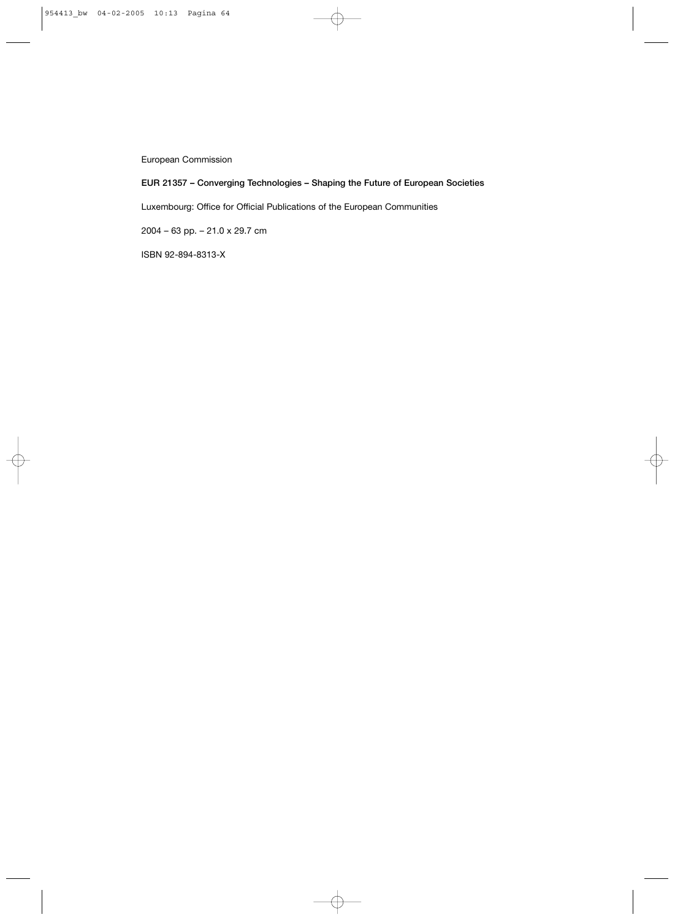European Commission

**EUR 21357 – Converging Technologies – Shaping the Future of European Societies**

Luxembourg: Office for Official Publications of the European Communities

2004 – 63 pp. – 21.0 x 29.7 cm

ISBN 92-894-8313-X